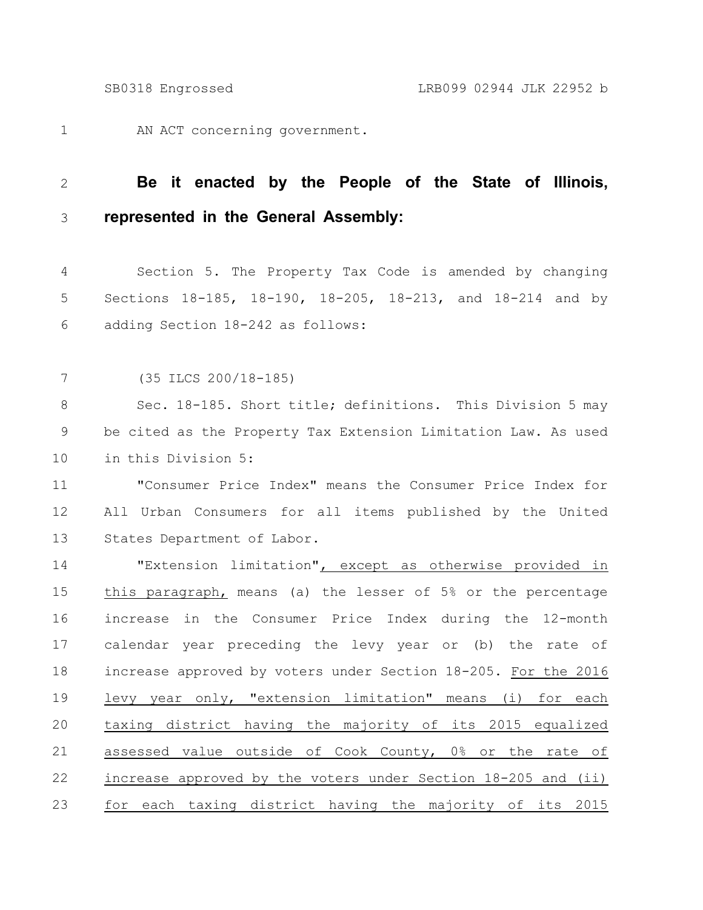AN ACT concerning government.

**Be it enacted by the People of the State of Illinois, represented in the General Assembly:**

Section 5. The Property Tax Code is amended by changing Sections 18-185, 18-190, 18-205, 18-213, and 18-214 and by adding Section 18-242 as follows:

(35 ILCS 200/18-185)

Sec. 18-185. Short title; definitions. This Division 5 may be cited as the Property Tax Extension Limitation Law. As used in this Division 5:

"Consumer Price Index" means the Consumer Price Index for All Urban Consumers for all items published by the United States Department of Labor.

"Extension limitation", except as otherwise provided in this paragraph, means (a) the lesser of 5% or the percentage increase in the Consumer Price Index during the 12-month calendar year preceding the levy year or (b) the rate of increase approved by voters under Section 18-205. For the 2016 levy year only, "extension limitation" means (i) for each taxing district having the majority of its 2015 equalized assessed value outside of Cook County, 0% or the rate of increase approved by the voters under Section 18-205 and (ii) for each taxing district having the majority of its 2015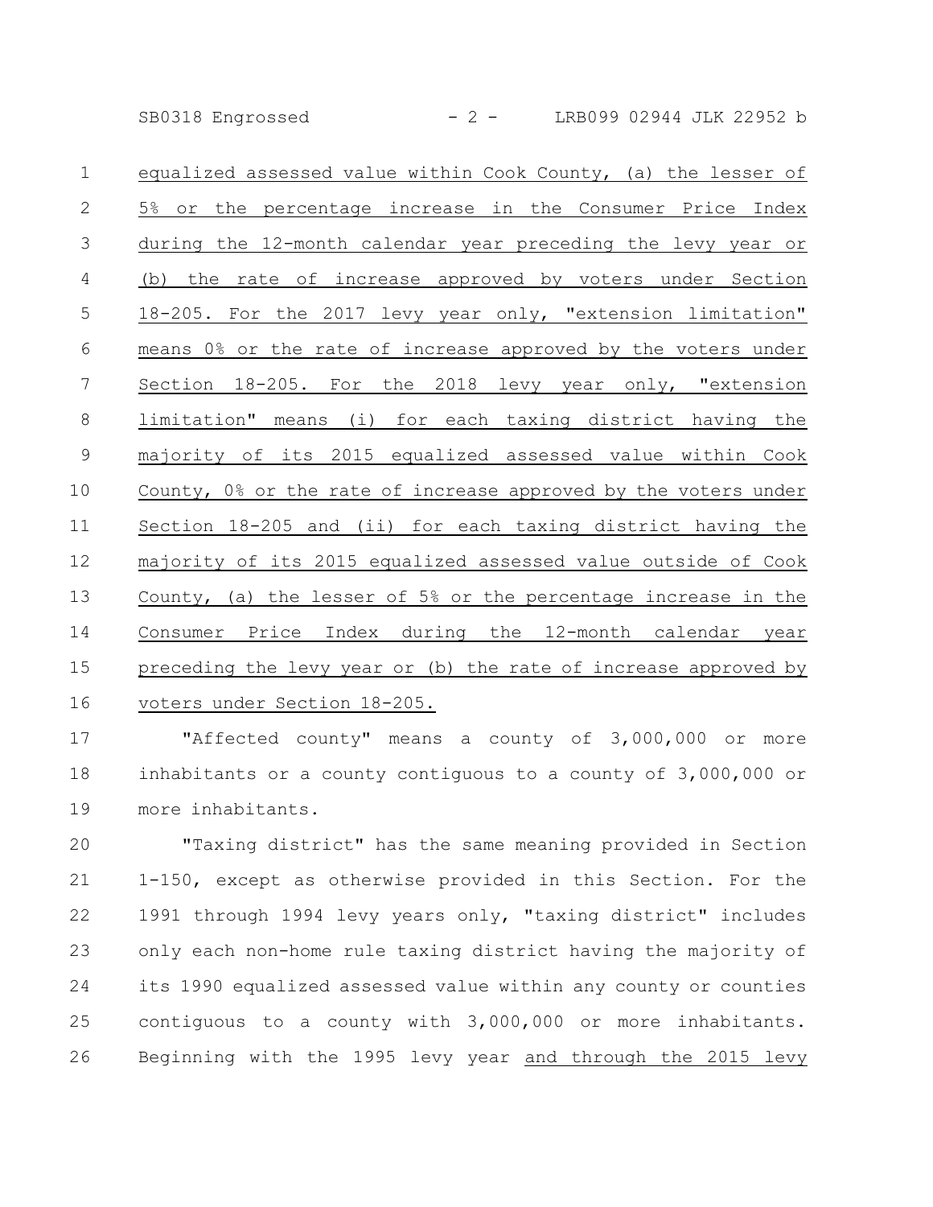equalized assessed value within Cook County, (a) the lesser of 5% or the percentage increase in the Consumer Price Index during the 12-month calendar year preceding the levy year or (b) the rate of increase approved by voters under Section 18-205. For the 2017 levy year only, "extension limitation" means 0% or the rate of increase approved by the voters under Section 18-205. For the 2018 levy year only, "extension limitation" means (i) for each taxing district having the majority of its 2015 equalized assessed value within Cook County, 0% or the rate of increase approved by the voters under Section 18-205 and (ii) for each taxing district having the majority of its 2015 equalized assessed value outside of Cook County, (a) the lesser of 5% or the percentage increase in the Consumer Price Index during the 12-month calendar year preceding the levy year or (b) the rate of increase approved by voters under Section 18-205.

"Affected county" means a county of 3,000,000 or more inhabitants or a county contiguous to a county of 3,000,000 or more inhabitants.

"Taxing district" has the same meaning provided in Section 1-150, except as otherwise provided in this Section. For the 1991 through 1994 levy years only, "taxing district" includes only each non-home rule taxing district having the majority of its 1990 equalized assessed value within any county or counties contiguous to a county with 3,000,000 or more inhabitants. Beginning with the 1995 levy year and through the 2015 levy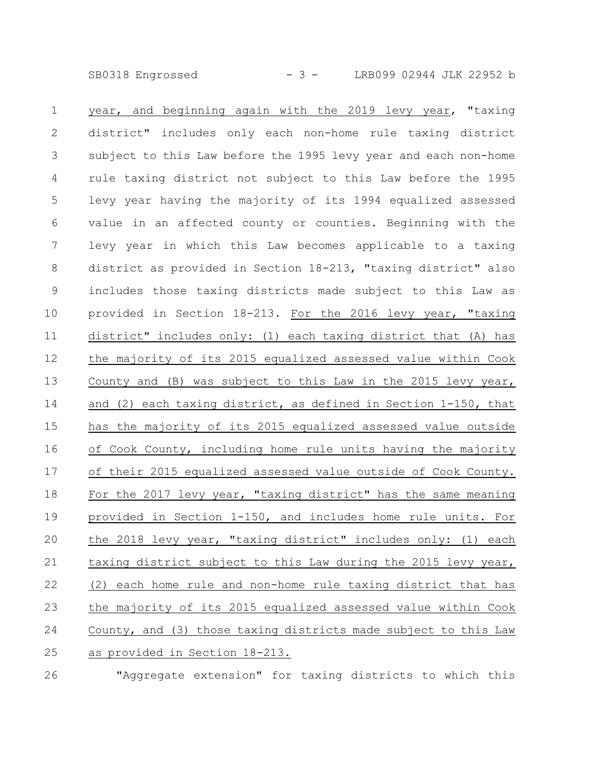year, and beginning again with the 2019 levy year, "taxing district" includes only each non-home rule taxing district subject to this Law before the 1995 levy year and each non-home rule taxing district not subject to this Law before the 1995 levy year having the majority of its 1994 equalized assessed value in an affected county or counties. Beginning with the levy year in which this Law becomes applicable to a taxing district as provided in Section 18-213, "taxing district" also includes those taxing districts made subject to this Law as provided in Section 18-213. For the 2016 levy year, "taxing district" includes only: (1) each taxing district that (A) has the majority of its 2015 equalized assessed value within Cook County and (B) was subject to this Law in the 2015 levy year, and (2) each taxing district, as defined in Section 1-150, that has the majority of its 2015 equalized assessed value outside of Cook County, including home rule units having the majority of their 2015 equalized assessed value outside of Cook County. For the 2017 levy year, "taxing district" has the same meaning provided in Section 1-150, and includes home rule units. For the 2018 levy year, "taxing district" includes only: (1) each taxing district subject to this Law during the 2015 levy year, (2) each home rule and non-home rule taxing district that has the majority of its 2015 equalized assessed value within Cook County, and (3) those taxing districts made subject to this Law as provided in Section 18-213.

"Aggregate extension" for taxing districts to which this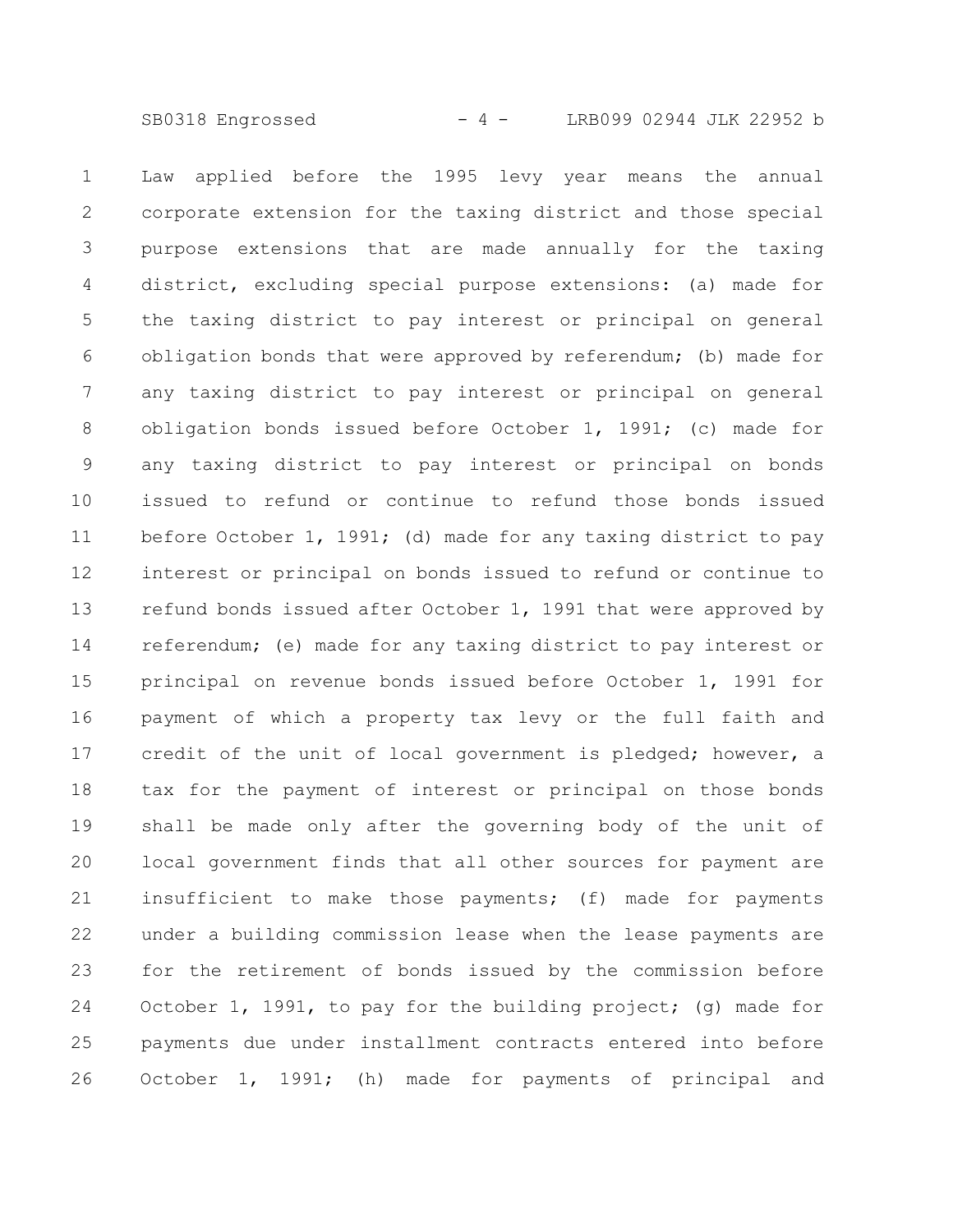Law applied before the 1995 levy year means the annual corporate extension for the taxing district and those special purpose extensions that are made annually for the taxing district, excluding special purpose extensions: (a) made for the taxing district to pay interest or principal on general obligation bonds that were approved by referendum; (b) made for any taxing district to pay interest or principal on general obligation bonds issued before October 1, 1991; (c) made for any taxing district to pay interest or principal on bonds issued to refund or continue to refund those bonds issued before October 1, 1991; (d) made for any taxing district to pay interest or principal on bonds issued to refund or continue to refund bonds issued after October 1, 1991 that were approved by referendum; (e) made for any taxing district to pay interest or principal on revenue bonds issued before October 1, 1991 for payment of which a property tax levy or the full faith and credit of the unit of local government is pledged; however, a tax for the payment of interest or principal on those bonds shall be made only after the governing body of the unit of local government finds that all other sources for payment are insufficient to make those payments; (f) made for payments under a building commission lease when the lease payments are for the retirement of bonds issued by the commission before October 1, 1991, to pay for the building project; (g) made for payments due under installment contracts entered into before October 1, 1991; (h) made for payments of principal and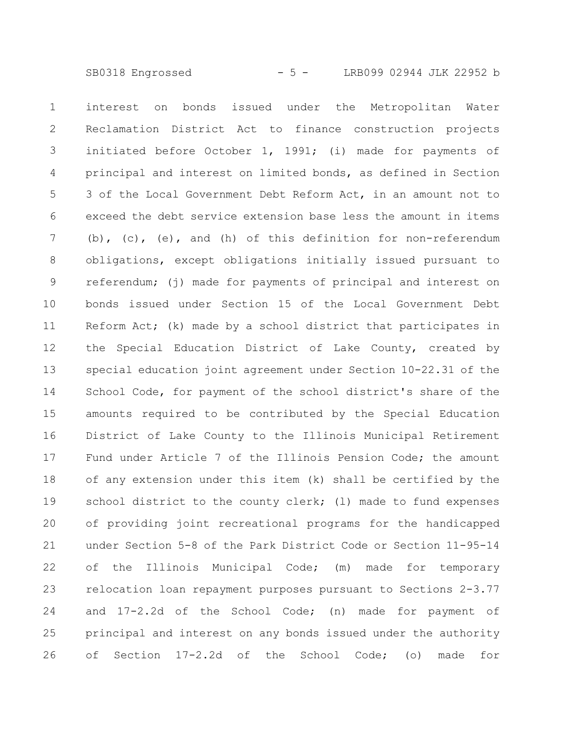interest on bonds issued under the Metropolitan Water Reclamation District Act to finance construction projects initiated before October 1, 1991; (i) made for payments of principal and interest on limited bonds, as defined in Section 3 of the Local Government Debt Reform Act, in an amount not to exceed the debt service extension base less the amount in items (b), (c), (e), and (h) of this definition for non-referendum obligations, except obligations initially issued pursuant to referendum; (j) made for payments of principal and interest on bonds issued under Section 15 of the Local Government Debt Reform Act; (k) made by a school district that participates in the Special Education District of Lake County, created by special education joint agreement under Section 10-22.31 of the School Code, for payment of the school district's share of the amounts required to be contributed by the Special Education District of Lake County to the Illinois Municipal Retirement Fund under Article 7 of the Illinois Pension Code; the amount of any extension under this item (k) shall be certified by the school district to the county clerk; (l) made to fund expenses of providing joint recreational programs for the handicapped under Section 5-8 of the Park District Code or Section 11-95-14 of the Illinois Municipal Code; (m) made for temporary relocation loan repayment purposes pursuant to Sections 2-3.77 and 17-2.2d of the School Code; (n) made for payment of principal and interest on any bonds issued under the authority of Section 17-2.2d of the School Code; (o) made for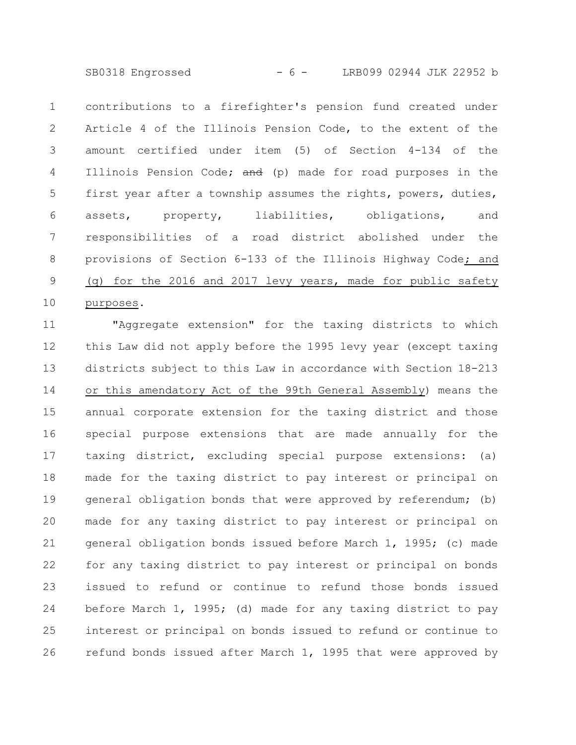contributions to a firefighter's pension fund created under Article 4 of the Illinois Pension Code, to the extent of the amount certified under item (5) of Section 4-134 of the Illinois Pension Code; ~~and~~ (p) made for road purposes in the first year after a township assumes the rights, powers, duties, assets, property, liabilities, obligations, and responsibilities of a road district abolished under the provisions of Section 6-133 of the Illinois Highway Code; and (q) for the 2016 and 2017 levy years, made for public safety purposes.

"Aggregate extension" for the taxing districts to which this Law did not apply before the 1995 levy year (except taxing districts subject to this Law in accordance with Section 18-213 or this amendatory Act of the 99th General Assembly) means the annual corporate extension for the taxing district and those special purpose extensions that are made annually for the taxing district, excluding special purpose extensions: (a) made for the taxing district to pay interest or principal on general obligation bonds that were approved by referendum; (b) made for any taxing district to pay interest or principal on general obligation bonds issued before March 1, 1995; (c) made for any taxing district to pay interest or principal on bonds issued to refund or continue to refund those bonds issued before March 1, 1995; (d) made for any taxing district to pay interest or principal on bonds issued to refund or continue to refund bonds issued after March 1, 1995 that were approved by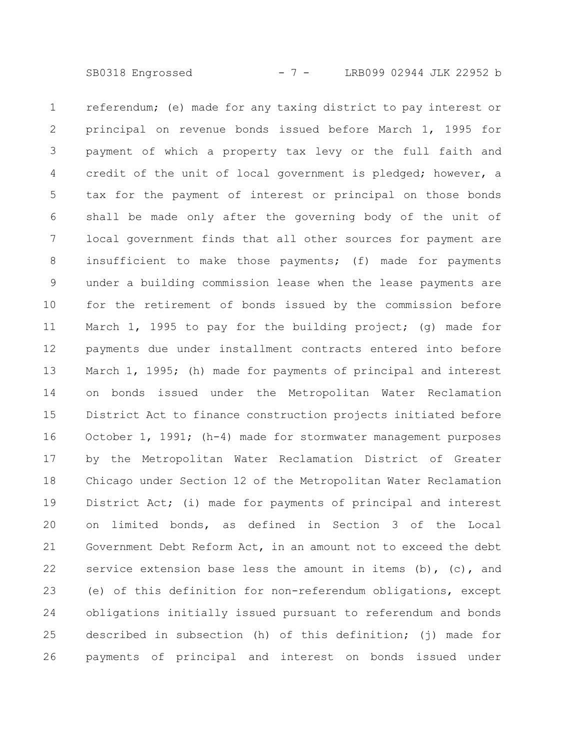referendum; (e) made for any taxing district to pay interest or principal on revenue bonds issued before March 1, 1995 for payment of which a property tax levy or the full faith and credit of the unit of local government is pledged; however, a tax for the payment of interest or principal on those bonds shall be made only after the governing body of the unit of local government finds that all other sources for payment are insufficient to make those payments; (f) made for payments under a building commission lease when the lease payments are for the retirement of bonds issued by the commission before March 1, 1995 to pay for the building project; (g) made for payments due under installment contracts entered into before March 1, 1995; (h) made for payments of principal and interest on bonds issued under the Metropolitan Water Reclamation District Act to finance construction projects initiated before October 1, 1991; (h-4) made for stormwater management purposes by the Metropolitan Water Reclamation District of Greater Chicago under Section 12 of the Metropolitan Water Reclamation District Act; (i) made for payments of principal and interest on limited bonds, as defined in Section 3 of the Local Government Debt Reform Act, in an amount not to exceed the debt service extension base less the amount in items (b), (c), and (e) of this definition for non-referendum obligations, except obligations initially issued pursuant to referendum and bonds described in subsection (h) of this definition; (j) made for payments of principal and interest on bonds issued under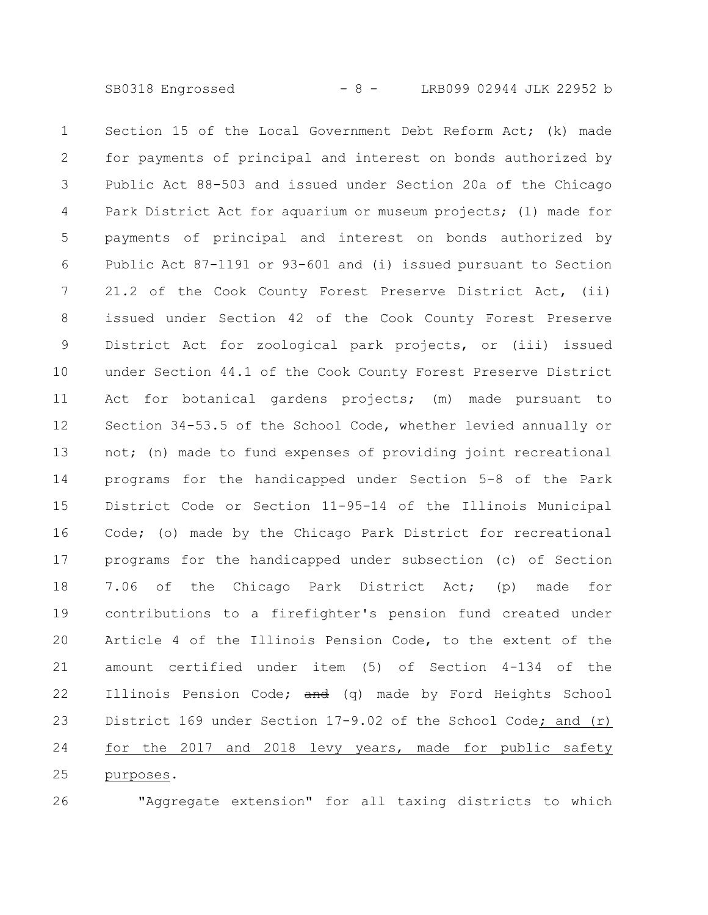Section 15 of the Local Government Debt Reform Act; (k) made for payments of principal and interest on bonds authorized by Public Act 88-503 and issued under Section 20a of the Chicago Park District Act for aquarium or museum projects; (l) made for payments of principal and interest on bonds authorized by Public Act 87-1191 or 93-601 and (i) issued pursuant to Section 21.2 of the Cook County Forest Preserve District Act, (ii) issued under Section 42 of the Cook County Forest Preserve District Act for zoological park projects, or (iii) issued under Section 44.1 of the Cook County Forest Preserve District Act for botanical gardens projects; (m) made pursuant to Section 34-53.5 of the School Code, whether levied annually or not; (n) made to fund expenses of providing joint recreational programs for the handicapped under Section 5-8 of the Park District Code or Section 11-95-14 of the Illinois Municipal Code; (o) made by the Chicago Park District for recreational programs for the handicapped under subsection (c) of Section 7.06 of the Chicago Park District Act; (p) made for contributions to a firefighter's pension fund created under Article 4 of the Illinois Pension Code, to the extent of the amount certified under item (5) of Section 4-134 of the Illinois Pension Code; ~~and~~ (q) made by Ford Heights School District 169 under Section 17-9.02 of the School Code; and (r) for the 2017 and 2018 levy years, made for public safety purposes.

"Aggregate extension" for all taxing districts to which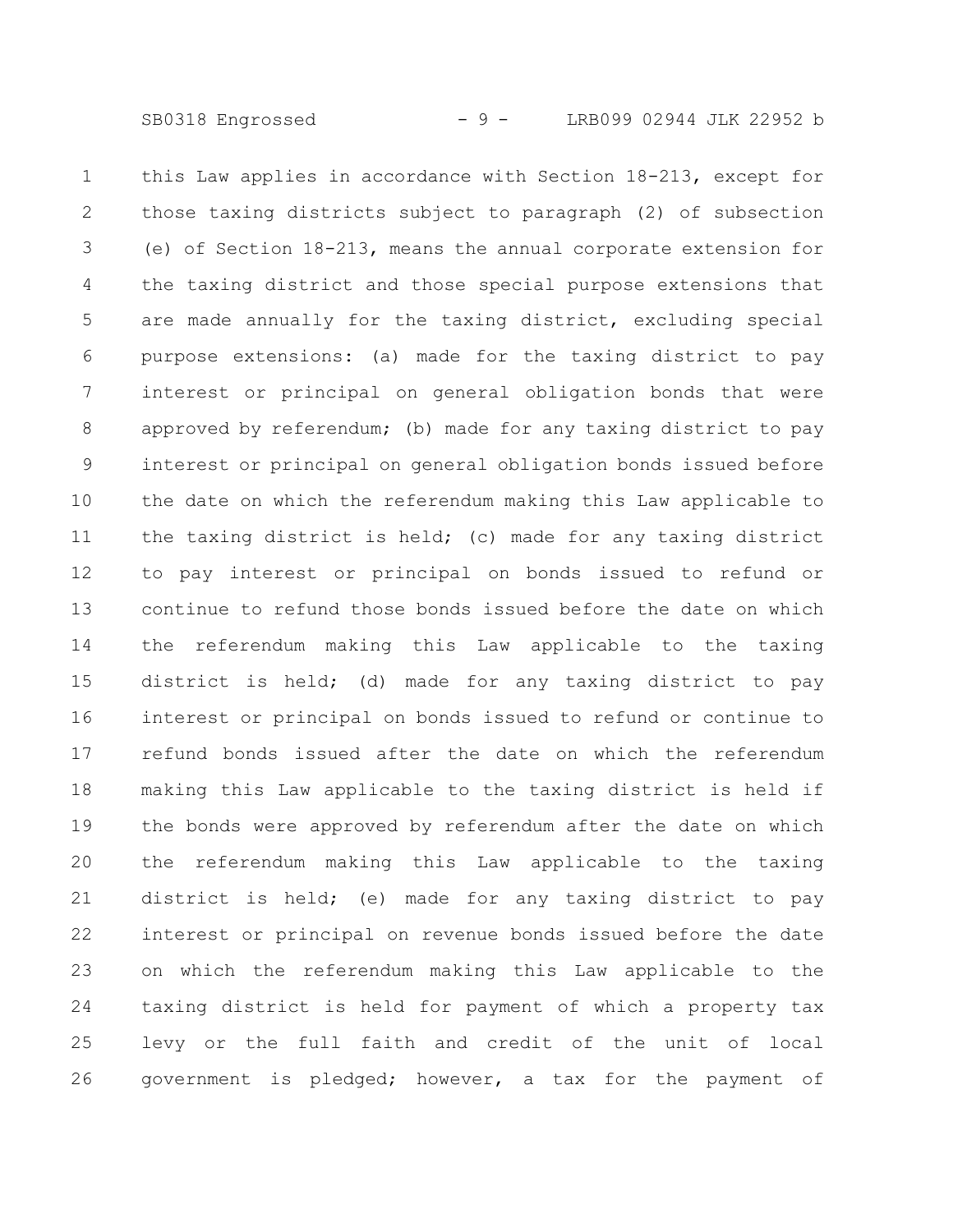this Law applies in accordance with Section 18-213, except for those taxing districts subject to paragraph (2) of subsection (e) of Section 18-213, means the annual corporate extension for the taxing district and those special purpose extensions that are made annually for the taxing district, excluding special purpose extensions: (a) made for the taxing district to pay interest or principal on general obligation bonds that were approved by referendum; (b) made for any taxing district to pay interest or principal on general obligation bonds issued before the date on which the referendum making this Law applicable to the taxing district is held; (c) made for any taxing district to pay interest or principal on bonds issued to refund or continue to refund those bonds issued before the date on which the referendum making this Law applicable to the taxing district is held; (d) made for any taxing district to pay interest or principal on bonds issued to refund or continue to refund bonds issued after the date on which the referendum making this Law applicable to the taxing district is held if the bonds were approved by referendum after the date on which the referendum making this Law applicable to the taxing district is held; (e) made for any taxing district to pay interest or principal on revenue bonds issued before the date on which the referendum making this Law applicable to the taxing district is held for payment of which a property tax levy or the full faith and credit of the unit of local government is pledged; however, a tax for the payment of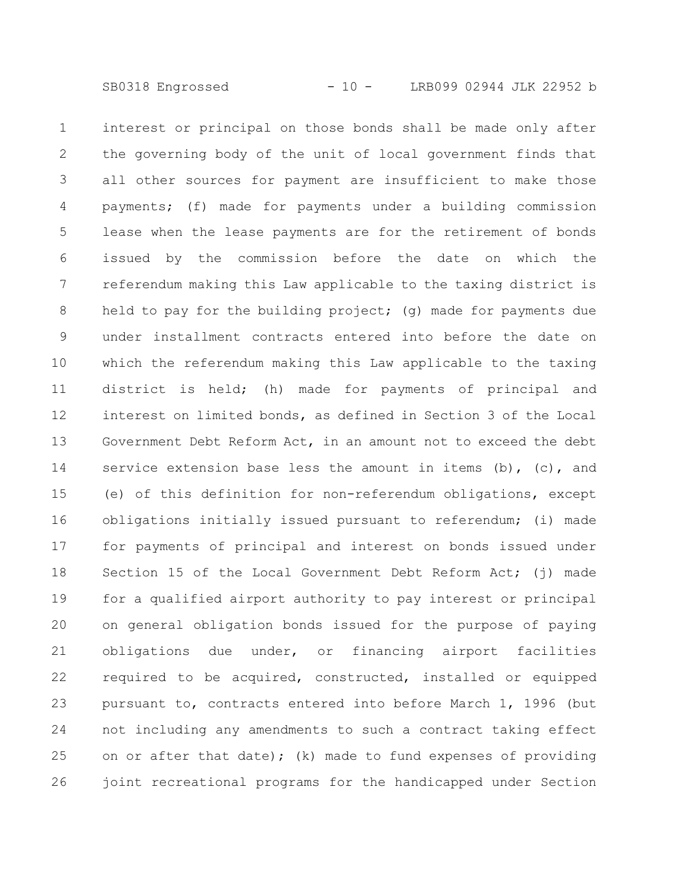interest or principal on those bonds shall be made only after the governing body of the unit of local government finds that all other sources for payment are insufficient to make those payments; (f) made for payments under a building commission lease when the lease payments are for the retirement of bonds issued by the commission before the date on which the referendum making this Law applicable to the taxing district is held to pay for the building project; (g) made for payments due under installment contracts entered into before the date on which the referendum making this Law applicable to the taxing district is held; (h) made for payments of principal and interest on limited bonds, as defined in Section 3 of the Local Government Debt Reform Act, in an amount not to exceed the debt service extension base less the amount in items (b), (c), and (e) of this definition for non-referendum obligations, except obligations initially issued pursuant to referendum; (i) made for payments of principal and interest on bonds issued under Section 15 of the Local Government Debt Reform Act; (j) made for a qualified airport authority to pay interest or principal on general obligation bonds issued for the purpose of paying obligations due under, or financing airport facilities required to be acquired, constructed, installed or equipped pursuant to, contracts entered into before March 1, 1996 (but not including any amendments to such a contract taking effect on or after that date); (k) made to fund expenses of providing joint recreational programs for the handicapped under Section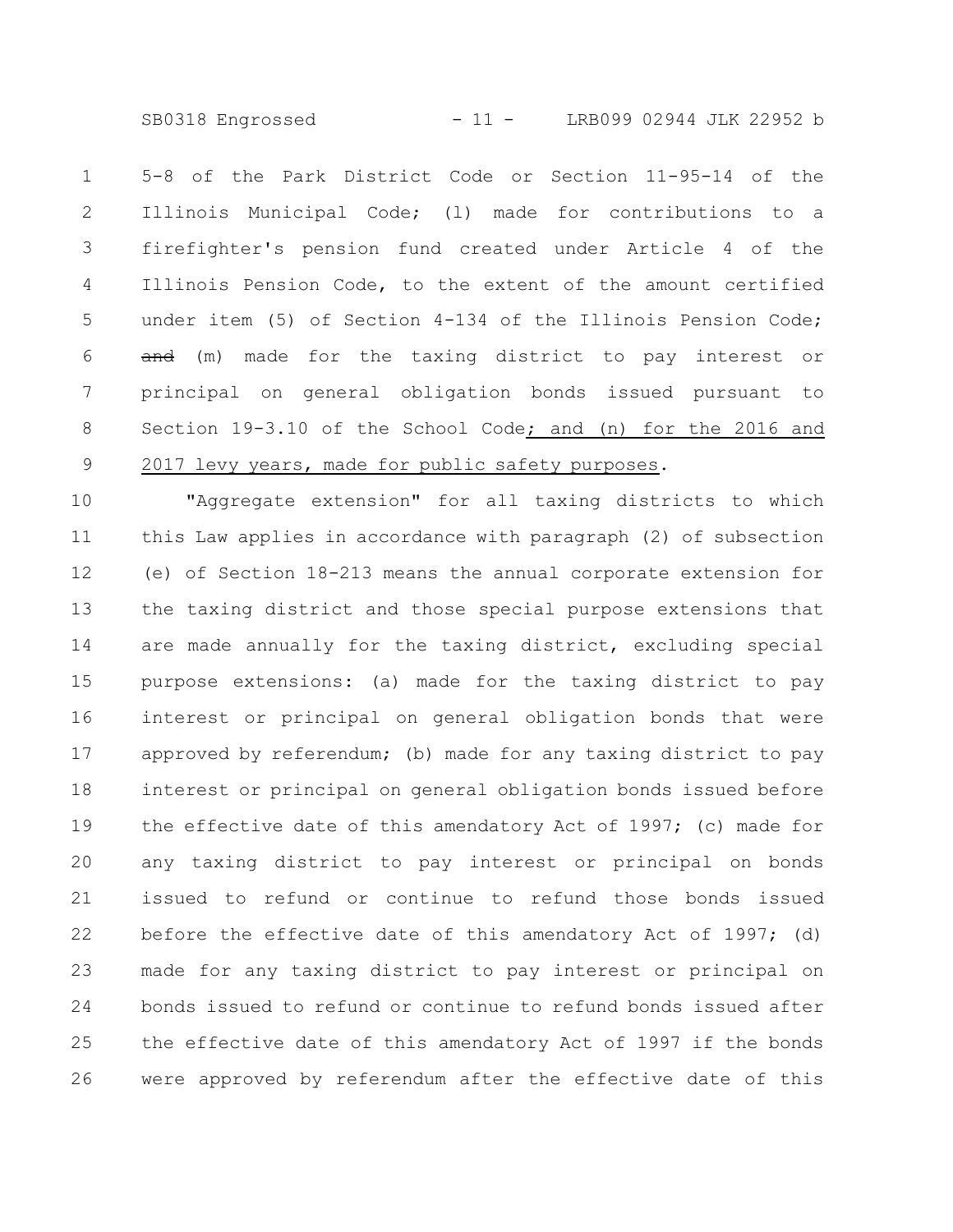5-8 of the Park District Code or Section 11-95-14 of the Illinois Municipal Code; (l) made for contributions to a firefighter's pension fund created under Article 4 of the Illinois Pension Code, to the extent of the amount certified under item (5) of Section 4-134 of the Illinois Pension Code; ~~and~~ (m) made for the taxing district to pay interest or principal on general obligation bonds issued pursuant to Section 19-3.10 of the School Code<u>; and (n) for the 2016 and 2017 levy years, made for public safety purposes</u>.

"Aggregate extension" for all taxing districts to which this Law applies in accordance with paragraph (2) of subsection (e) of Section 18-213 means the annual corporate extension for the taxing district and those special purpose extensions that are made annually for the taxing district, excluding special purpose extensions: (a) made for the taxing district to pay interest or principal on general obligation bonds that were approved by referendum; (b) made for any taxing district to pay interest or principal on general obligation bonds issued before the effective date of this amendatory Act of 1997; (c) made for any taxing district to pay interest or principal on bonds issued to refund or continue to refund those bonds issued before the effective date of this amendatory Act of 1997; (d) made for any taxing district to pay interest or principal on bonds issued to refund or continue to refund bonds issued after the effective date of this amendatory Act of 1997 if the bonds were approved by referendum after the effective date of this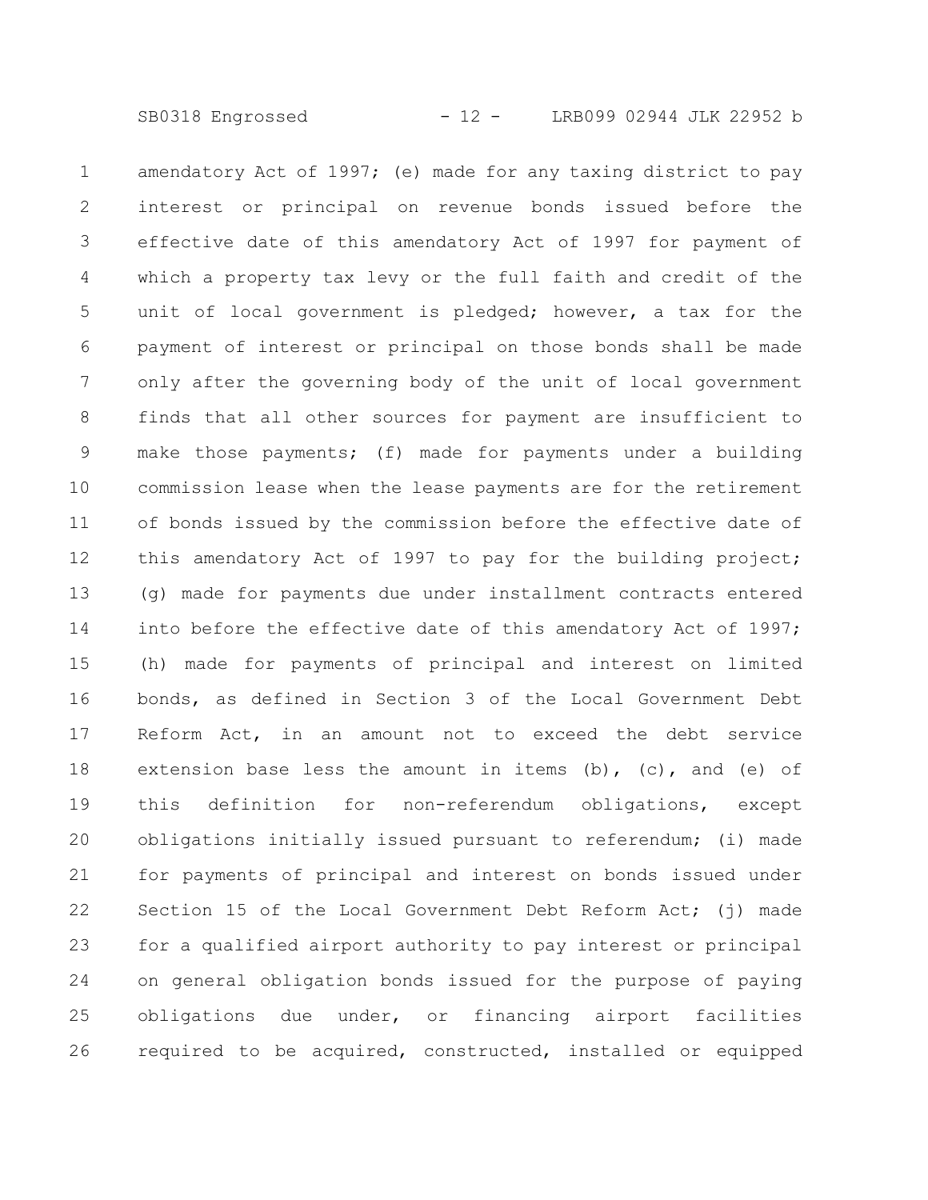amendatory Act of 1997; (e) made for any taxing district to pay interest or principal on revenue bonds issued before the effective date of this amendatory Act of 1997 for payment of which a property tax levy or the full faith and credit of the unit of local government is pledged; however, a tax for the payment of interest or principal on those bonds shall be made only after the governing body of the unit of local government finds that all other sources for payment are insufficient to make those payments; (f) made for payments under a building commission lease when the lease payments are for the retirement of bonds issued by the commission before the effective date of this amendatory Act of 1997 to pay for the building project; (g) made for payments due under installment contracts entered into before the effective date of this amendatory Act of 1997; (h) made for payments of principal and interest on limited bonds, as defined in Section 3 of the Local Government Debt Reform Act, in an amount not to exceed the debt service extension base less the amount in items (b), (c), and (e) of this definition for non-referendum obligations, except obligations initially issued pursuant to referendum; (i) made for payments of principal and interest on bonds issued under Section 15 of the Local Government Debt Reform Act; (j) made for a qualified airport authority to pay interest or principal on general obligation bonds issued for the purpose of paying obligations due under, or financing airport facilities required to be acquired, constructed, installed or equipped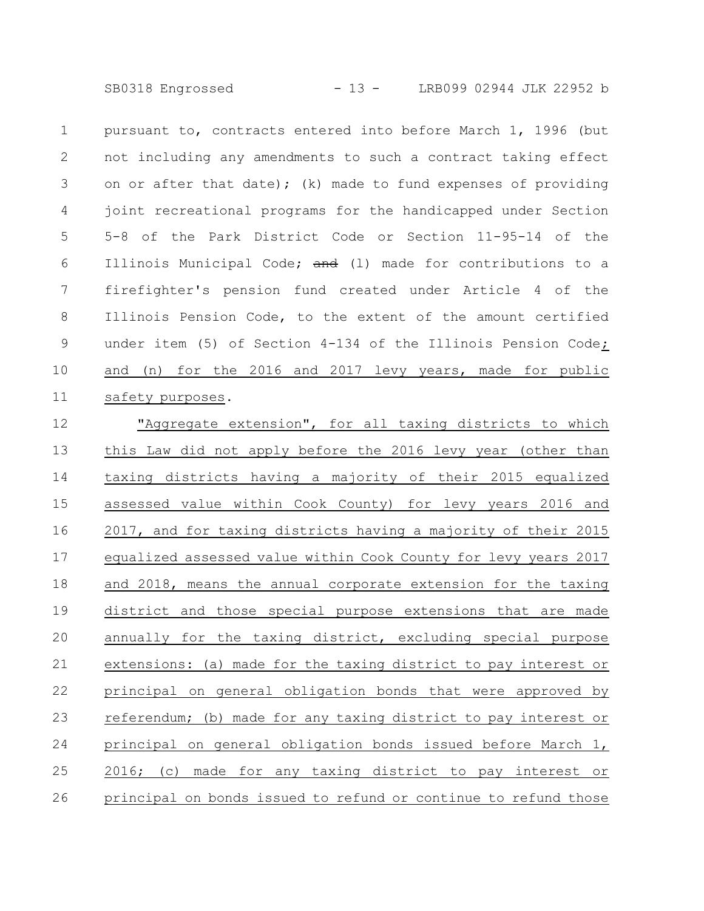pursuant to, contracts entered into before March 1, 1996 (but not including any amendments to such a contract taking effect on or after that date); (k) made to fund expenses of providing joint recreational programs for the handicapped under Section 5-8 of the Park District Code or Section 11-95-14 of the Illinois Municipal Code; ~~and~~ (l) made for contributions to a firefighter's pension fund created under Article 4 of the Illinois Pension Code, to the extent of the amount certified under item (5) of Section 4-134 of the Illinois Pension Code; and (n) for the 2016 and 2017 levy years, made for public safety purposes.

"Aggregate extension", for all taxing districts to which this Law did not apply before the 2016 levy year (other than taxing districts having a majority of their 2015 equalized assessed value within Cook County) for levy years 2016 and 2017, and for taxing districts having a majority of their 2015 equalized assessed value within Cook County for levy years 2017 and 2018, means the annual corporate extension for the taxing district and those special purpose extensions that are made annually for the taxing district, excluding special purpose extensions: (a) made for the taxing district to pay interest or principal on general obligation bonds that were approved by referendum; (b) made for any taxing district to pay interest or principal on general obligation bonds issued before March 1, 2016; (c) made for any taxing district to pay interest or principal on bonds issued to refund or continue to refund those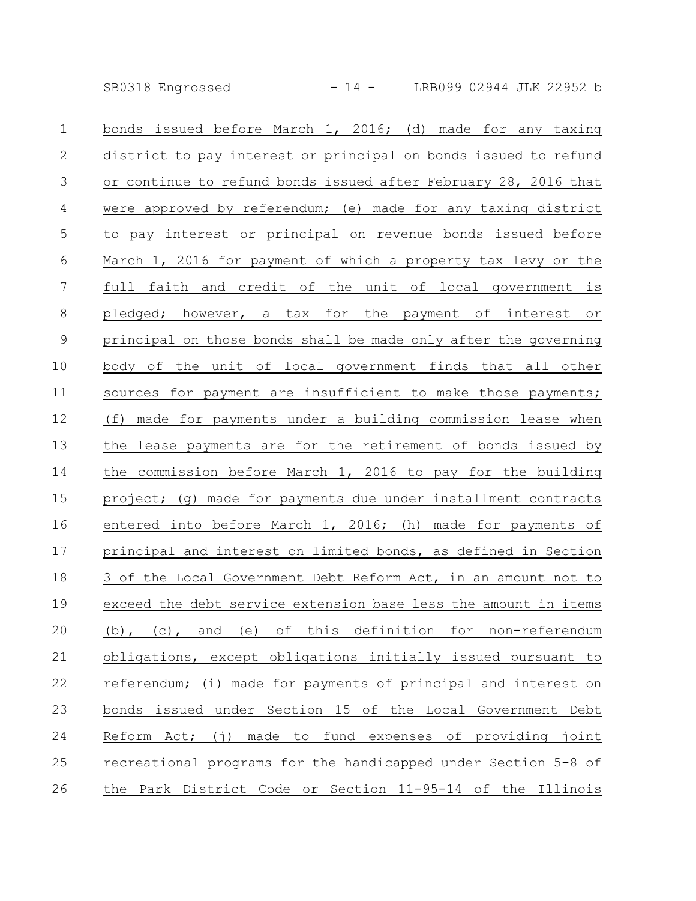bonds issued before March 1, 2016; (d) made for any taxing district to pay interest or principal on bonds issued to refund or continue to refund bonds issued after February 28, 2016 that were approved by referendum; (e) made for any taxing district to pay interest or principal on revenue bonds issued before March 1, 2016 for payment of which a property tax levy or the full faith and credit of the unit of local government is pledged; however, a tax for the payment of interest or principal on those bonds shall be made only after the governing body of the unit of local government finds that all other sources for payment are insufficient to make those payments; (f) made for payments under a building commission lease when the lease payments are for the retirement of bonds issued by the commission before March 1, 2016 to pay for the building project; (g) made for payments due under installment contracts entered into before March 1, 2016; (h) made for payments of principal and interest on limited bonds, as defined in Section 3 of the Local Government Debt Reform Act, in an amount not to exceed the debt service extension base less the amount in items (b), (c), and (e) of this definition for non-referendum obligations, except obligations initially issued pursuant to referendum; (i) made for payments of principal and interest on bonds issued under Section 15 of the Local Government Debt Reform Act; (j) made to fund expenses of providing joint recreational programs for the handicapped under Section 5-8 of the Park District Code or Section 11-95-14 of the Illinois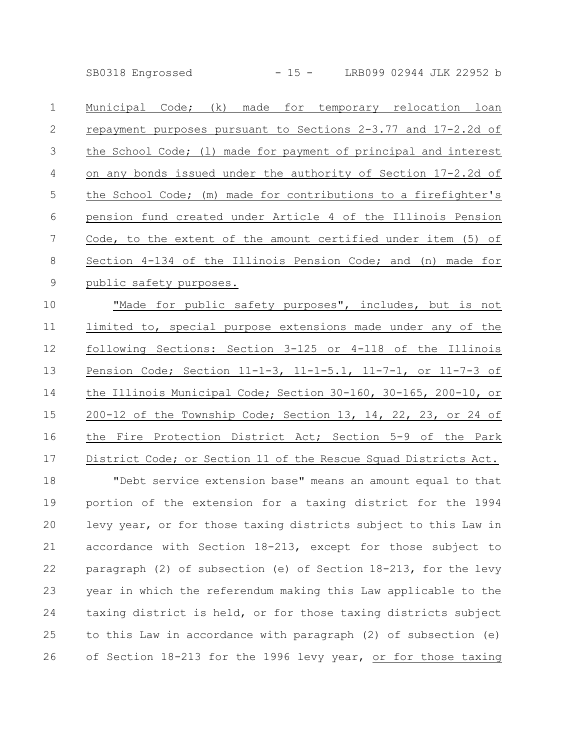Municipal Code; (k) made for temporary relocation loan repayment purposes pursuant to Sections 2-3.77 and 17-2.2d of the School Code; (l) made for payment of principal and interest on any bonds issued under the authority of Section 17-2.2d of the School Code; (m) made for contributions to a firefighter's pension fund created under Article 4 of the Illinois Pension Code, to the extent of the amount certified under item (5) of Section 4-134 of the Illinois Pension Code; and (n) made for public safety purposes.

"Made for public safety purposes", includes, but is not limited to, special purpose extensions made under any of the following Sections: Section 3-125 or 4-118 of the Illinois Pension Code; Section 11-1-3, 11-1-5.1, 11-7-1, or 11-7-3 of the Illinois Municipal Code; Section 30-160, 30-165, 200-10, or 200-12 of the Township Code; Section 13, 14, 22, 23, or 24 of the Fire Protection District Act; Section 5-9 of the Park District Code; or Section 11 of the Rescue Squad Districts Act.

"Debt service extension base" means an amount equal to that portion of the extension for a taxing district for the 1994 levy year, or for those taxing districts subject to this Law in accordance with Section 18-213, except for those subject to paragraph (2) of subsection (e) of Section 18-213, for the levy year in which the referendum making this Law applicable to the taxing district is held, or for those taxing districts subject to this Law in accordance with paragraph (2) of subsection (e) of Section 18-213 for the 1996 levy year, or for those taxing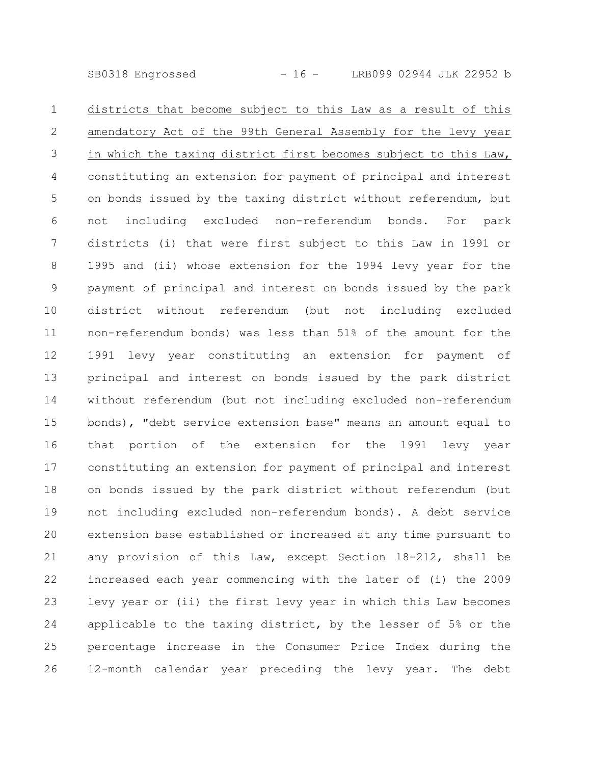districts that become subject to this Law as a result of this amendatory Act of the 99th General Assembly for the levy year in which the taxing district first becomes subject to this Law, constituting an extension for payment of principal and interest on bonds issued by the taxing district without referendum, but not including excluded non-referendum bonds. For park districts (i) that were first subject to this Law in 1991 or 1995 and (ii) whose extension for the 1994 levy year for the payment of principal and interest on bonds issued by the park district without referendum (but not including excluded non-referendum bonds) was less than 51% of the amount for the 1991 levy year constituting an extension for payment of principal and interest on bonds issued by the park district without referendum (but not including excluded non-referendum bonds), "debt service extension base" means an amount equal to that portion of the extension for the 1991 levy year constituting an extension for payment of principal and interest on bonds issued by the park district without referendum (but not including excluded non-referendum bonds). A debt service extension base established or increased at any time pursuant to any provision of this Law, except Section 18-212, shall be increased each year commencing with the later of (i) the 2009 levy year or (ii) the first levy year in which this Law becomes applicable to the taxing district, by the lesser of 5% or the percentage increase in the Consumer Price Index during the 12-month calendar year preceding the levy year. The debt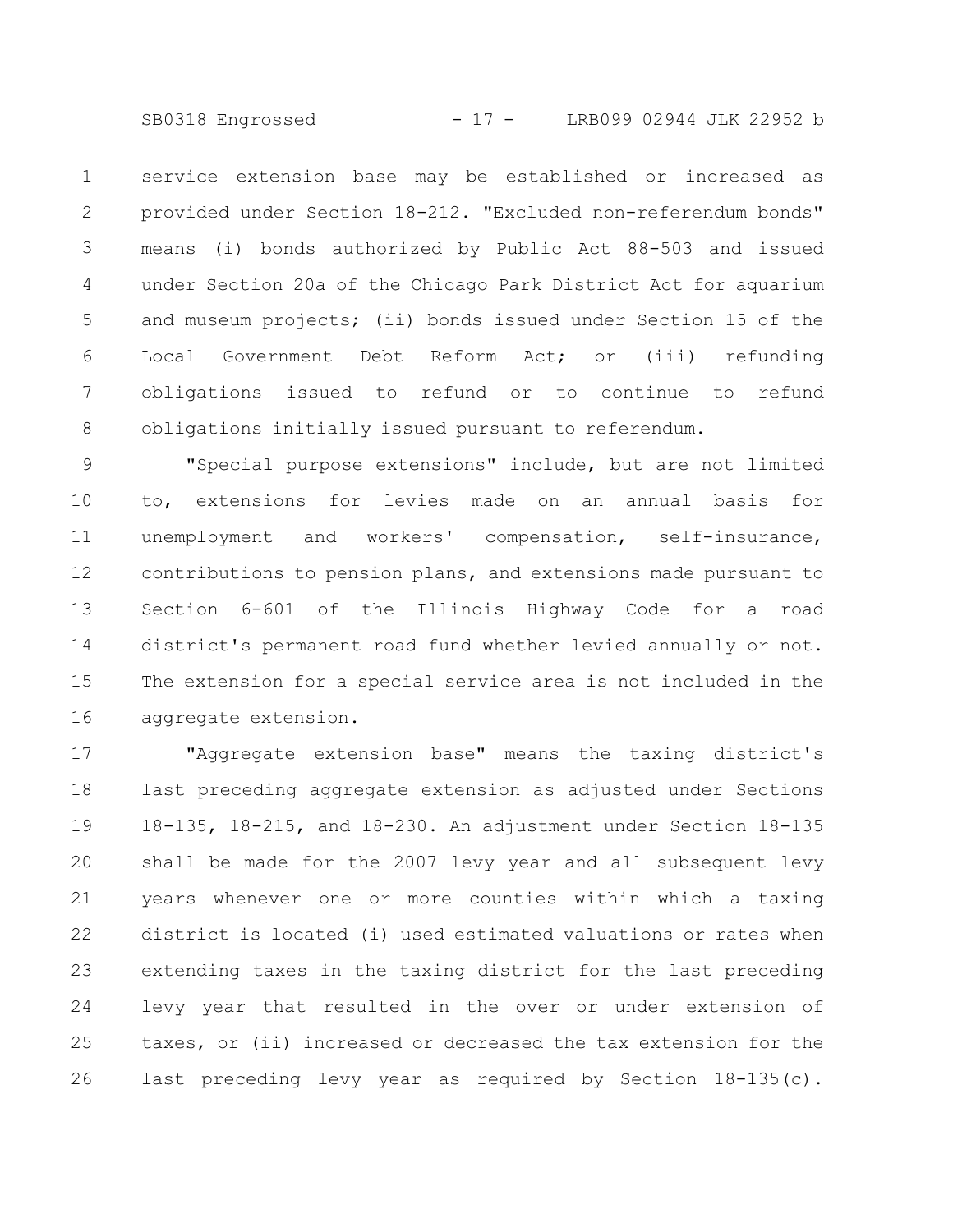service extension base may be established or increased as provided under Section 18-212. "Excluded non-referendum bonds" means (i) bonds authorized by Public Act 88-503 and issued under Section 20a of the Chicago Park District Act for aquarium and museum projects; (ii) bonds issued under Section 15 of the Local Government Debt Reform Act; or (iii) refunding obligations issued to refund or to continue to refund obligations initially issued pursuant to referendum.

"Special purpose extensions" include, but are not limited to, extensions for levies made on an annual basis for unemployment and workers' compensation, self-insurance, contributions to pension plans, and extensions made pursuant to Section 6-601 of the Illinois Highway Code for a road district's permanent road fund whether levied annually or not. The extension for a special service area is not included in the aggregate extension.

"Aggregate extension base" means the taxing district's last preceding aggregate extension as adjusted under Sections 18-135, 18-215, and 18-230. An adjustment under Section 18-135 shall be made for the 2007 levy year and all subsequent levy years whenever one or more counties within which a taxing district is located (i) used estimated valuations or rates when extending taxes in the taxing district for the last preceding levy year that resulted in the over or under extension of taxes, or (ii) increased or decreased the tax extension for the last preceding levy year as required by Section 18-135(c).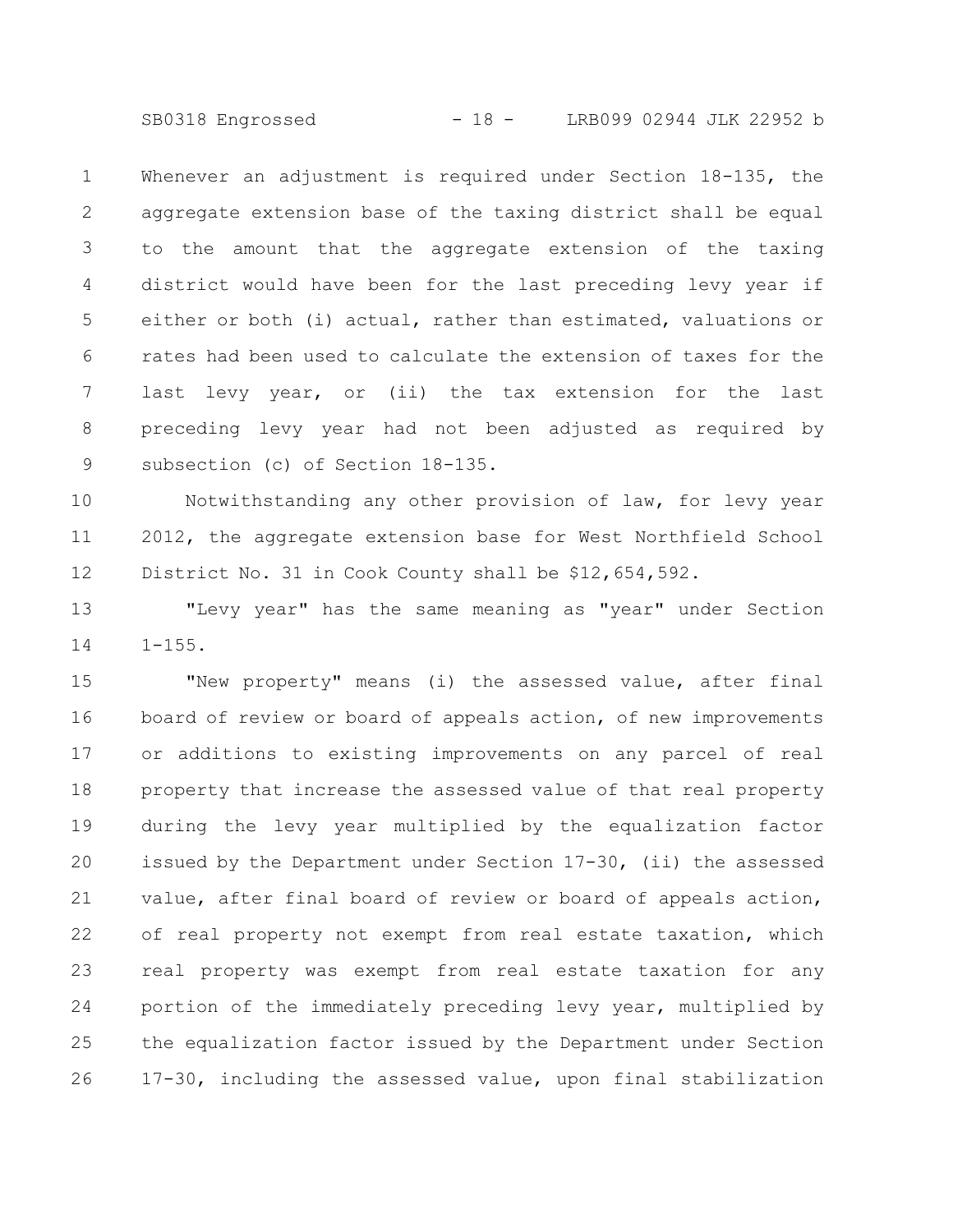Whenever an adjustment is required under Section 18-135, the aggregate extension base of the taxing district shall be equal to the amount that the aggregate extension of the taxing district would have been for the last preceding levy year if either or both (i) actual, rather than estimated, valuations or rates had been used to calculate the extension of taxes for the last levy year, or (ii) the tax extension for the last preceding levy year had not been adjusted as required by subsection (c) of Section 18-135.

Notwithstanding any other provision of law, for levy year 2012, the aggregate extension base for West Northfield School District No. 31 in Cook County shall be $12,654,592.

"Levy year" has the same meaning as "year" under Section 1-155.

"New property" means (i) the assessed value, after final board of review or board of appeals action, of new improvements or additions to existing improvements on any parcel of real property that increase the assessed value of that real property during the levy year multiplied by the equalization factor issued by the Department under Section 17-30, (ii) the assessed value, after final board of review or board of appeals action, of real property not exempt from real estate taxation, which real property was exempt from real estate taxation for any portion of the immediately preceding levy year, multiplied by the equalization factor issued by the Department under Section 17-30, including the assessed value, upon final stabilization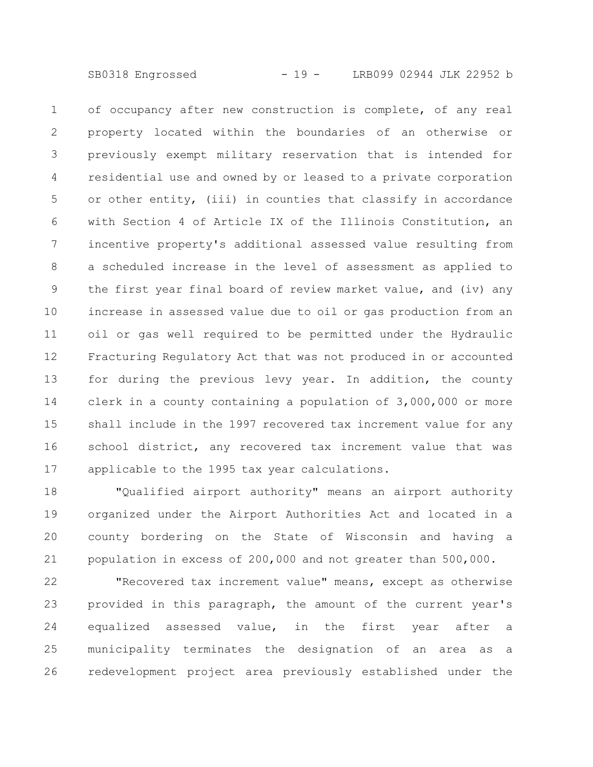of occupancy after new construction is complete, of any real property located within the boundaries of an otherwise or previously exempt military reservation that is intended for residential use and owned by or leased to a private corporation or other entity, (iii) in counties that classify in accordance with Section 4 of Article IX of the Illinois Constitution, an incentive property's additional assessed value resulting from a scheduled increase in the level of assessment as applied to the first year final board of review market value, and (iv) any increase in assessed value due to oil or gas production from an oil or gas well required to be permitted under the Hydraulic Fracturing Regulatory Act that was not produced in or accounted for during the previous levy year. In addition, the county clerk in a county containing a population of 3,000,000 or more shall include in the 1997 recovered tax increment value for any school district, any recovered tax increment value that was applicable to the 1995 tax year calculations.

"Qualified airport authority" means an airport authority organized under the Airport Authorities Act and located in a county bordering on the State of Wisconsin and having a population in excess of 200,000 and not greater than 500,000.

"Recovered tax increment value" means, except as otherwise provided in this paragraph, the amount of the current year's equalized assessed value, in the first year after a municipality terminates the designation of an area as a redevelopment project area previously established under the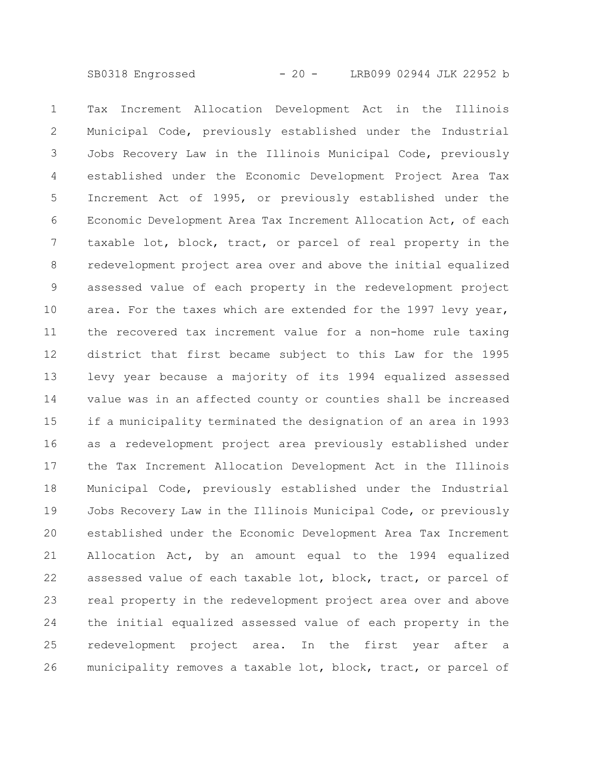Tax Increment Allocation Development Act in the Illinois Municipal Code, previously established under the Industrial Jobs Recovery Law in the Illinois Municipal Code, previously established under the Economic Development Project Area Tax Increment Act of 1995, or previously established under the Economic Development Area Tax Increment Allocation Act, of each taxable lot, block, tract, or parcel of real property in the redevelopment project area over and above the initial equalized assessed value of each property in the redevelopment project area. For the taxes which are extended for the 1997 levy year, the recovered tax increment value for a non-home rule taxing district that first became subject to this Law for the 1995 levy year because a majority of its 1994 equalized assessed value was in an affected county or counties shall be increased if a municipality terminated the designation of an area in 1993 as a redevelopment project area previously established under the Tax Increment Allocation Development Act in the Illinois Municipal Code, previously established under the Industrial Jobs Recovery Law in the Illinois Municipal Code, or previously established under the Economic Development Area Tax Increment Allocation Act, by an amount equal to the 1994 equalized assessed value of each taxable lot, block, tract, or parcel of real property in the redevelopment project area over and above the initial equalized assessed value of each property in the redevelopment project area. In the first year after a municipality removes a taxable lot, block, tract, or parcel of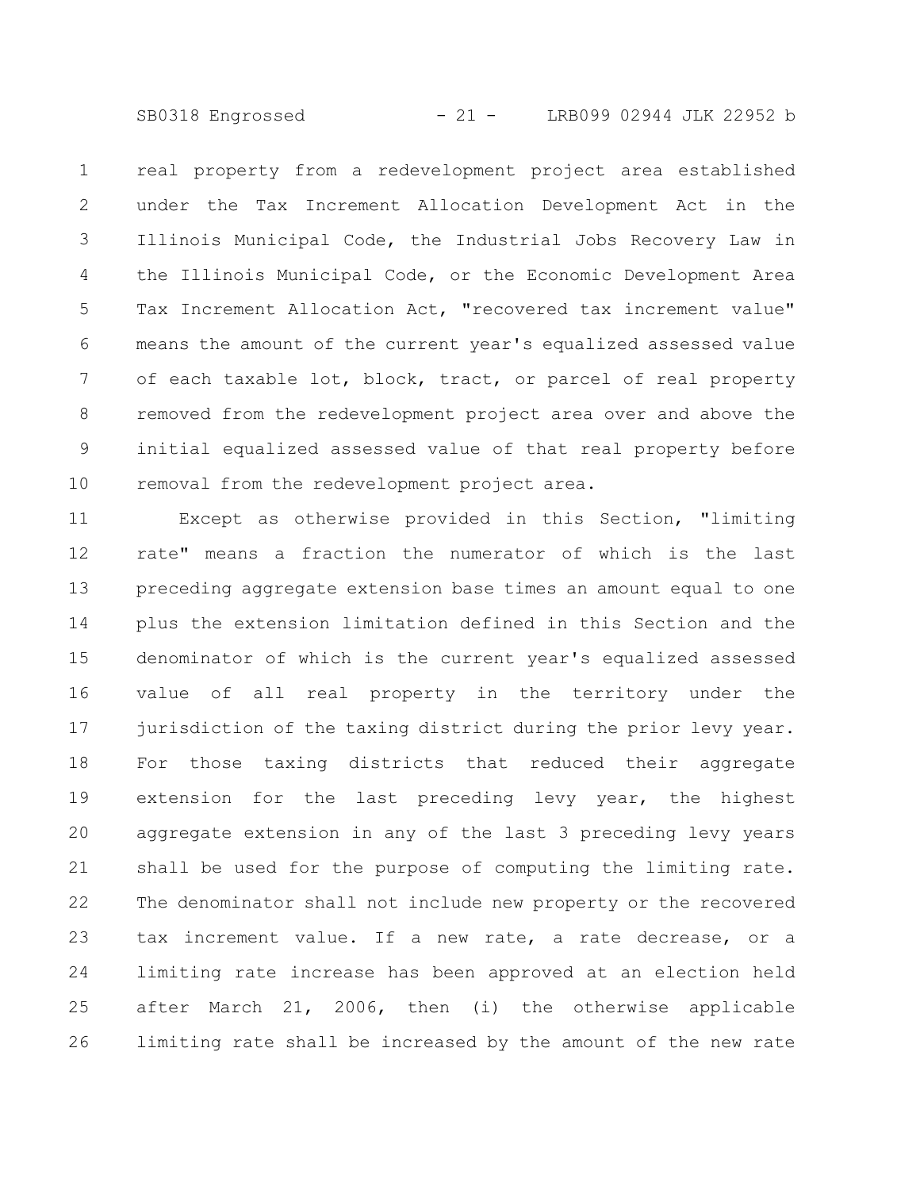real property from a redevelopment project area established under the Tax Increment Allocation Development Act in the Illinois Municipal Code, the Industrial Jobs Recovery Law in the Illinois Municipal Code, or the Economic Development Area Tax Increment Allocation Act, "recovered tax increment value" means the amount of the current year's equalized assessed value of each taxable lot, block, tract, or parcel of real property removed from the redevelopment project area over and above the initial equalized assessed value of that real property before removal from the redevelopment project area.

Except as otherwise provided in this Section, "limiting rate" means a fraction the numerator of which is the last preceding aggregate extension base times an amount equal to one plus the extension limitation defined in this Section and the denominator of which is the current year's equalized assessed value of all real property in the territory under the jurisdiction of the taxing district during the prior levy year. For those taxing districts that reduced their aggregate extension for the last preceding levy year, the highest aggregate extension in any of the last 3 preceding levy years shall be used for the purpose of computing the limiting rate. The denominator shall not include new property or the recovered tax increment value. If a new rate, a rate decrease, or a limiting rate increase has been approved at an election held after March 21, 2006, then (i) the otherwise applicable limiting rate shall be increased by the amount of the new rate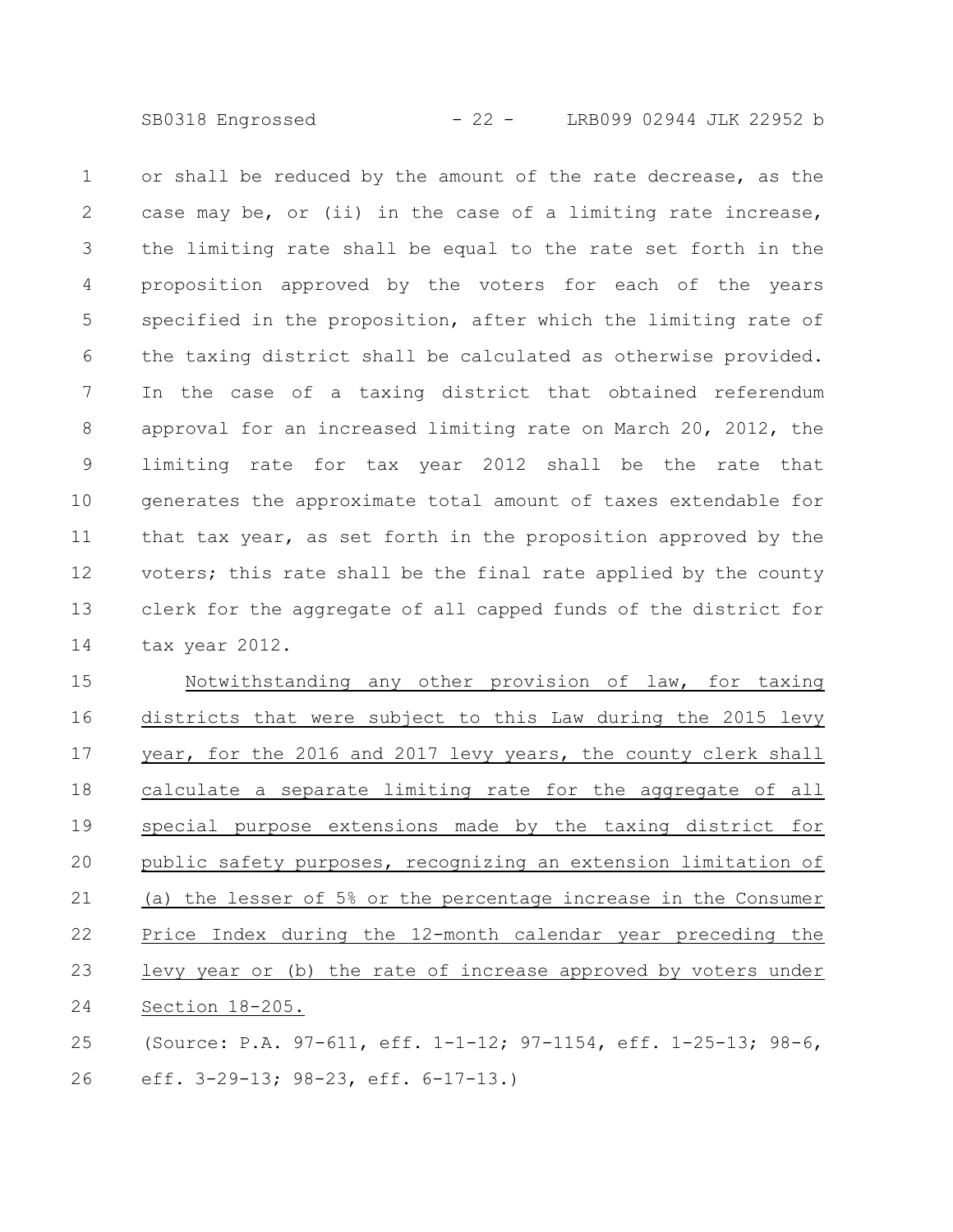or shall be reduced by the amount of the rate decrease, as the case may be, or (ii) in the case of a limiting rate increase, the limiting rate shall be equal to the rate set forth in the proposition approved by the voters for each of the years specified in the proposition, after which the limiting rate of the taxing district shall be calculated as otherwise provided. In the case of a taxing district that obtained referendum approval for an increased limiting rate on March 20, 2012, the limiting rate for tax year 2012 shall be the rate that generates the approximate total amount of taxes extendable for that tax year, as set forth in the proposition approved by the voters; this rate shall be the final rate applied by the county clerk for the aggregate of all capped funds of the district for tax year 2012.

Notwithstanding any other provision of law, for taxing districts that were subject to this Law during the 2015 levy year, for the 2016 and 2017 levy years, the county clerk shall calculate a separate limiting rate for the aggregate of all special purpose extensions made by the taxing district for public safety purposes, recognizing an extension limitation of (a) the lesser of 5% or the percentage increase in the Consumer Price Index during the 12-month calendar year preceding the levy year or (b) the rate of increase approved by voters under Section 18-205.

(Source: P.A. 97-611, eff. 1-1-12; 97-1154, eff. 1-25-13; 98-6, eff. 3-29-13; 98-23, eff. 6-17-13.)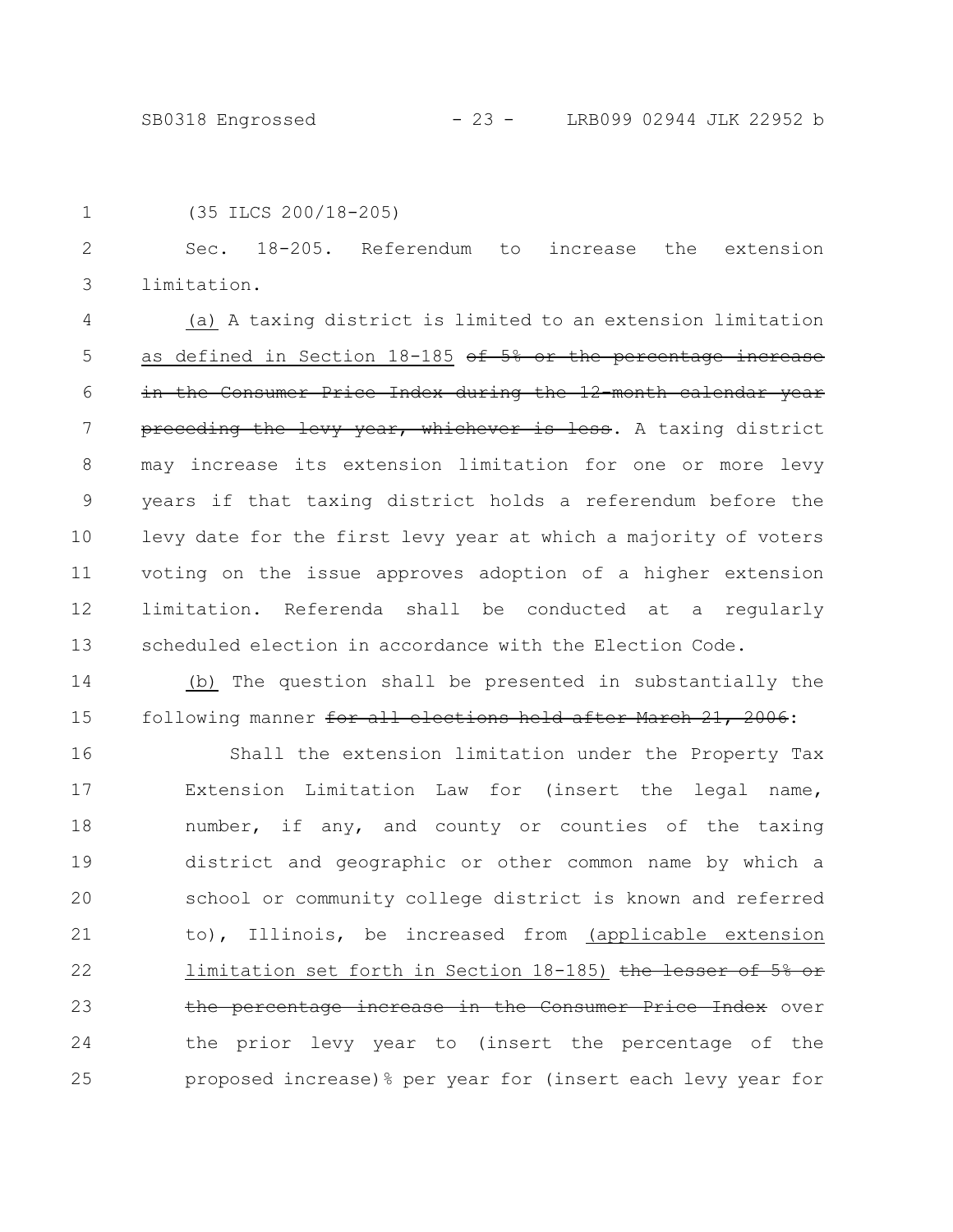(35 ILCS 200/18-205)

Sec. 18-205. Referendum to increase the extension limitation.

(a) A taxing district is limited to an extension limitation as defined in Section 18-185 ~~of 5% or the percentage increase in the Consumer Price Index during the 12-month calendar year preceding the levy year, whichever is less~~. A taxing district may increase its extension limitation for one or more levy years if that taxing district holds a referendum before the levy date for the first levy year at which a majority of voters voting on the issue approves adoption of a higher extension limitation. Referenda shall be conducted at a regularly scheduled election in accordance with the Election Code.

(b) The question shall be presented in substantially the following manner ~~for all elections held after March 21, 2006~~:

> Shall the extension limitation under the Property Tax Extension Limitation Law for (insert the legal name, number, if any, and county or counties of the taxing district and geographic or other common name by which a school or community college district is known and referred to), Illinois, be increased from (applicable extension limitation set forth in Section 18-185) ~~the lesser of 5% or the percentage increase in the Consumer Price Index~~ over the prior levy year to (insert the percentage of the proposed increase)% per year for (insert each levy year for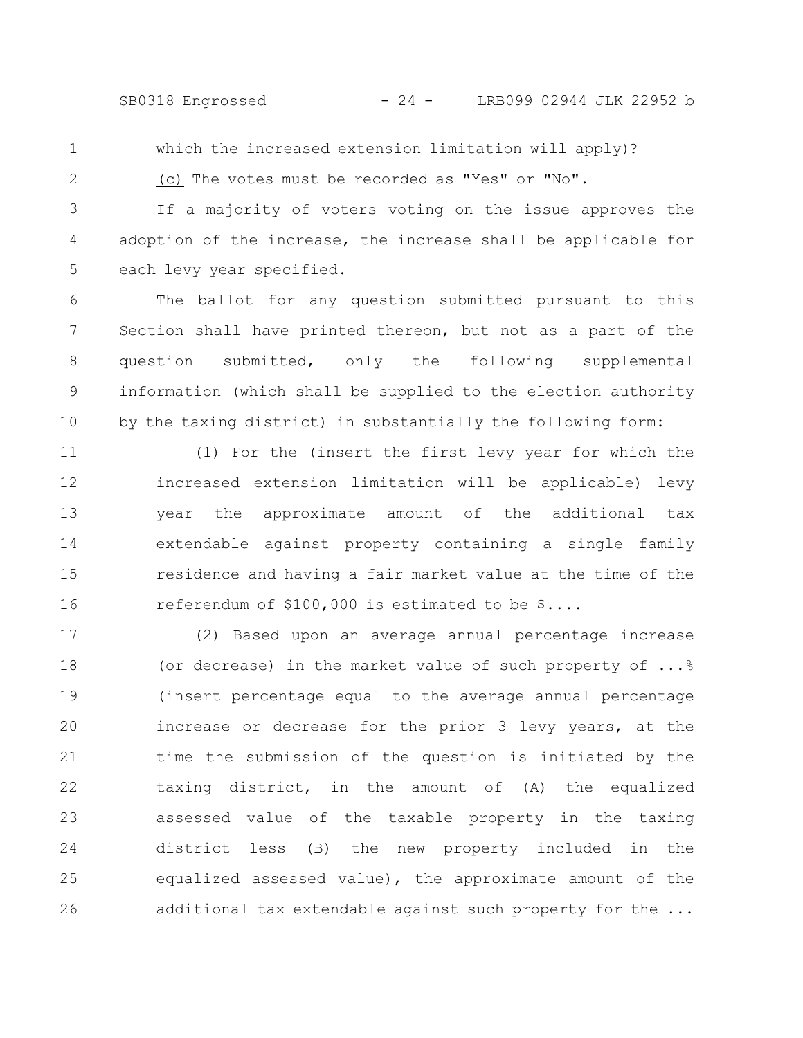which the increased extension limitation will apply)?

(c) The votes must be recorded as "Yes" or "No".

If a majority of voters voting on the issue approves the adoption of the increase, the increase shall be applicable for each levy year specified.

The ballot for any question submitted pursuant to this Section shall have printed thereon, but not as a part of the question submitted, only the following supplemental information (which shall be supplied to the election authority by the taxing district) in substantially the following form:

(1) For the (insert the first levy year for which the increased extension limitation will be applicable) levy year the approximate amount of the additional tax extendable against property containing a single family residence and having a fair market value at the time of the referendum of $100,000 is estimated to be $....

(2) Based upon an average annual percentage increase (or decrease) in the market value of such property of ...% (insert percentage equal to the average annual percentage increase or decrease for the prior 3 levy years, at the time the submission of the question is initiated by the taxing district, in the amount of (A) the equalized assessed value of the taxable property in the taxing district less (B) the new property included in the equalized assessed value), the approximate amount of the additional tax extendable against such property for the ...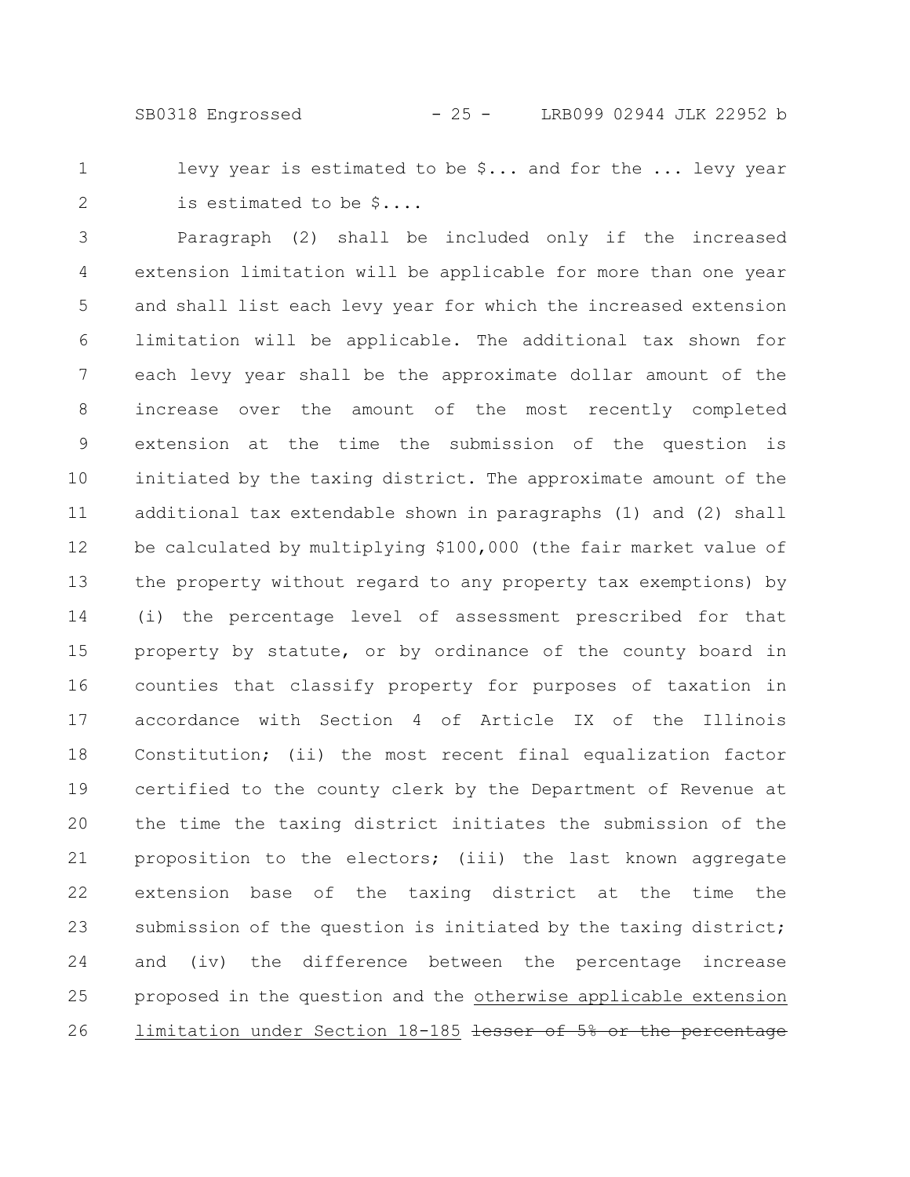levy year is estimated to be $... and for the ... levy year is estimated to be $....

Paragraph (2) shall be included only if the increased extension limitation will be applicable for more than one year and shall list each levy year for which the increased extension limitation will be applicable. The additional tax shown for each levy year shall be the approximate dollar amount of the increase over the amount of the most recently completed extension at the time the submission of the question is initiated by the taxing district. The approximate amount of the additional tax extendable shown in paragraphs (1) and (2) shall be calculated by multiplying $100,000 (the fair market value of the property without regard to any property tax exemptions) by (i) the percentage level of assessment prescribed for that property by statute, or by ordinance of the county board in counties that classify property for purposes of taxation in accordance with Section 4 of Article IX of the Illinois Constitution; (ii) the most recent final equalization factor certified to the county clerk by the Department of Revenue at the time the taxing district initiates the submission of the proposition to the electors; (iii) the last known aggregate extension base of the taxing district at the time the submission of the question is initiated by the taxing district; and (iv) the difference between the percentage increase proposed in the question and the otherwise applicable extension limitation under Section 18-185 ~~lesser of 5% or the percentage~~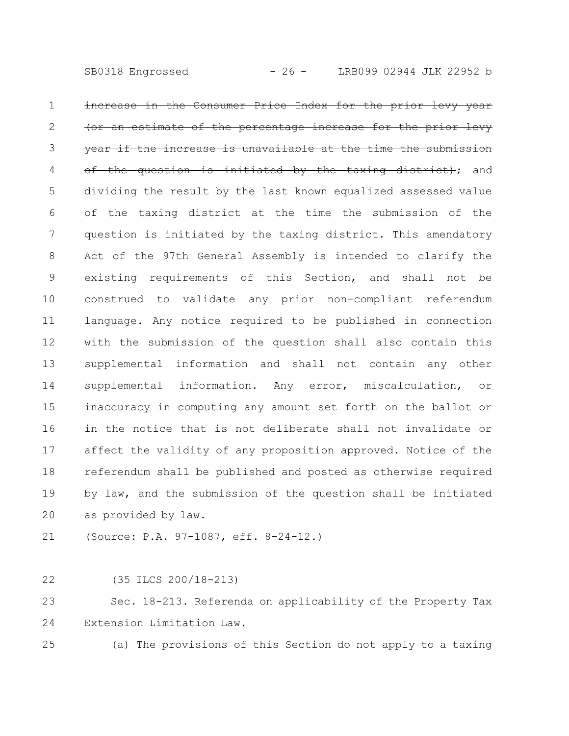~~increase in the Consumer Price Index for the prior levy year (or an estimate of the percentage increase for the prior levy year if the increase is unavailable at the time the submission of the question is initiated by the taxing district)~~; and dividing the result by the last known equalized assessed value of the taxing district at the time the submission of the question is initiated by the taxing district. This amendatory Act of the 97th General Assembly is intended to clarify the existing requirements of this Section, and shall not be construed to validate any prior non-compliant referendum language. Any notice required to be published in connection with the submission of the question shall also contain this supplemental information and shall not contain any other supplemental information. Any error, miscalculation, or inaccuracy in computing any amount set forth on the ballot or in the notice that is not deliberate shall not invalidate or affect the validity of any proposition approved. Notice of the referendum shall be published and posted as otherwise required by law, and the submission of the question shall be initiated as provided by law.

(Source: P.A. 97-1087, eff. 8-24-12.)

(35 ILCS 200/18-213)

Sec. 18-213. Referenda on applicability of the Property Tax Extension Limitation Law.

(a) The provisions of this Section do not apply to a taxing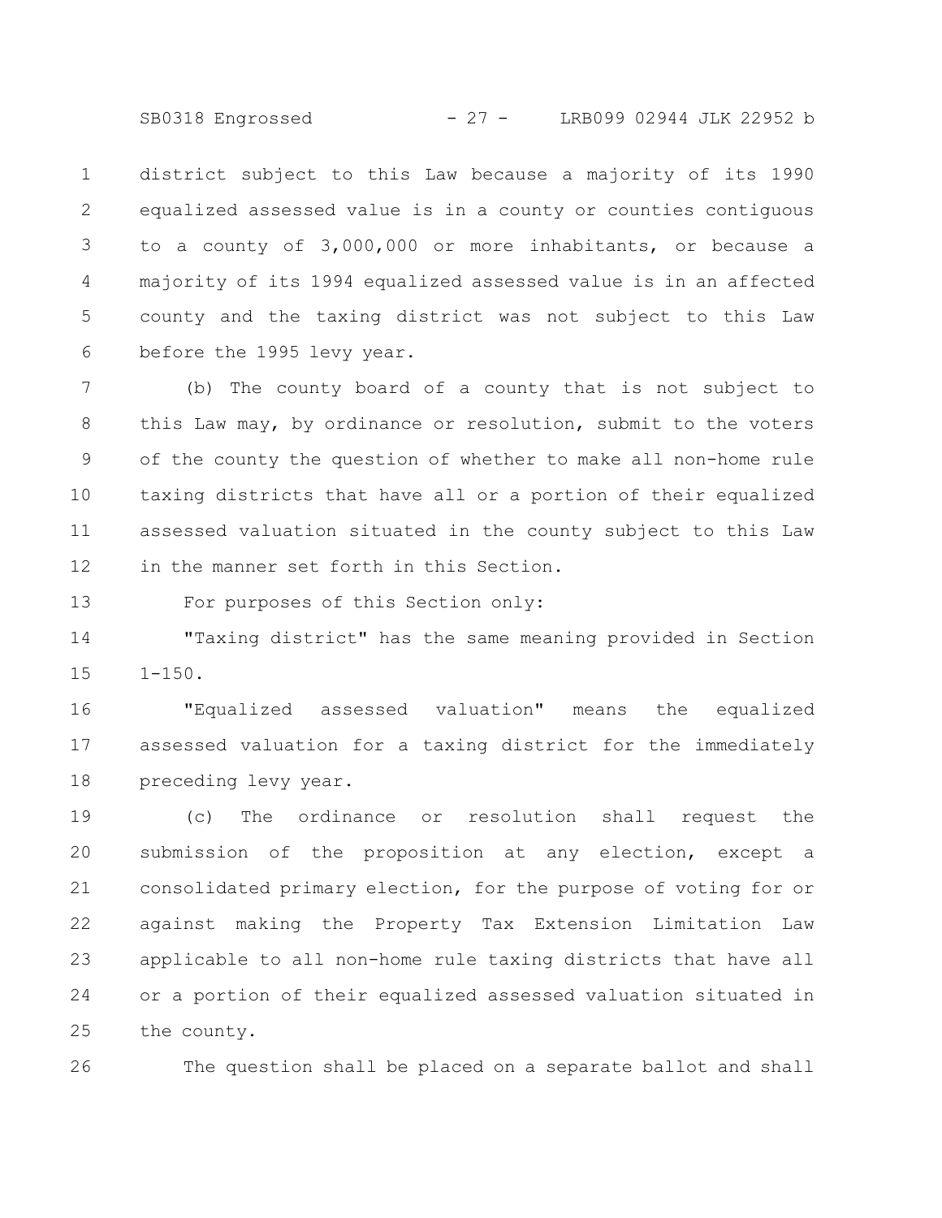district subject to this Law because a majority of its 1990 equalized assessed value is in a county or counties contiguous to a county of 3,000,000 or more inhabitants, or because a majority of its 1994 equalized assessed value is in an affected county and the taxing district was not subject to this Law before the 1995 levy year.

(b) The county board of a county that is not subject to this Law may, by ordinance or resolution, submit to the voters of the county the question of whether to make all non-home rule taxing districts that have all or a portion of their equalized assessed valuation situated in the county subject to this Law in the manner set forth in this Section.

For purposes of this Section only:

"Taxing district" has the same meaning provided in Section 1-150.

"Equalized assessed valuation" means the equalized assessed valuation for a taxing district for the immediately preceding levy year.

(c) The ordinance or resolution shall request the submission of the proposition at any election, except a consolidated primary election, for the purpose of voting for or against making the Property Tax Extension Limitation Law applicable to all non-home rule taxing districts that have all or a portion of their equalized assessed valuation situated in the county.

The question shall be placed on a separate ballot and shall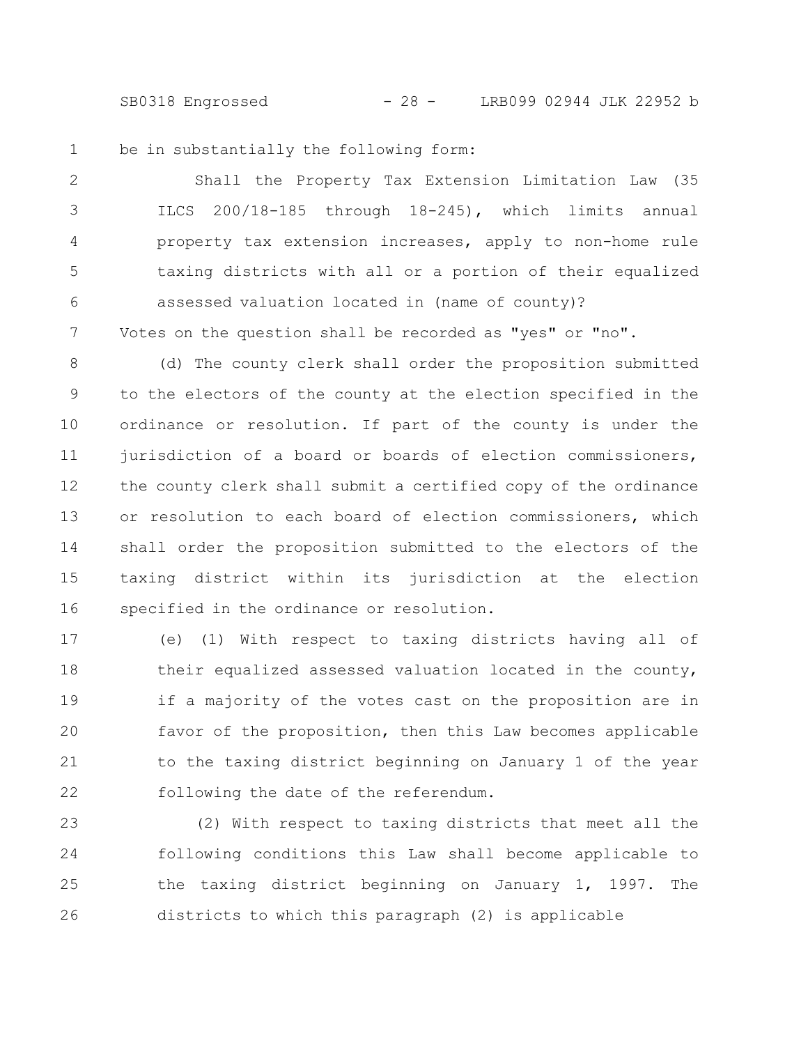be in substantially the following form:

Shall the Property Tax Extension Limitation Law (35 ILCS 200/18-185 through 18-245), which limits annual property tax extension increases, apply to non-home rule taxing districts with all or a portion of their equalized assessed valuation located in (name of county)?

Votes on the question shall be recorded as "yes" or "no".

(d) The county clerk shall order the proposition submitted to the electors of the county at the election specified in the ordinance or resolution. If part of the county is under the jurisdiction of a board or boards of election commissioners, the county clerk shall submit a certified copy of the ordinance or resolution to each board of election commissioners, which shall order the proposition submitted to the electors of the taxing district within its jurisdiction at the election specified in the ordinance or resolution.

(e) (1) With respect to taxing districts having all of their equalized assessed valuation located in the county, if a majority of the votes cast on the proposition are in favor of the proposition, then this Law becomes applicable to the taxing district beginning on January 1 of the year following the date of the referendum.

(2) With respect to taxing districts that meet all the following conditions this Law shall become applicable to the taxing district beginning on January 1, 1997. The districts to which this paragraph (2) is applicable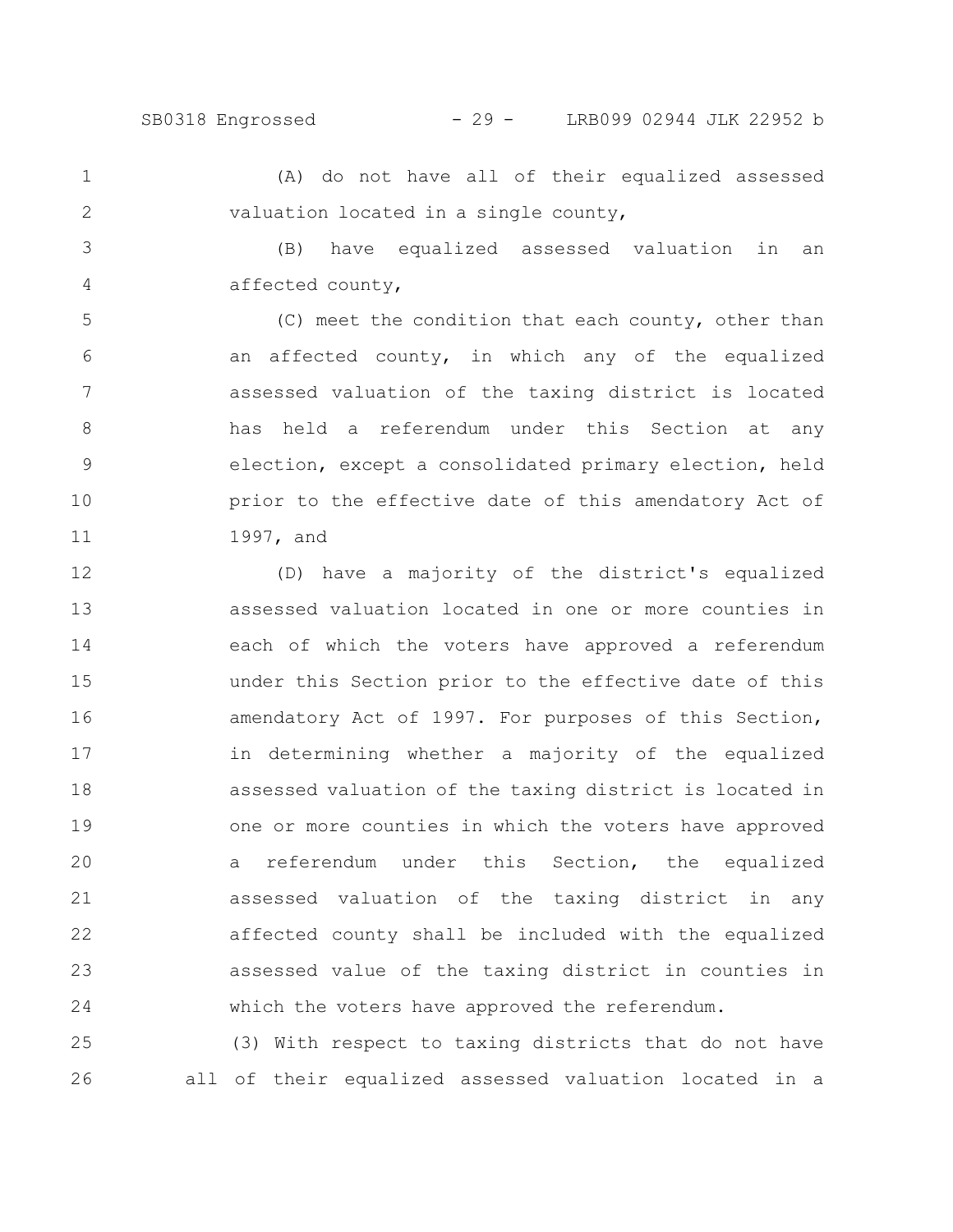(A) do not have all of their equalized assessed valuation located in a single county,

(B) have equalized assessed valuation in an affected county,

(C) meet the condition that each county, other than an affected county, in which any of the equalized assessed valuation of the taxing district is located has held a referendum under this Section at any election, except a consolidated primary election, held prior to the effective date of this amendatory Act of 1997, and

(D) have a majority of the district's equalized assessed valuation located in one or more counties in each of which the voters have approved a referendum under this Section prior to the effective date of this amendatory Act of 1997. For purposes of this Section, in determining whether a majority of the equalized assessed valuation of the taxing district is located in one or more counties in which the voters have approved a referendum under this Section, the equalized assessed valuation of the taxing district in any affected county shall be included with the equalized assessed value of the taxing district in counties in which the voters have approved the referendum.

(3) With respect to taxing districts that do not have all of their equalized assessed valuation located in a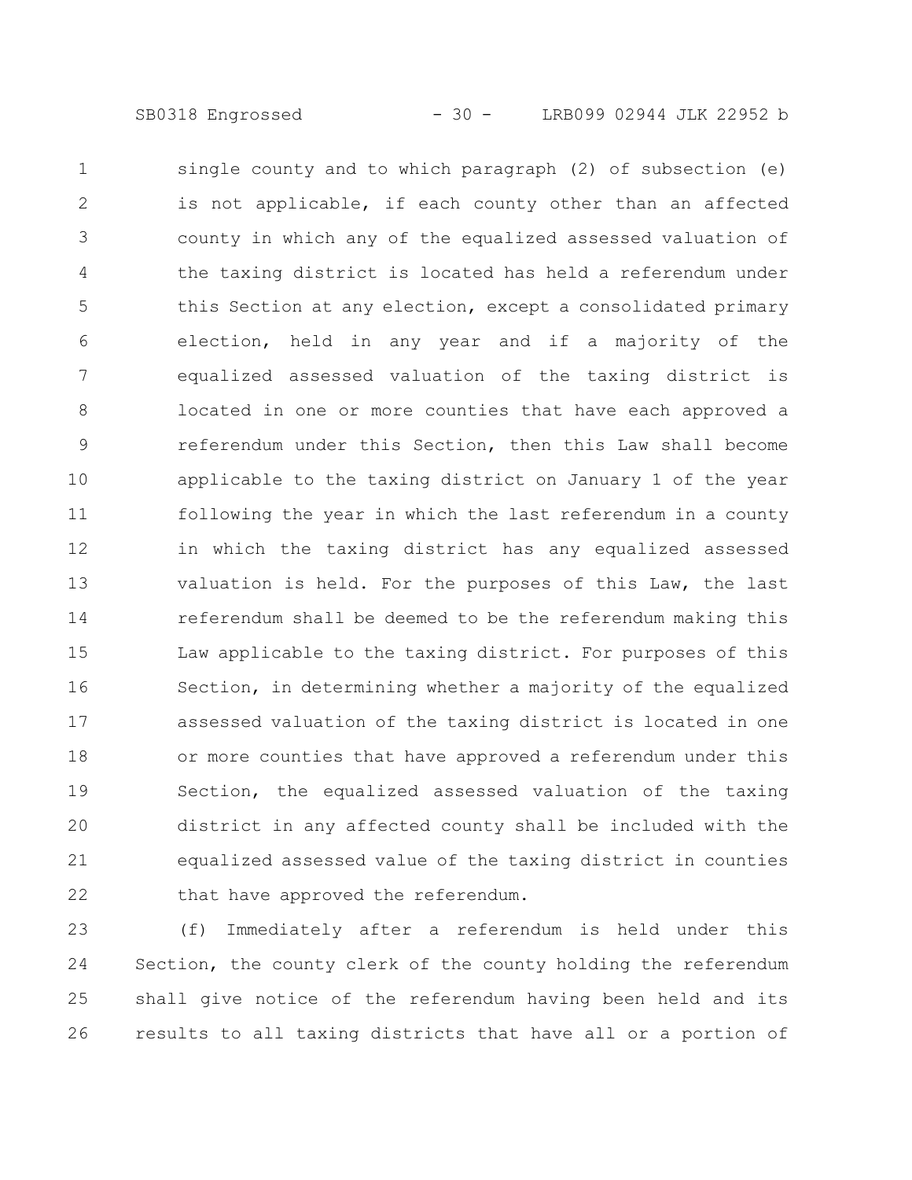single county and to which paragraph (2) of subsection (e) is not applicable, if each county other than an affected county in which any of the equalized assessed valuation of the taxing district is located has held a referendum under this Section at any election, except a consolidated primary election, held in any year and if a majority of the equalized assessed valuation of the taxing district is located in one or more counties that have each approved a referendum under this Section, then this Law shall become applicable to the taxing district on January 1 of the year following the year in which the last referendum in a county in which the taxing district has any equalized assessed valuation is held. For the purposes of this Law, the last referendum shall be deemed to be the referendum making this Law applicable to the taxing district. For purposes of this Section, in determining whether a majority of the equalized assessed valuation of the taxing district is located in one or more counties that have approved a referendum under this Section, the equalized assessed valuation of the taxing district in any affected county shall be included with the equalized assessed value of the taxing district in counties that have approved the referendum.

(f) Immediately after a referendum is held under this Section, the county clerk of the county holding the referendum shall give notice of the referendum having been held and its results to all taxing districts that have all or a portion of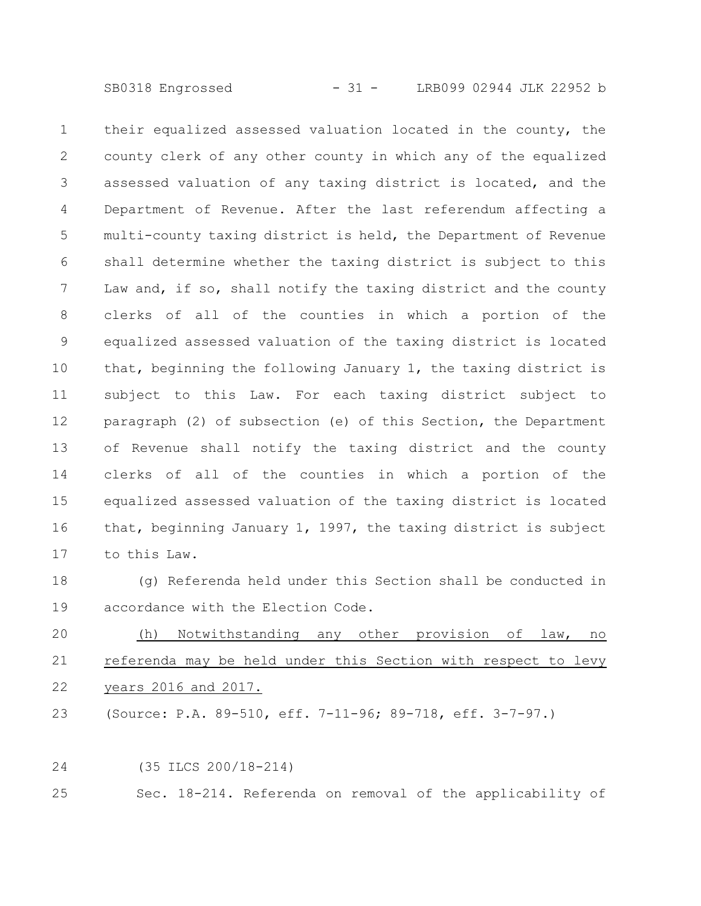their equalized assessed valuation located in the county, the county clerk of any other county in which any of the equalized assessed valuation of any taxing district is located, and the Department of Revenue. After the last referendum affecting a multi-county taxing district is held, the Department of Revenue shall determine whether the taxing district is subject to this Law and, if so, shall notify the taxing district and the county clerks of all of the counties in which a portion of the equalized assessed valuation of the taxing district is located that, beginning the following January 1, the taxing district is subject to this Law. For each taxing district subject to paragraph (2) of subsection (e) of this Section, the Department of Revenue shall notify the taxing district and the county clerks of all of the counties in which a portion of the equalized assessed valuation of the taxing district is located that, beginning January 1, 1997, the taxing district is subject to this Law.

(g) Referenda held under this Section shall be conducted in accordance with the Election Code.

(h) Notwithstanding any other provision of law, no referenda may be held under this Section with respect to levy years 2016 and 2017.

(Source: P.A. 89-510, eff. 7-11-96; 89-718, eff. 3-7-97.)

(35 ILCS 200/18-214)

Sec. 18-214. Referenda on removal of the applicability of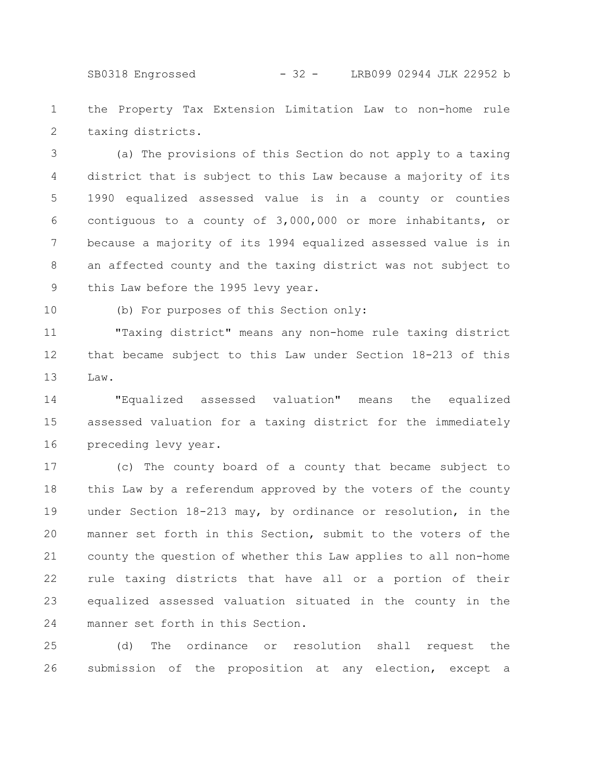the Property Tax Extension Limitation Law to non-home rule taxing districts.

(a) The provisions of this Section do not apply to a taxing district that is subject to this Law because a majority of its 1990 equalized assessed value is in a county or counties contiguous to a county of 3,000,000 or more inhabitants, or because a majority of its 1994 equalized assessed value is in an affected county and the taxing district was not subject to this Law before the 1995 levy year.

(b) For purposes of this Section only:

"Taxing district" means any non-home rule taxing district that became subject to this Law under Section 18-213 of this Law.

"Equalized assessed valuation" means the equalized assessed valuation for a taxing district for the immediately preceding levy year.

(c) The county board of a county that became subject to this Law by a referendum approved by the voters of the county under Section 18-213 may, by ordinance or resolution, in the manner set forth in this Section, submit to the voters of the county the question of whether this Law applies to all non-home rule taxing districts that have all or a portion of their equalized assessed valuation situated in the county in the manner set forth in this Section.

(d) The ordinance or resolution shall request the submission of the proposition at any election, except a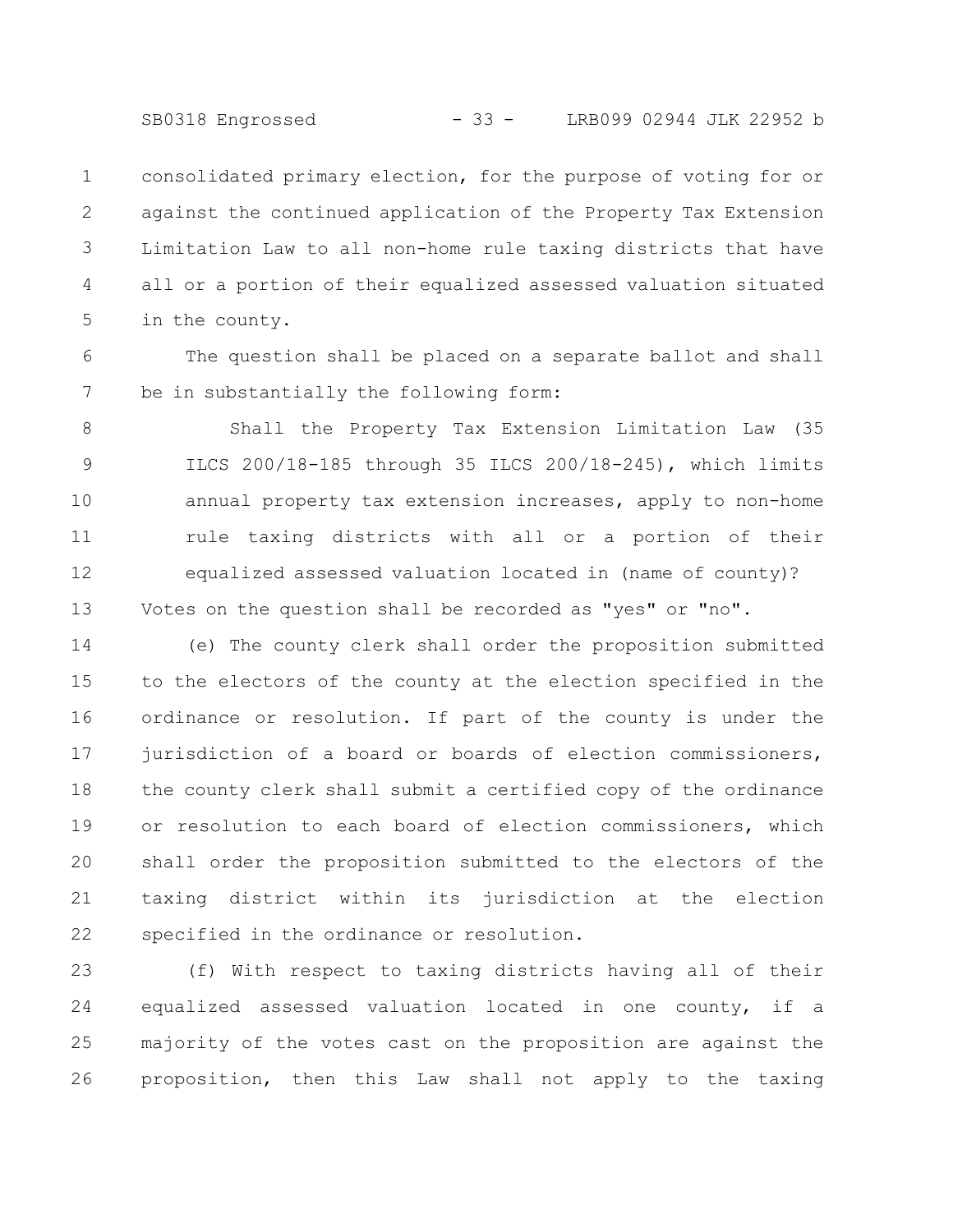consolidated primary election, for the purpose of voting for or against the continued application of the Property Tax Extension Limitation Law to all non-home rule taxing districts that have all or a portion of their equalized assessed valuation situated in the county.

The question shall be placed on a separate ballot and shall be in substantially the following form:

> Shall the Property Tax Extension Limitation Law (35 ILCS 200/18-185 through 35 ILCS 200/18-245), which limits annual property tax extension increases, apply to non-home rule taxing districts with all or a portion of their equalized assessed valuation located in (name of county)?

Votes on the question shall be recorded as "yes" or "no".

(e) The county clerk shall order the proposition submitted to the electors of the county at the election specified in the ordinance or resolution. If part of the county is under the jurisdiction of a board or boards of election commissioners, the county clerk shall submit a certified copy of the ordinance or resolution to each board of election commissioners, which shall order the proposition submitted to the electors of the taxing district within its jurisdiction at the election specified in the ordinance or resolution.

(f) With respect to taxing districts having all of their equalized assessed valuation located in one county, if a majority of the votes cast on the proposition are against the proposition, then this Law shall not apply to the taxing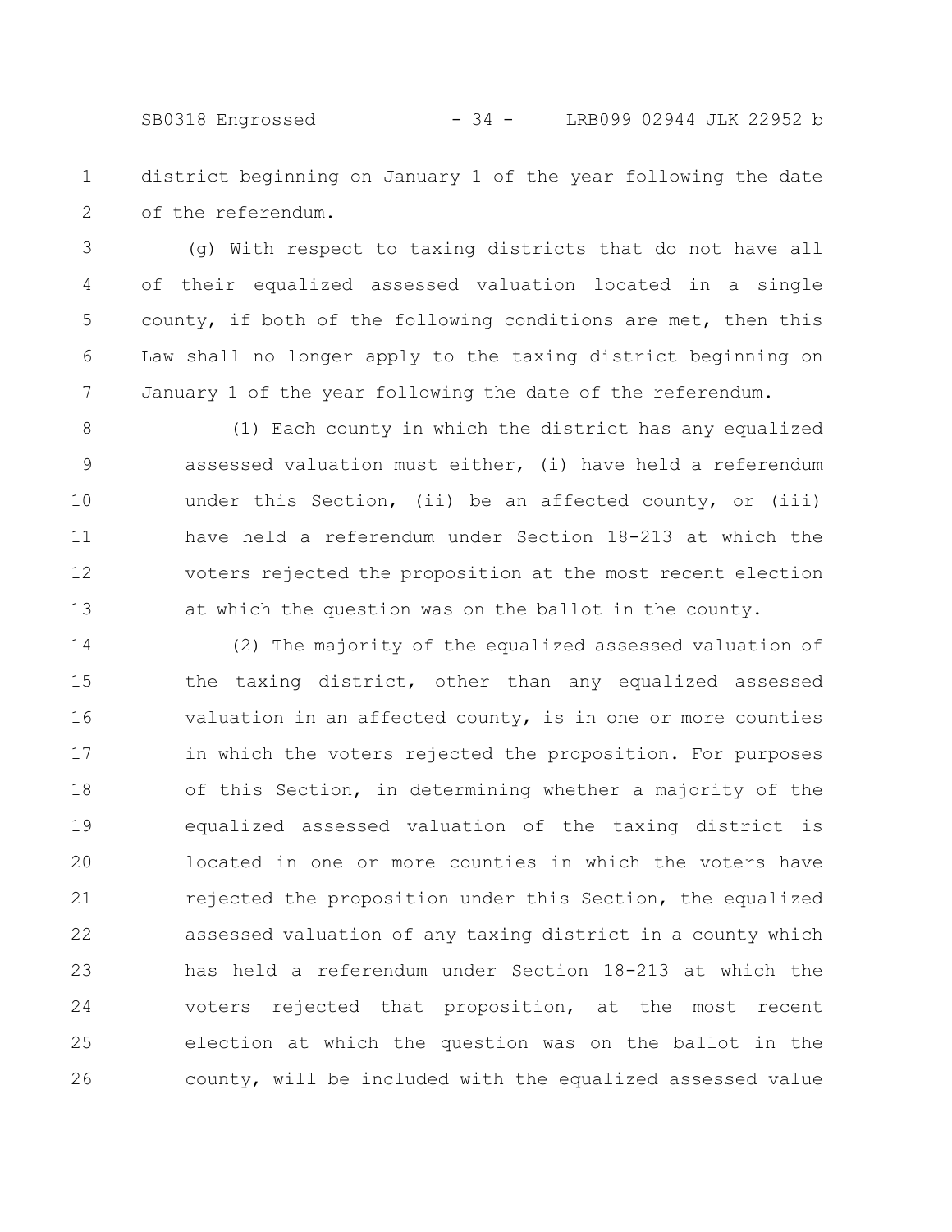district beginning on January 1 of the year following the date of the referendum.

(g) With respect to taxing districts that do not have all of their equalized assessed valuation located in a single county, if both of the following conditions are met, then this Law shall no longer apply to the taxing district beginning on January 1 of the year following the date of the referendum.

(1) Each county in which the district has any equalized assessed valuation must either, (i) have held a referendum under this Section, (ii) be an affected county, or (iii) have held a referendum under Section 18-213 at which the voters rejected the proposition at the most recent election at which the question was on the ballot in the county.

(2) The majority of the equalized assessed valuation of the taxing district, other than any equalized assessed valuation in an affected county, is in one or more counties in which the voters rejected the proposition. For purposes of this Section, in determining whether a majority of the equalized assessed valuation of the taxing district is located in one or more counties in which the voters have rejected the proposition under this Section, the equalized assessed valuation of any taxing district in a county which has held a referendum under Section 18-213 at which the voters rejected that proposition, at the most recent election at which the question was on the ballot in the county, will be included with the equalized assessed value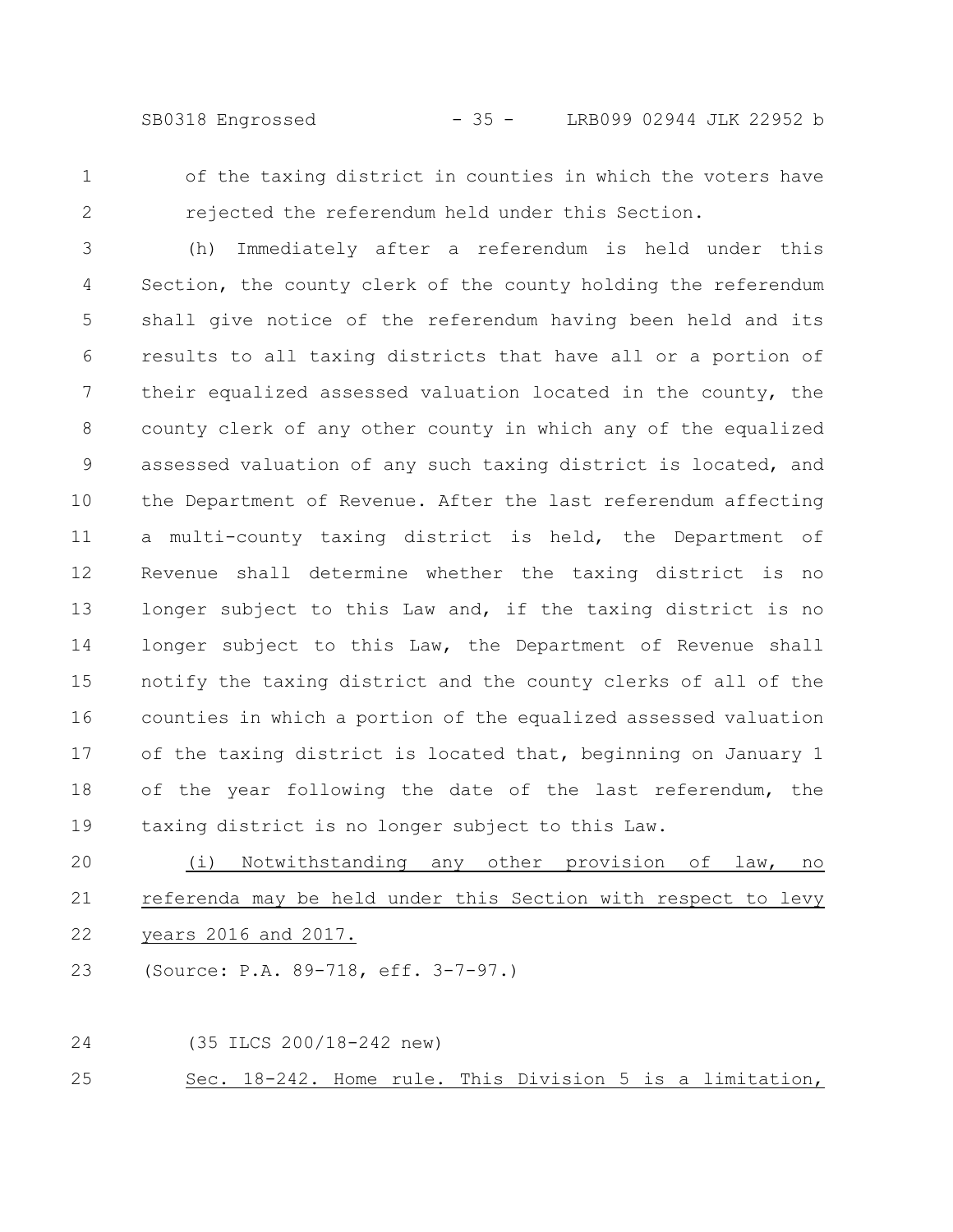of the taxing district in counties in which the voters have rejected the referendum held under this Section.

(h) Immediately after a referendum is held under this Section, the county clerk of the county holding the referendum shall give notice of the referendum having been held and its results to all taxing districts that have all or a portion of their equalized assessed valuation located in the county, the county clerk of any other county in which any of the equalized assessed valuation of any such taxing district is located, and the Department of Revenue. After the last referendum affecting a multi-county taxing district is held, the Department of Revenue shall determine whether the taxing district is no longer subject to this Law and, if the taxing district is no longer subject to this Law, the Department of Revenue shall notify the taxing district and the county clerks of all of the counties in which a portion of the equalized assessed valuation of the taxing district is located that, beginning on January 1 of the year following the date of the last referendum, the taxing district is no longer subject to this Law.

(i) Notwithstanding any other provision of law, no referenda may be held under this Section with respect to levy years 2016 and 2017.

(Source: P.A. 89-718, eff. 3-7-97.)

(35 ILCS 200/18-242 new)

Sec. 18-242. Home rule. This Division 5 is a limitation,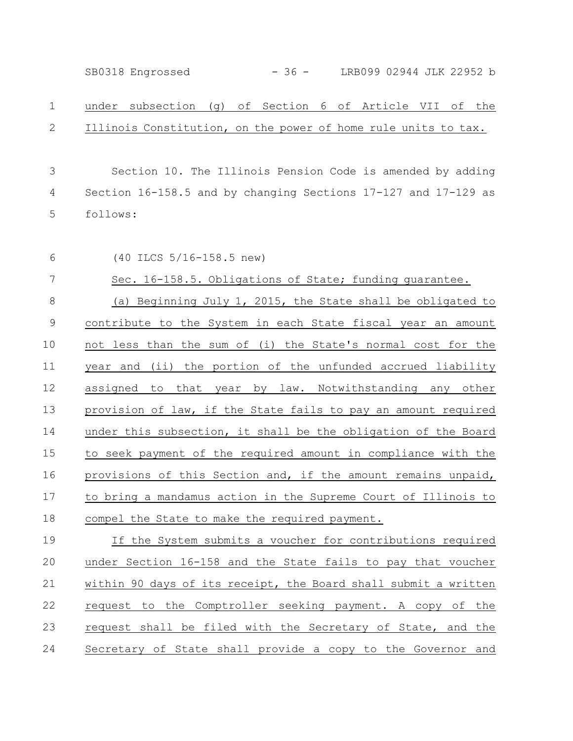under subsection (g) of Section 6 of Article VII of the Illinois Constitution, on the power of home rule units to tax.

Section 10. The Illinois Pension Code is amended by adding Section 16-158.5 and by changing Sections 17-127 and 17-129 as follows:

(40 ILCS 5/16-158.5 new)

Sec. 16-158.5. Obligations of State; funding guarantee.

(a) Beginning July 1, 2015, the State shall be obligated to contribute to the System in each State fiscal year an amount not less than the sum of (i) the State's normal cost for the year and (ii) the portion of the unfunded accrued liability assigned to that year by law. Notwithstanding any other provision of law, if the State fails to pay an amount required under this subsection, it shall be the obligation of the Board to seek payment of the required amount in compliance with the provisions of this Section and, if the amount remains unpaid, to bring a mandamus action in the Supreme Court of Illinois to compel the State to make the required payment.

If the System submits a voucher for contributions required under Section 16-158 and the State fails to pay that voucher within 90 days of its receipt, the Board shall submit a written request to the Comptroller seeking payment. A copy of the request shall be filed with the Secretary of State, and the Secretary of State shall provide a copy to the Governor and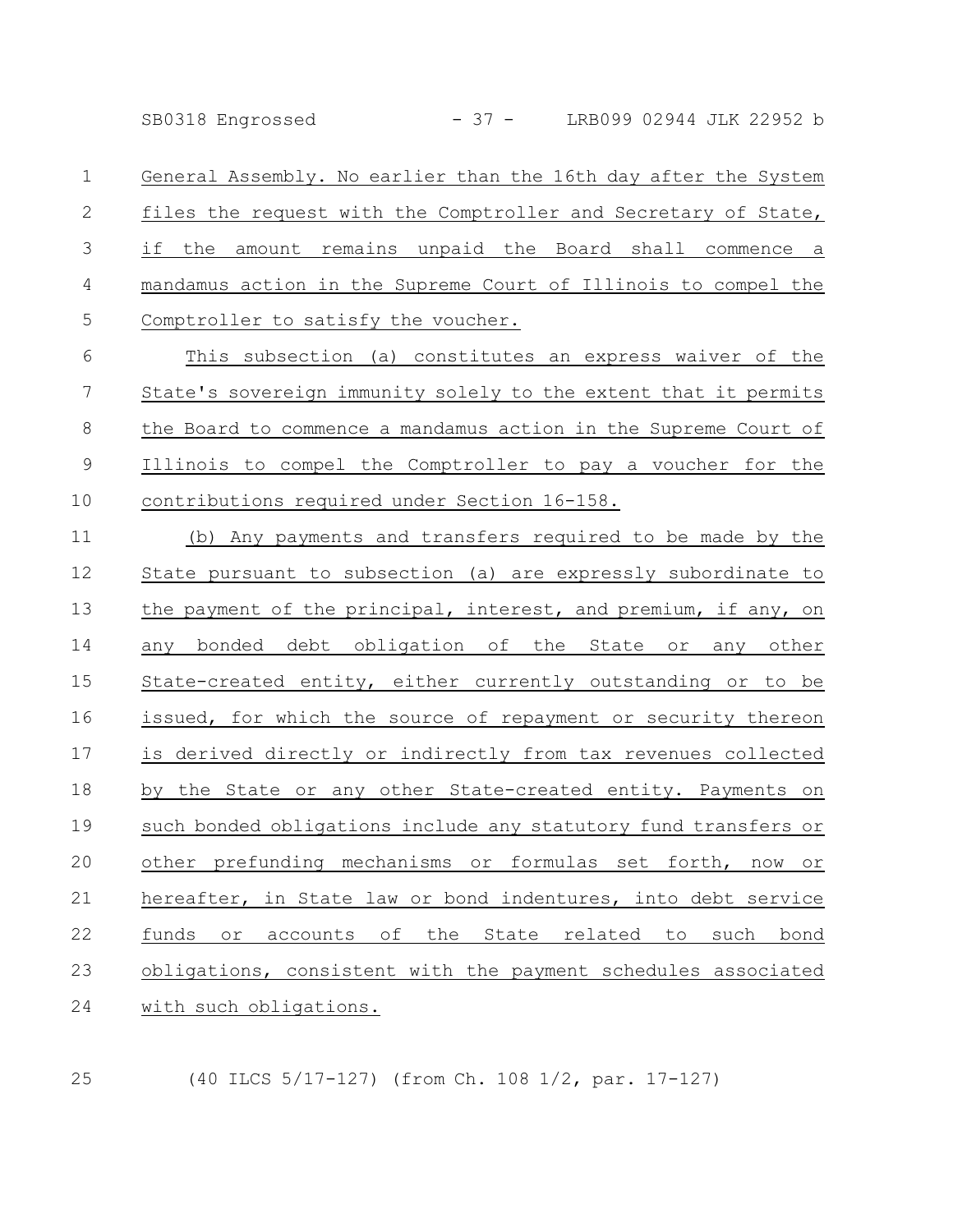General Assembly. No earlier than the 16th day after the System files the request with the Comptroller and Secretary of State, if the amount remains unpaid the Board shall commence a mandamus action in the Supreme Court of Illinois to compel the Comptroller to satisfy the voucher.

This subsection (a) constitutes an express waiver of the State's sovereign immunity solely to the extent that it permits the Board to commence a mandamus action in the Supreme Court of Illinois to compel the Comptroller to pay a voucher for the contributions required under Section 16-158.

(b) Any payments and transfers required to be made by the State pursuant to subsection (a) are expressly subordinate to the payment of the principal, interest, and premium, if any, on any bonded debt obligation of the State or any other State-created entity, either currently outstanding or to be issued, for which the source of repayment or security thereon is derived directly or indirectly from tax revenues collected by the State or any other State-created entity. Payments on such bonded obligations include any statutory fund transfers or other prefunding mechanisms or formulas set forth, now or hereafter, in State law or bond indentures, into debt service funds or accounts of the State related to such bond obligations, consistent with the payment schedules associated with such obligations.

(40 ILCS 5/17-127) (from Ch. 108 1/2, par. 17-127)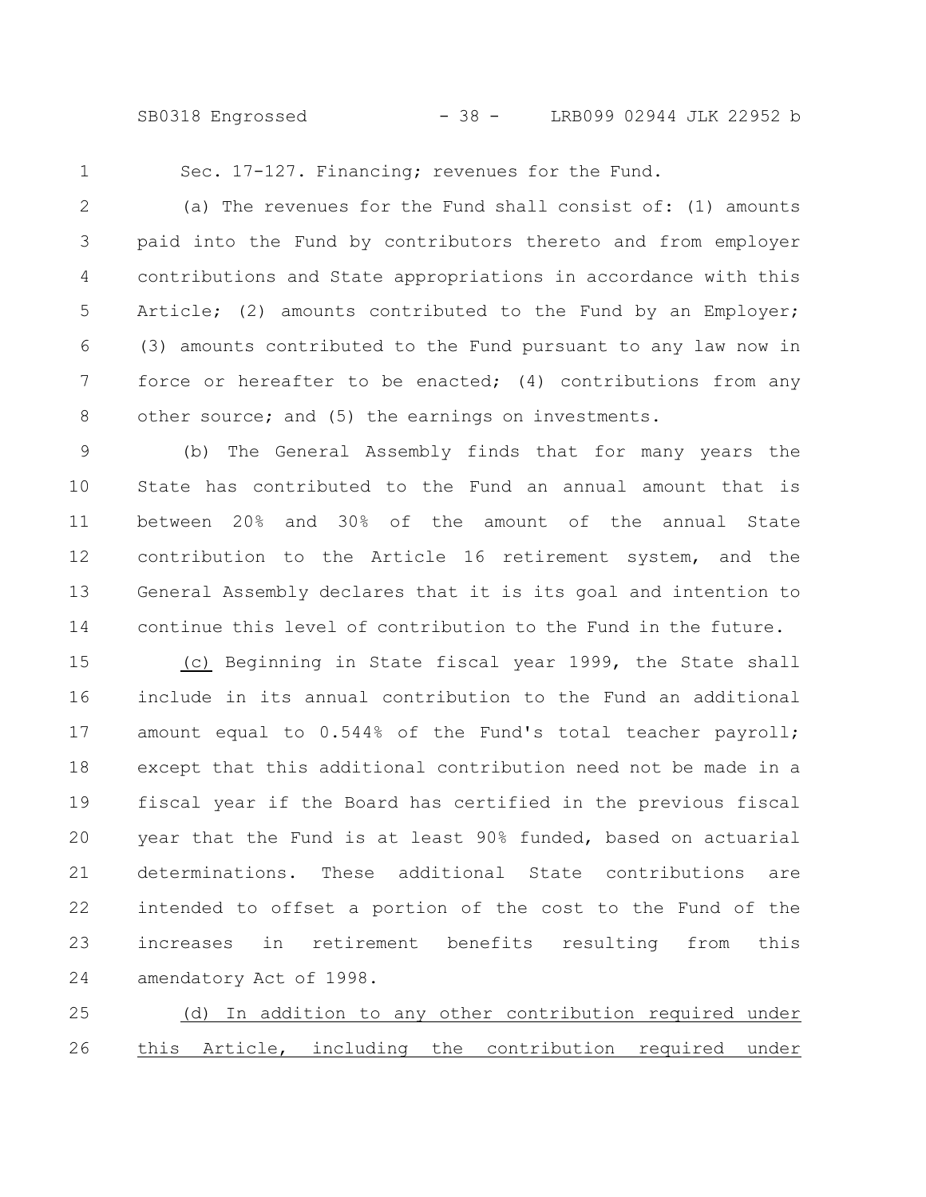Sec. 17-127. Financing; revenues for the Fund.

(a) The revenues for the Fund shall consist of: (1) amounts paid into the Fund by contributors thereto and from employer contributions and State appropriations in accordance with this Article; (2) amounts contributed to the Fund by an Employer; (3) amounts contributed to the Fund pursuant to any law now in force or hereafter to be enacted; (4) contributions from any other source; and (5) the earnings on investments.

(b) The General Assembly finds that for many years the State has contributed to the Fund an annual amount that is between 20% and 30% of the amount of the annual State contribution to the Article 16 retirement system, and the General Assembly declares that it is its goal and intention to continue this level of contribution to the Fund in the future.

(c) Beginning in State fiscal year 1999, the State shall include in its annual contribution to the Fund an additional amount equal to 0.544% of the Fund's total teacher payroll; except that this additional contribution need not be made in a fiscal year if the Board has certified in the previous fiscal year that the Fund is at least 90% funded, based on actuarial determinations. These additional State contributions are intended to offset a portion of the cost to the Fund of the increases in retirement benefits resulting from this amendatory Act of 1998.

(d) In addition to any other contribution required under this Article, including the contribution required under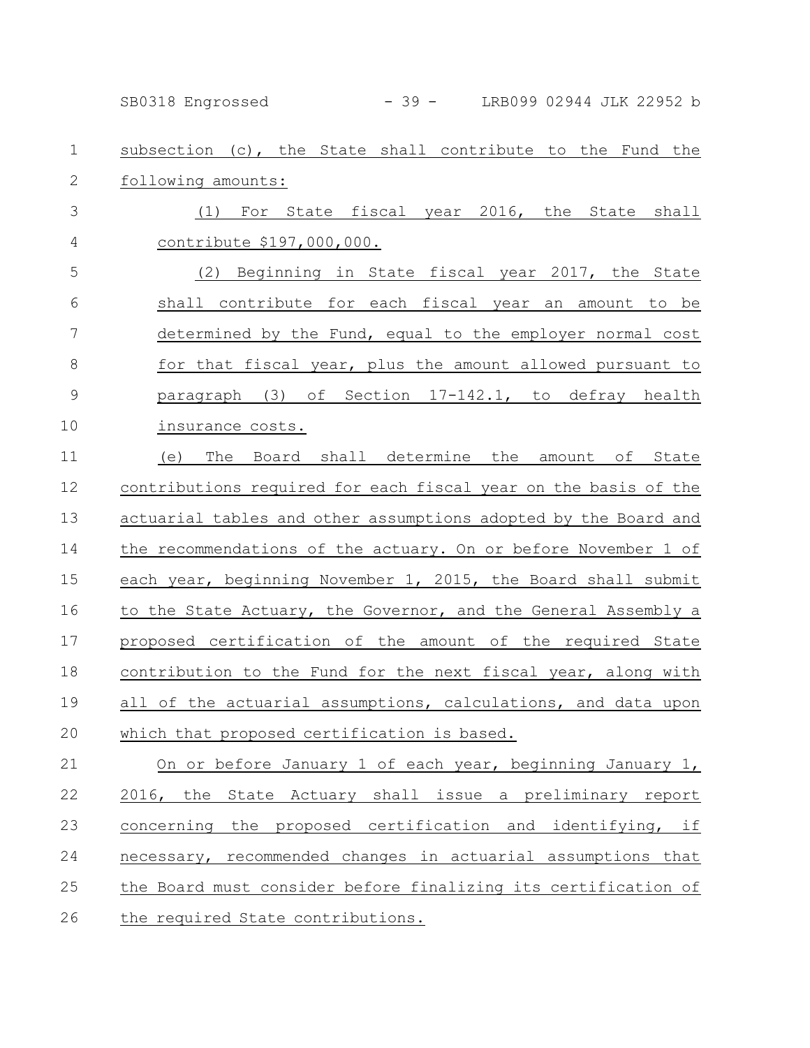subsection (c), the State shall contribute to the Fund the following amounts:

(1) For State fiscal year 2016, the State shall contribute $197,000,000.

(2) Beginning in State fiscal year 2017, the State shall contribute for each fiscal year an amount to be determined by the Fund, equal to the employer normal cost for that fiscal year, plus the amount allowed pursuant to paragraph (3) of Section 17-142.1, to defray health insurance costs.

(e) The Board shall determine the amount of State contributions required for each fiscal year on the basis of the actuarial tables and other assumptions adopted by the Board and the recommendations of the actuary. On or before November 1 of each year, beginning November 1, 2015, the Board shall submit to the State Actuary, the Governor, and the General Assembly a proposed certification of the amount of the required State contribution to the Fund for the next fiscal year, along with all of the actuarial assumptions, calculations, and data upon which that proposed certification is based.

On or before January 1 of each year, beginning January 1, 2016, the State Actuary shall issue a preliminary report concerning the proposed certification and identifying, if necessary, recommended changes in actuarial assumptions that the Board must consider before finalizing its certification of the required State contributions.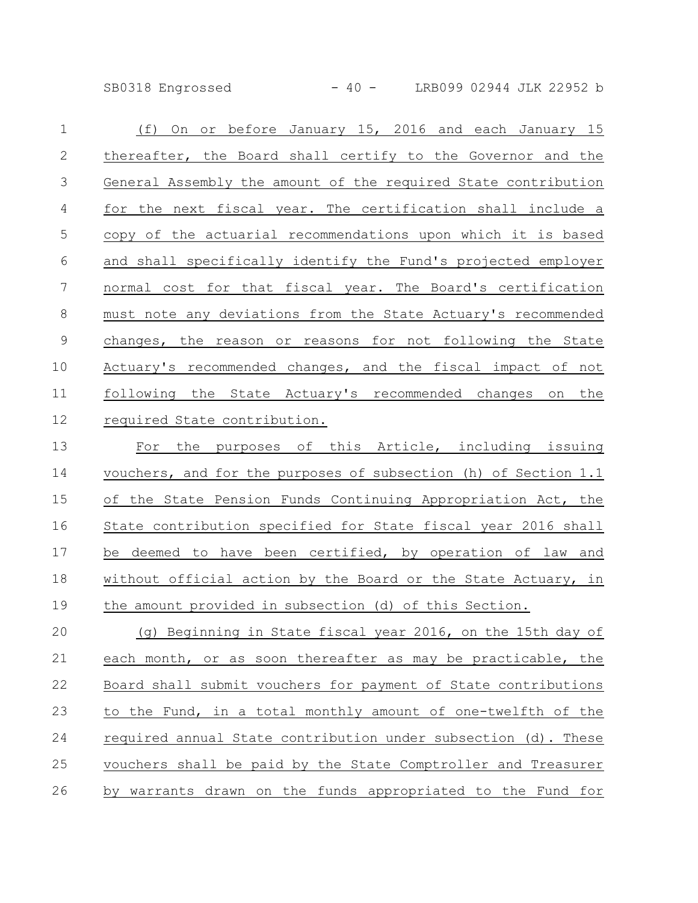(f) On or before January 15, 2016 and each January 15 thereafter, the Board shall certify to the Governor and the General Assembly the amount of the required State contribution for the next fiscal year. The certification shall include a copy of the actuarial recommendations upon which it is based and shall specifically identify the Fund's projected employer normal cost for that fiscal year. The Board's certification must note any deviations from the State Actuary's recommended changes, the reason or reasons for not following the State Actuary's recommended changes, and the fiscal impact of not following the State Actuary's recommended changes on the required State contribution.

For the purposes of this Article, including issuing vouchers, and for the purposes of subsection (h) of Section 1.1 of the State Pension Funds Continuing Appropriation Act, the State contribution specified for State fiscal year 2016 shall be deemed to have been certified, by operation of law and without official action by the Board or the State Actuary, in the amount provided in subsection (d) of this Section.

(g) Beginning in State fiscal year 2016, on the 15th day of each month, or as soon thereafter as may be practicable, the Board shall submit vouchers for payment of State contributions to the Fund, in a total monthly amount of one-twelfth of the required annual State contribution under subsection (d). These vouchers shall be paid by the State Comptroller and Treasurer by warrants drawn on the funds appropriated to the Fund for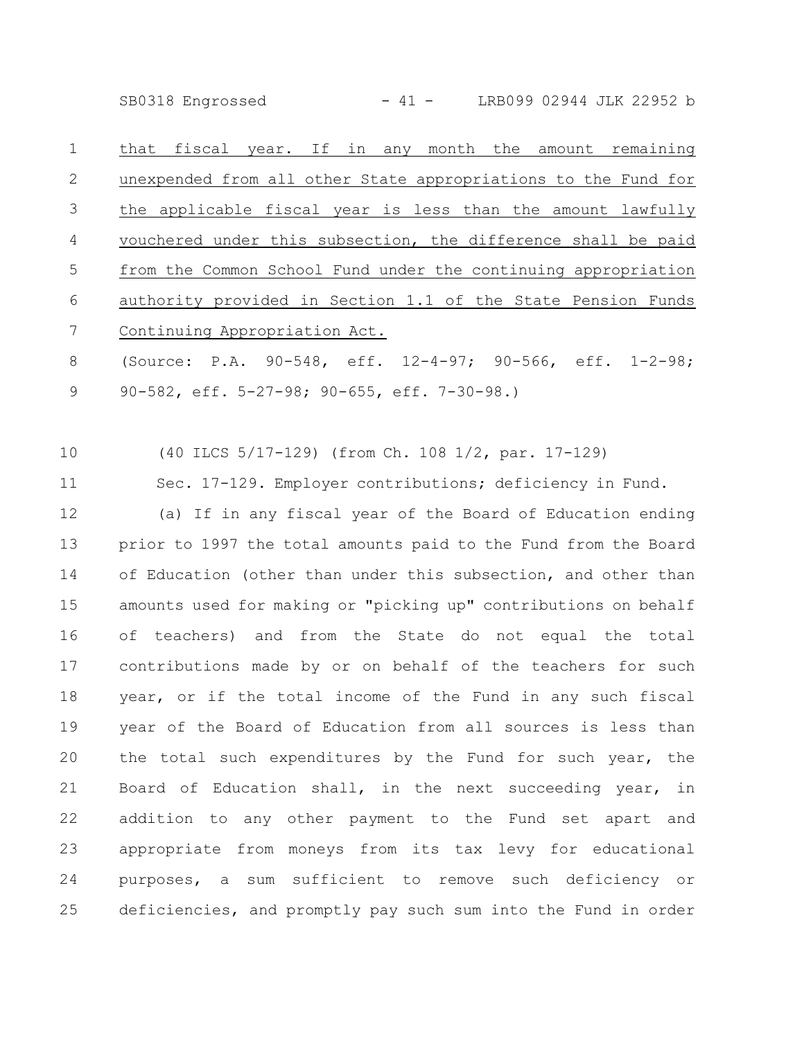that fiscal year. If in any month the amount remaining unexpended from all other State appropriations to the Fund for the applicable fiscal year is less than the amount lawfully vouchered under this subsection, the difference shall be paid from the Common School Fund under the continuing appropriation authority provided in Section 1.1 of the State Pension Funds Continuing Appropriation Act.

(Source: P.A. 90-548, eff. 12-4-97; 90-566, eff. 1-2-98; 90-582, eff. 5-27-98; 90-655, eff. 7-30-98.)

(40 ILCS 5/17-129) (from Ch. 108 1/2, par. 17-129)

Sec. 17-129. Employer contributions; deficiency in Fund.

(a) If in any fiscal year of the Board of Education ending prior to 1997 the total amounts paid to the Fund from the Board of Education (other than under this subsection, and other than amounts used for making or "picking up" contributions on behalf of teachers) and from the State do not equal the total contributions made by or on behalf of the teachers for such year, or if the total income of the Fund in any such fiscal year of the Board of Education from all sources is less than the total such expenditures by the Fund for such year, the Board of Education shall, in the next succeeding year, in addition to any other payment to the Fund set apart and appropriate from moneys from its tax levy for educational purposes, a sum sufficient to remove such deficiency or deficiencies, and promptly pay such sum into the Fund in order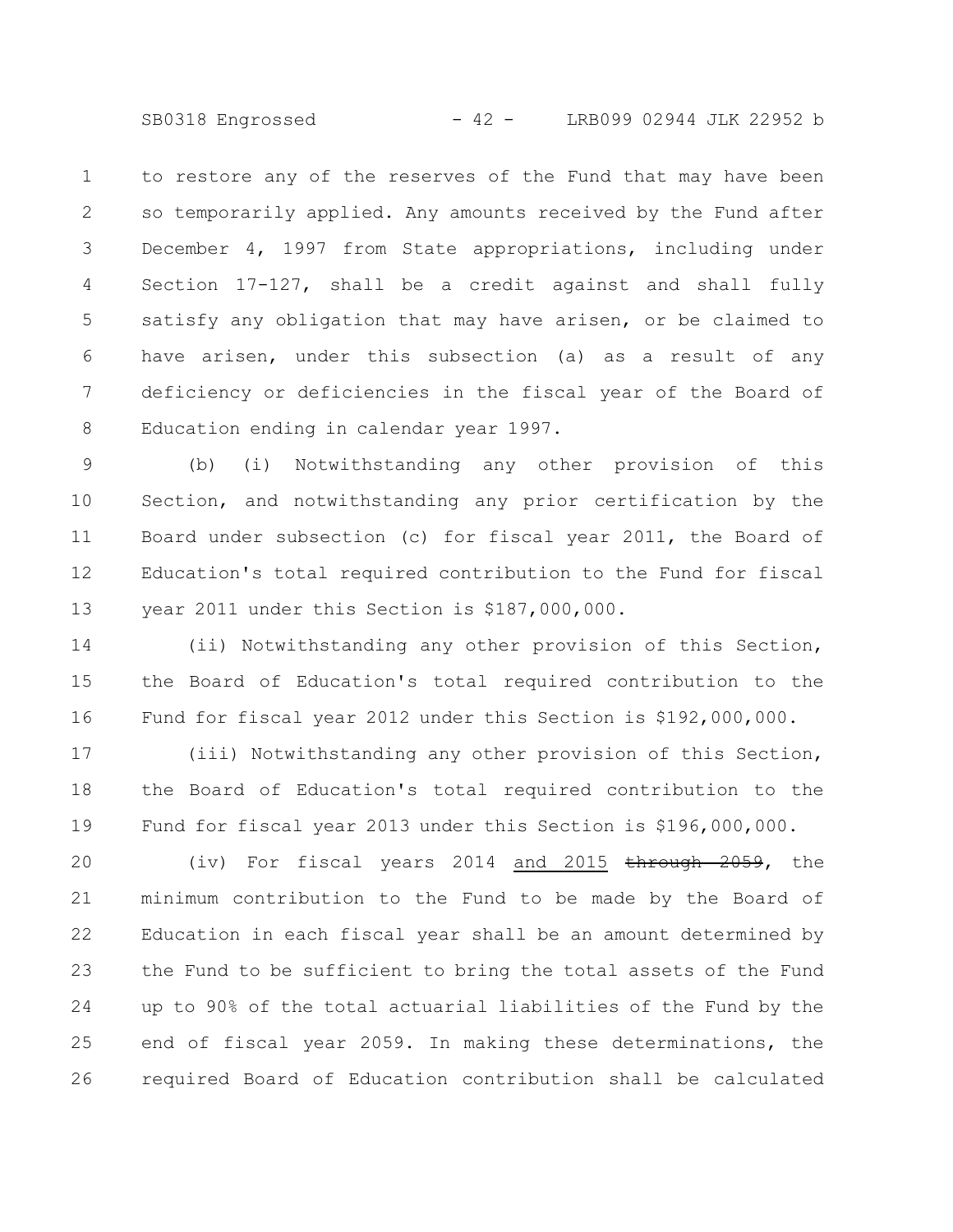to restore any of the reserves of the Fund that may have been so temporarily applied. Any amounts received by the Fund after December 4, 1997 from State appropriations, including under Section 17-127, shall be a credit against and shall fully satisfy any obligation that may have arisen, or be claimed to have arisen, under this subsection (a) as a result of any deficiency or deficiencies in the fiscal year of the Board of Education ending in calendar year 1997.

(b) (i) Notwithstanding any other provision of this Section, and notwithstanding any prior certification by the Board under subsection (c) for fiscal year 2011, the Board of Education's total required contribution to the Fund for fiscal year 2011 under this Section is $187,000,000.

(ii) Notwithstanding any other provision of this Section, the Board of Education's total required contribution to the Fund for fiscal year 2012 under this Section is $192,000,000.

(iii) Notwithstanding any other provision of this Section, the Board of Education's total required contribution to the Fund for fiscal year 2013 under this Section is $196,000,000.

(iv) For fiscal years 2014 <u>and 2015</u> ~~through 2059~~, the minimum contribution to the Fund to be made by the Board of Education in each fiscal year shall be an amount determined by the Fund to be sufficient to bring the total assets of the Fund up to 90% of the total actuarial liabilities of the Fund by the end of fiscal year 2059. In making these determinations, the required Board of Education contribution shall be calculated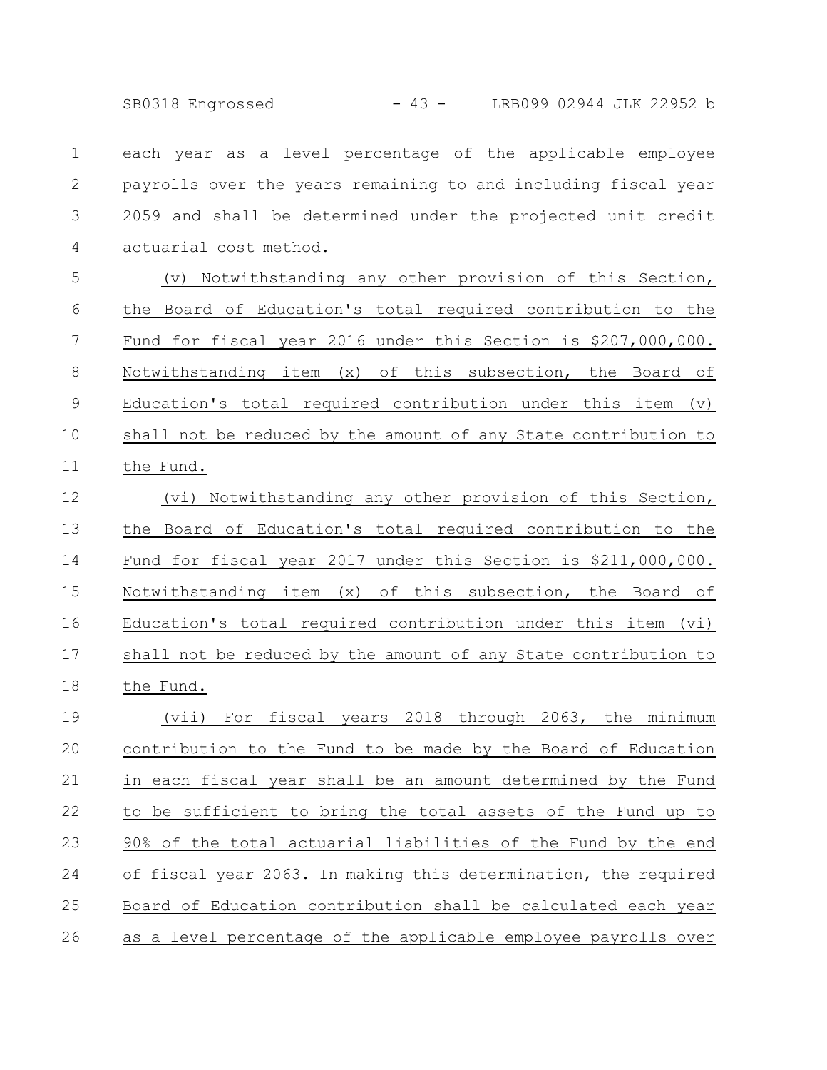each year as a level percentage of the applicable employee payrolls over the years remaining to and including fiscal year 2059 and shall be determined under the projected unit credit actuarial cost method.

<u>(v) Notwithstanding any other provision of this Section, the Board of Education's total required contribution to the Fund for fiscal year 2016 under this Section is $207,000,000. Notwithstanding item (x) of this subsection, the Board of Education's total required contribution under this item (v) shall not be reduced by the amount of any State contribution to the Fund.</u>

<u>(vi) Notwithstanding any other provision of this Section, the Board of Education's total required contribution to the Fund for fiscal year 2017 under this Section is $211,000,000. Notwithstanding item (x) of this subsection, the Board of Education's total required contribution under this item (vi) shall not be reduced by the amount of any State contribution to the Fund.</u>

<u>(vii) For fiscal years 2018 through 2063, the minimum contribution to the Fund to be made by the Board of Education in each fiscal year shall be an amount determined by the Fund to be sufficient to bring the total assets of the Fund up to 90% of the total actuarial liabilities of the Fund by the end of fiscal year 2063. In making this determination, the required Board of Education contribution shall be calculated each year as a level percentage of the applicable employee payrolls over</u>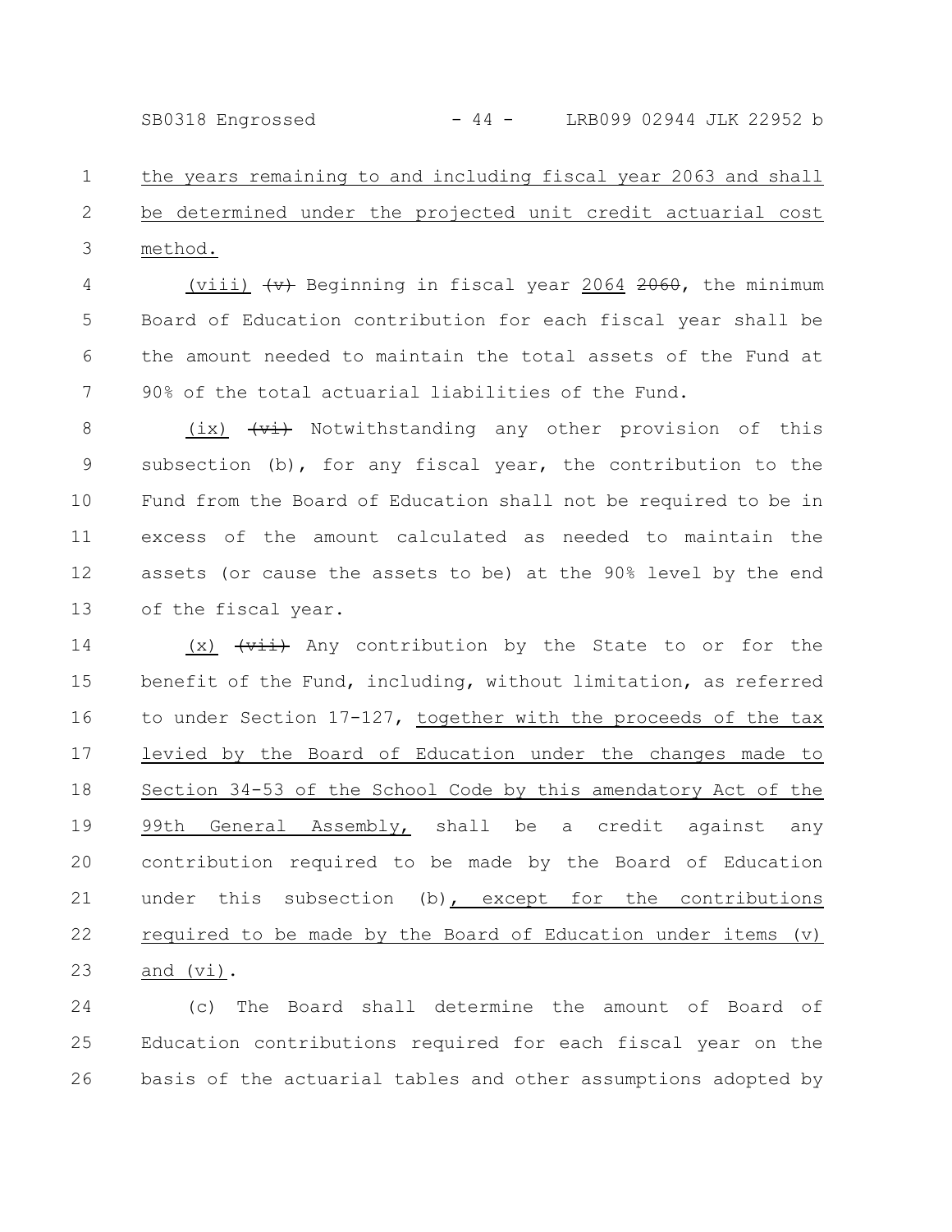the years remaining to and including fiscal year 2063 and shall be determined under the projected unit credit actuarial cost method.

(viii) ~~(v)~~ Beginning in fiscal year 2064 ~~2060~~, the minimum Board of Education contribution for each fiscal year shall be the amount needed to maintain the total assets of the Fund at 90% of the total actuarial liabilities of the Fund.

(ix) ~~(vi)~~ Notwithstanding any other provision of this subsection (b), for any fiscal year, the contribution to the Fund from the Board of Education shall not be required to be in excess of the amount calculated as needed to maintain the assets (or cause the assets to be) at the 90% level by the end of the fiscal year.

(x) ~~(vii)~~ Any contribution by the State to or for the benefit of the Fund, including, without limitation, as referred to under Section 17-127, together with the proceeds of the tax levied by the Board of Education under the changes made to Section 34-53 of the School Code by this amendatory Act of the 99th General Assembly, shall be a credit against any contribution required to be made by the Board of Education under this subsection (b), except for the contributions required to be made by the Board of Education under items (v) and (vi).

(c) The Board shall determine the amount of Board of Education contributions required for each fiscal year on the basis of the actuarial tables and other assumptions adopted by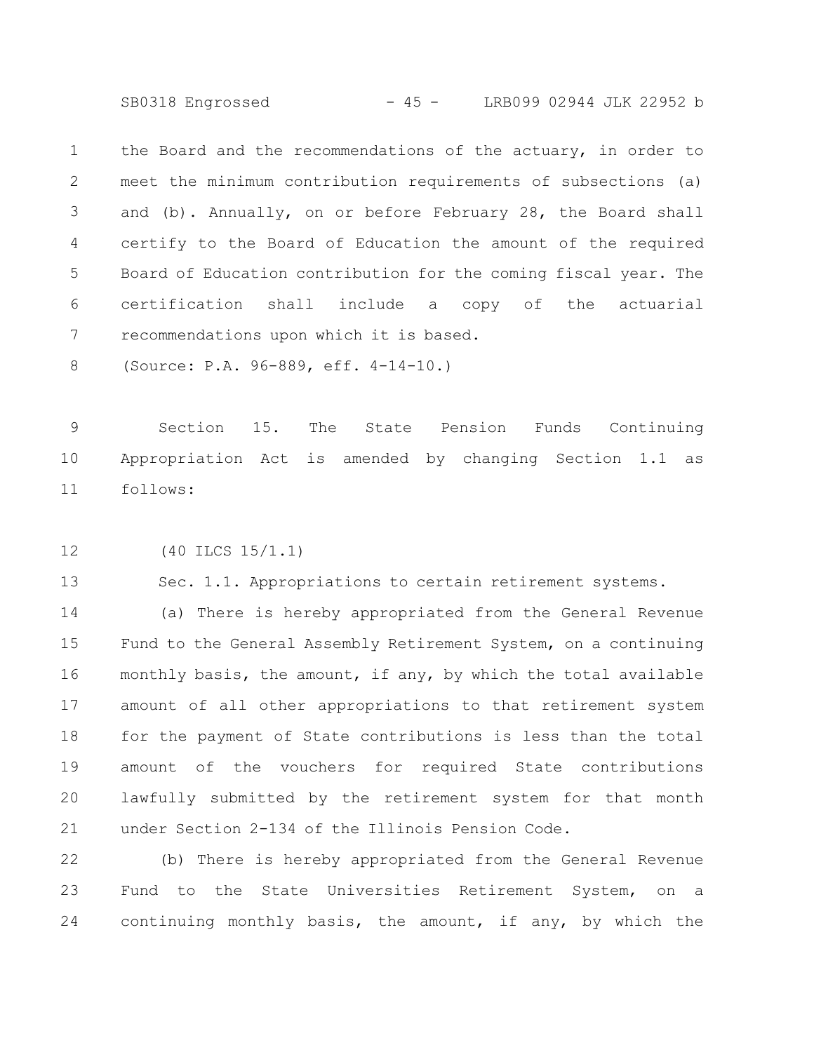the Board and the recommendations of the actuary, in order to meet the minimum contribution requirements of subsections (a) and (b). Annually, on or before February 28, the Board shall certify to the Board of Education the amount of the required Board of Education contribution for the coming fiscal year. The certification shall include a copy of the actuarial recommendations upon which it is based.

(Source: P.A. 96-889, eff. 4-14-10.)

Section 15. The State Pension Funds Continuing Appropriation Act is amended by changing Section 1.1 as follows:

(40 ILCS 15/1.1)

Sec. 1.1. Appropriations to certain retirement systems.

(a) There is hereby appropriated from the General Revenue Fund to the General Assembly Retirement System, on a continuing monthly basis, the amount, if any, by which the total available amount of all other appropriations to that retirement system for the payment of State contributions is less than the total amount of the vouchers for required State contributions lawfully submitted by the retirement system for that month under Section 2-134 of the Illinois Pension Code.

(b) There is hereby appropriated from the General Revenue Fund to the State Universities Retirement System, on a continuing monthly basis, the amount, if any, by which the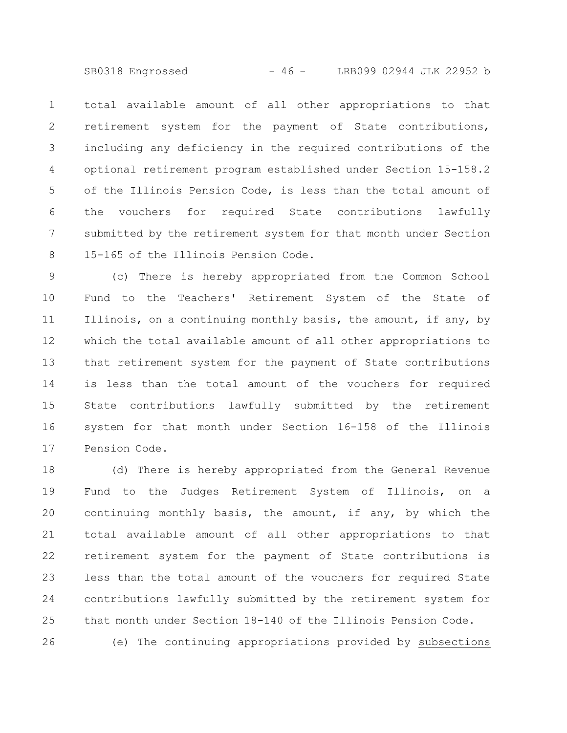total available amount of all other appropriations to that retirement system for the payment of State contributions, including any deficiency in the required contributions of the optional retirement program established under Section 15-158.2 of the Illinois Pension Code, is less than the total amount of the vouchers for required State contributions lawfully submitted by the retirement system for that month under Section 15-165 of the Illinois Pension Code.

(c) There is hereby appropriated from the Common School Fund to the Teachers' Retirement System of the State of Illinois, on a continuing monthly basis, the amount, if any, by which the total available amount of all other appropriations to that retirement system for the payment of State contributions is less than the total amount of the vouchers for required State contributions lawfully submitted by the retirement system for that month under Section 16-158 of the Illinois Pension Code.

(d) There is hereby appropriated from the General Revenue Fund to the Judges Retirement System of Illinois, on a continuing monthly basis, the amount, if any, by which the total available amount of all other appropriations to that retirement system for the payment of State contributions is less than the total amount of the vouchers for required State contributions lawfully submitted by the retirement system for that month under Section 18-140 of the Illinois Pension Code.

(e) The continuing appropriations provided by subsections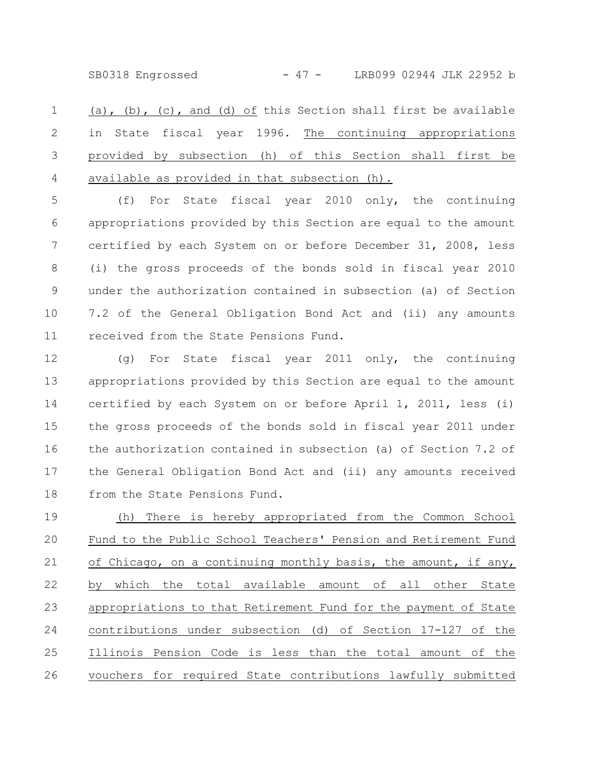(a), (b), (c), and (d) of this Section shall first be available in State fiscal year 1996. The continuing appropriations provided by subsection (h) of this Section shall first be available as provided in that subsection (h).

(f) For State fiscal year 2010 only, the continuing appropriations provided by this Section are equal to the amount certified by each System on or before December 31, 2008, less (i) the gross proceeds of the bonds sold in fiscal year 2010 under the authorization contained in subsection (a) of Section 7.2 of the General Obligation Bond Act and (ii) any amounts received from the State Pensions Fund.

(g) For State fiscal year 2011 only, the continuing appropriations provided by this Section are equal to the amount certified by each System on or before April 1, 2011, less (i) the gross proceeds of the bonds sold in fiscal year 2011 under the authorization contained in subsection (a) of Section 7.2 of the General Obligation Bond Act and (ii) any amounts received from the State Pensions Fund.

(h) There is hereby appropriated from the Common School Fund to the Public School Teachers' Pension and Retirement Fund of Chicago, on a continuing monthly basis, the amount, if any, by which the total available amount of all other State appropriations to that Retirement Fund for the payment of State contributions under subsection (d) of Section 17-127 of the Illinois Pension Code is less than the total amount of the vouchers for required State contributions lawfully submitted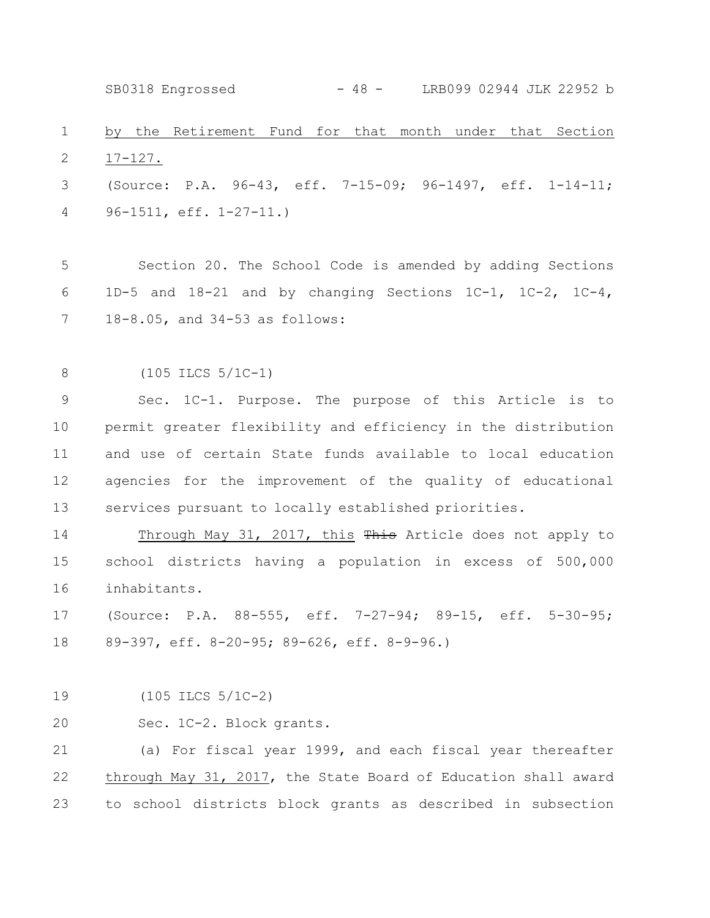by the Retirement Fund for that month under that Section 17-127.

(Source: P.A. 96-43, eff. 7-15-09; 96-1497, eff. 1-14-11; 96-1511, eff. 1-27-11.)

Section 20. The School Code is amended by adding Sections 1D-5 and 18-21 and by changing Sections 1C-1, 1C-2, 1C-4, 18-8.05, and 34-53 as follows:

(105 ILCS 5/1C-1)

Sec. 1C-1. Purpose. The purpose of this Article is to permit greater flexibility and efficiency in the distribution and use of certain State funds available to local education agencies for the improvement of the quality of educational services pursuant to locally established priorities.

Through May 31, 2017, this ~~This~~ Article does not apply to school districts having a population in excess of 500,000 inhabitants.

(Source: P.A. 88-555, eff. 7-27-94; 89-15, eff. 5-30-95; 89-397, eff. 8-20-95; 89-626, eff. 8-9-96.)

(105 ILCS 5/1C-2)

Sec. 1C-2. Block grants.

(a) For fiscal year 1999, and each fiscal year thereafter through May 31, 2017, the State Board of Education shall award to school districts block grants as described in subsection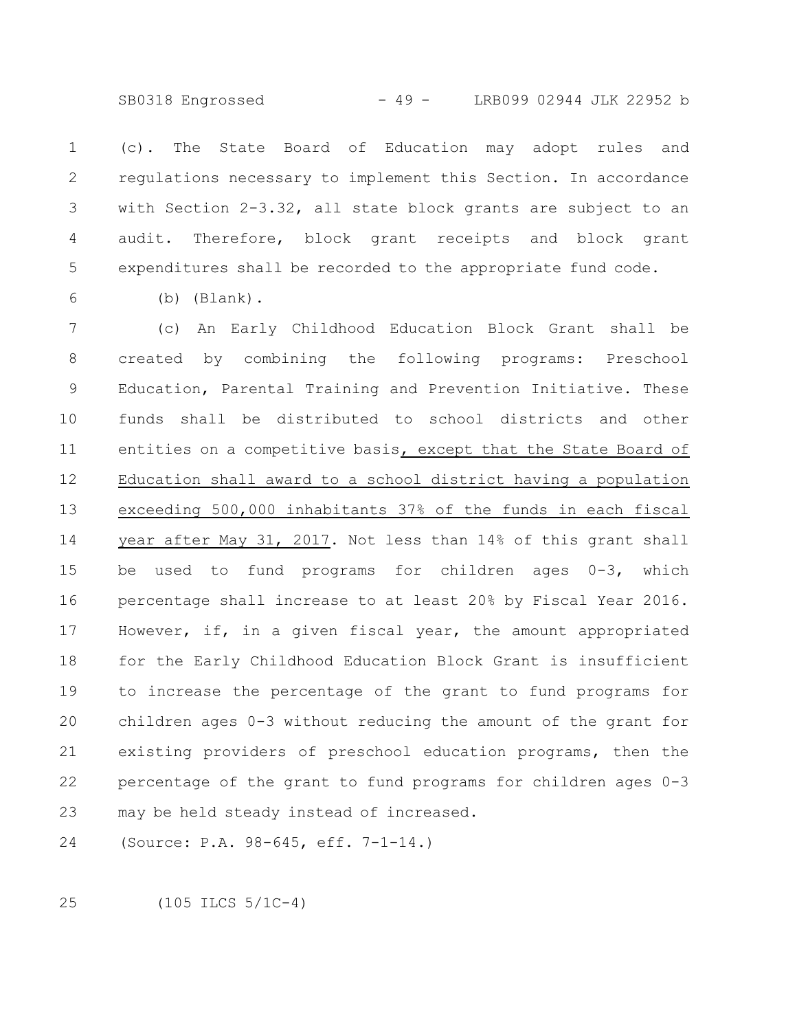(c). The State Board of Education may adopt rules and regulations necessary to implement this Section. In accordance with Section 2-3.32, all state block grants are subject to an audit. Therefore, block grant receipts and block grant expenditures shall be recorded to the appropriate fund code.

(b) (Blank).

(c) An Early Childhood Education Block Grant shall be created by combining the following programs: Preschool Education, Parental Training and Prevention Initiative. These funds shall be distributed to school districts and other entities on a competitive basis, except that the State Board of Education shall award to a school district having a population exceeding 500,000 inhabitants 37% of the funds in each fiscal year after May 31, 2017. Not less than 14% of this grant shall be used to fund programs for children ages 0-3, which percentage shall increase to at least 20% by Fiscal Year 2016. However, if, in a given fiscal year, the amount appropriated for the Early Childhood Education Block Grant is insufficient to increase the percentage of the grant to fund programs for children ages 0-3 without reducing the amount of the grant for existing providers of preschool education programs, then the percentage of the grant to fund programs for children ages 0-3 may be held steady instead of increased.

(Source: P.A. 98-645, eff. 7-1-14.)

(105 ILCS 5/1C-4)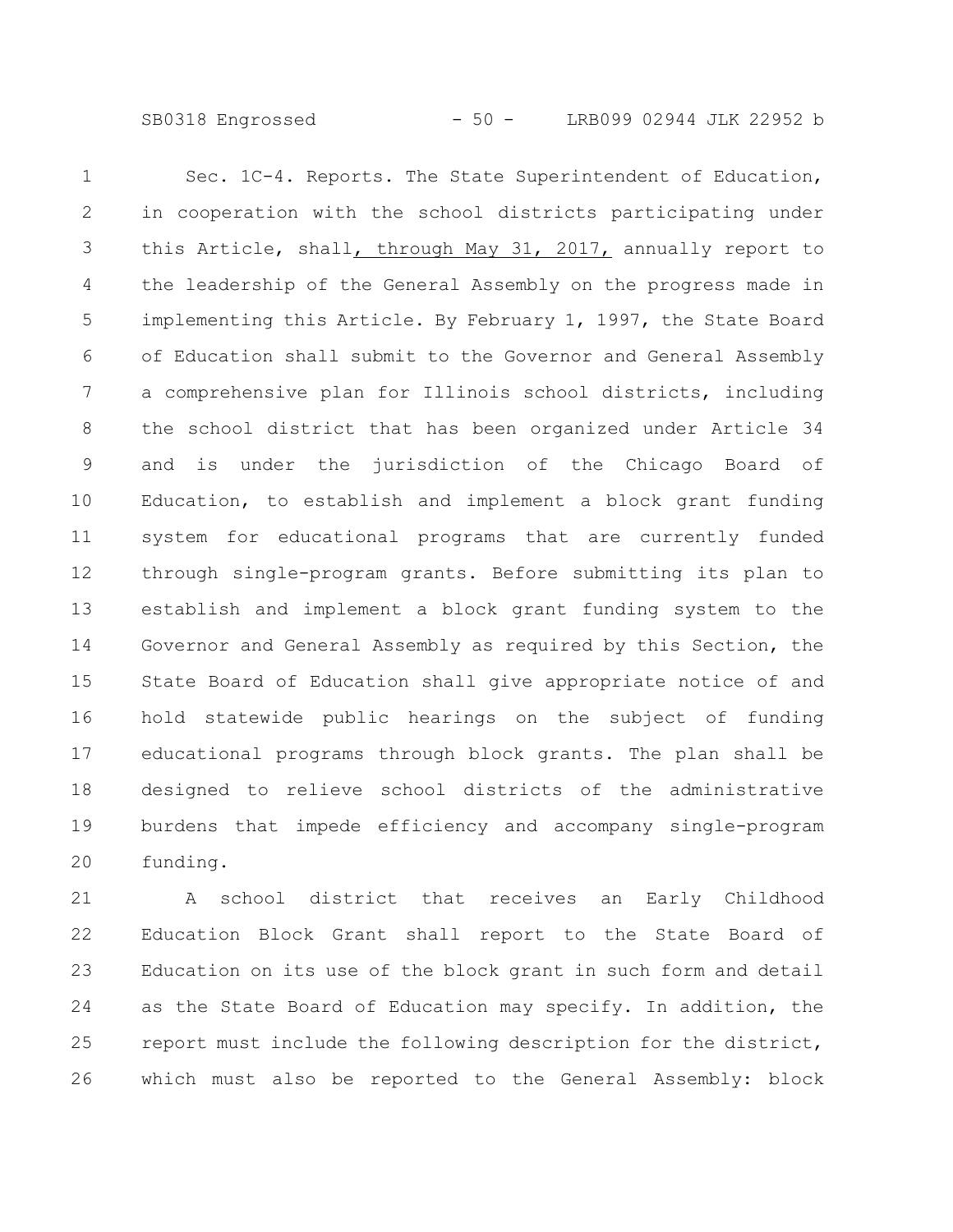Sec. 1C-4. Reports. The State Superintendent of Education, in cooperation with the school districts participating under this Article, shall, through May 31, 2017, annually report to the leadership of the General Assembly on the progress made in implementing this Article. By February 1, 1997, the State Board of Education shall submit to the Governor and General Assembly a comprehensive plan for Illinois school districts, including the school district that has been organized under Article 34 and is under the jurisdiction of the Chicago Board of Education, to establish and implement a block grant funding system for educational programs that are currently funded through single-program grants. Before submitting its plan to establish and implement a block grant funding system to the Governor and General Assembly as required by this Section, the State Board of Education shall give appropriate notice of and hold statewide public hearings on the subject of funding educational programs through block grants. The plan shall be designed to relieve school districts of the administrative burdens that impede efficiency and accompany single-program funding.

A school district that receives an Early Childhood Education Block Grant shall report to the State Board of Education on its use of the block grant in such form and detail as the State Board of Education may specify. In addition, the report must include the following description for the district, which must also be reported to the General Assembly: block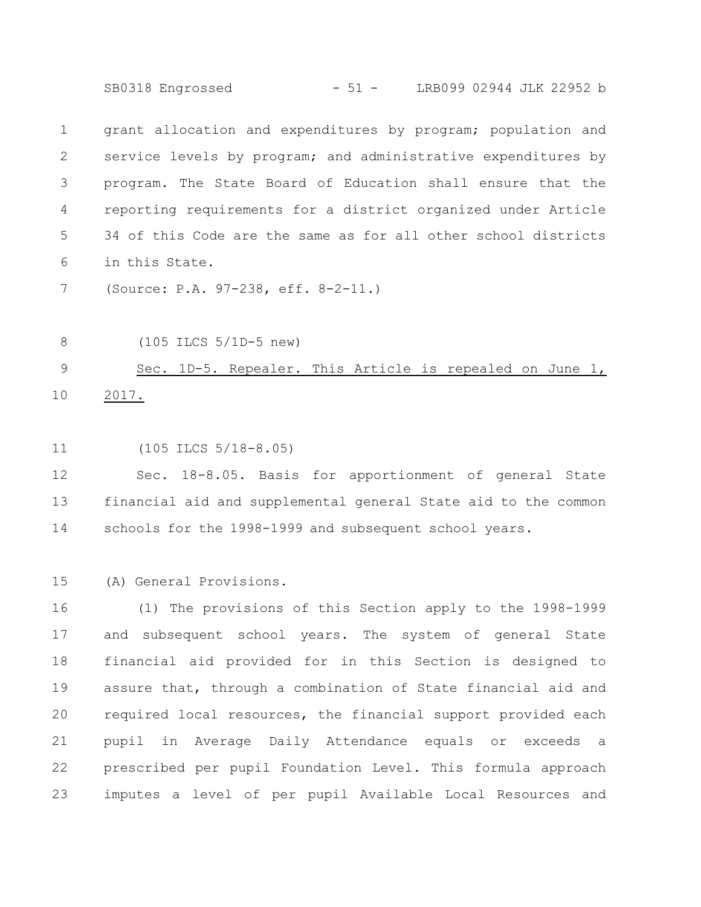grant allocation and expenditures by program; population and service levels by program; and administrative expenditures by program. The State Board of Education shall ensure that the reporting requirements for a district organized under Article 34 of this Code are the same as for all other school districts in this State.

(Source: P.A. 97-238, eff. 8-2-11.)

(105 ILCS 5/1D-5 new)

Sec. 1D-5. Repealer. This Article is repealed on June 1, 2017.

(105 ILCS 5/18-8.05)

Sec. 18-8.05. Basis for apportionment of general State financial aid and supplemental general State aid to the common schools for the 1998-1999 and subsequent school years.

(A) General Provisions.

(1) The provisions of this Section apply to the 1998-1999 and subsequent school years. The system of general State financial aid provided for in this Section is designed to assure that, through a combination of State financial aid and required local resources, the financial support provided each pupil in Average Daily Attendance equals or exceeds a prescribed per pupil Foundation Level. This formula approach imputes a level of per pupil Available Local Resources and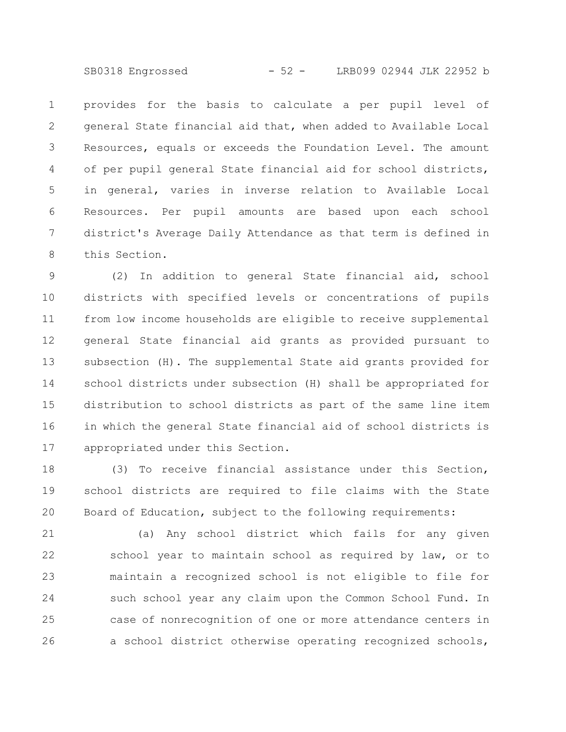provides for the basis to calculate a per pupil level of general State financial aid that, when added to Available Local Resources, equals or exceeds the Foundation Level. The amount of per pupil general State financial aid for school districts, in general, varies in inverse relation to Available Local Resources. Per pupil amounts are based upon each school district's Average Daily Attendance as that term is defined in this Section.

(2) In addition to general State financial aid, school districts with specified levels or concentrations of pupils from low income households are eligible to receive supplemental general State financial aid grants as provided pursuant to subsection (H). The supplemental State aid grants provided for school districts under subsection (H) shall be appropriated for distribution to school districts as part of the same line item in which the general State financial aid of school districts is appropriated under this Section.

(3) To receive financial assistance under this Section, school districts are required to file claims with the State Board of Education, subject to the following requirements:

(a) Any school district which fails for any given school year to maintain school as required by law, or to maintain a recognized school is not eligible to file for such school year any claim upon the Common School Fund. In case of nonrecognition of one or more attendance centers in a school district otherwise operating recognized schools,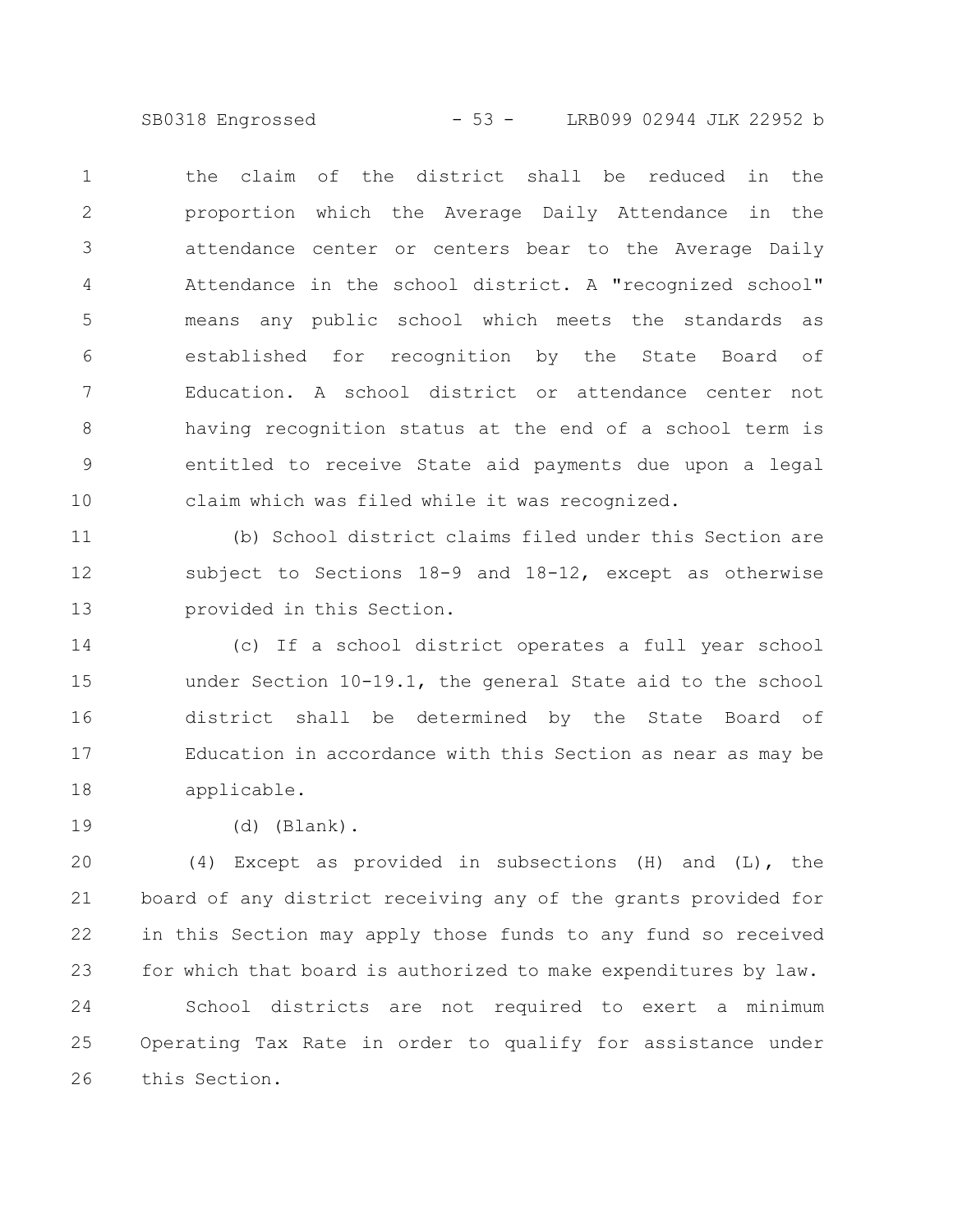the claim of the district shall be reduced in the proportion which the Average Daily Attendance in the attendance center or centers bear to the Average Daily Attendance in the school district. A "recognized school" means any public school which meets the standards as established for recognition by the State Board of Education. A school district or attendance center not having recognition status at the end of a school term is entitled to receive State aid payments due upon a legal claim which was filed while it was recognized.

(b) School district claims filed under this Section are subject to Sections 18-9 and 18-12, except as otherwise provided in this Section.

(c) If a school district operates a full year school under Section 10-19.1, the general State aid to the school district shall be determined by the State Board of Education in accordance with this Section as near as may be applicable.

(d) (Blank).

(4) Except as provided in subsections (H) and (L), the board of any district receiving any of the grants provided for in this Section may apply those funds to any fund so received for which that board is authorized to make expenditures by law.

School districts are not required to exert a minimum Operating Tax Rate in order to qualify for assistance under this Section.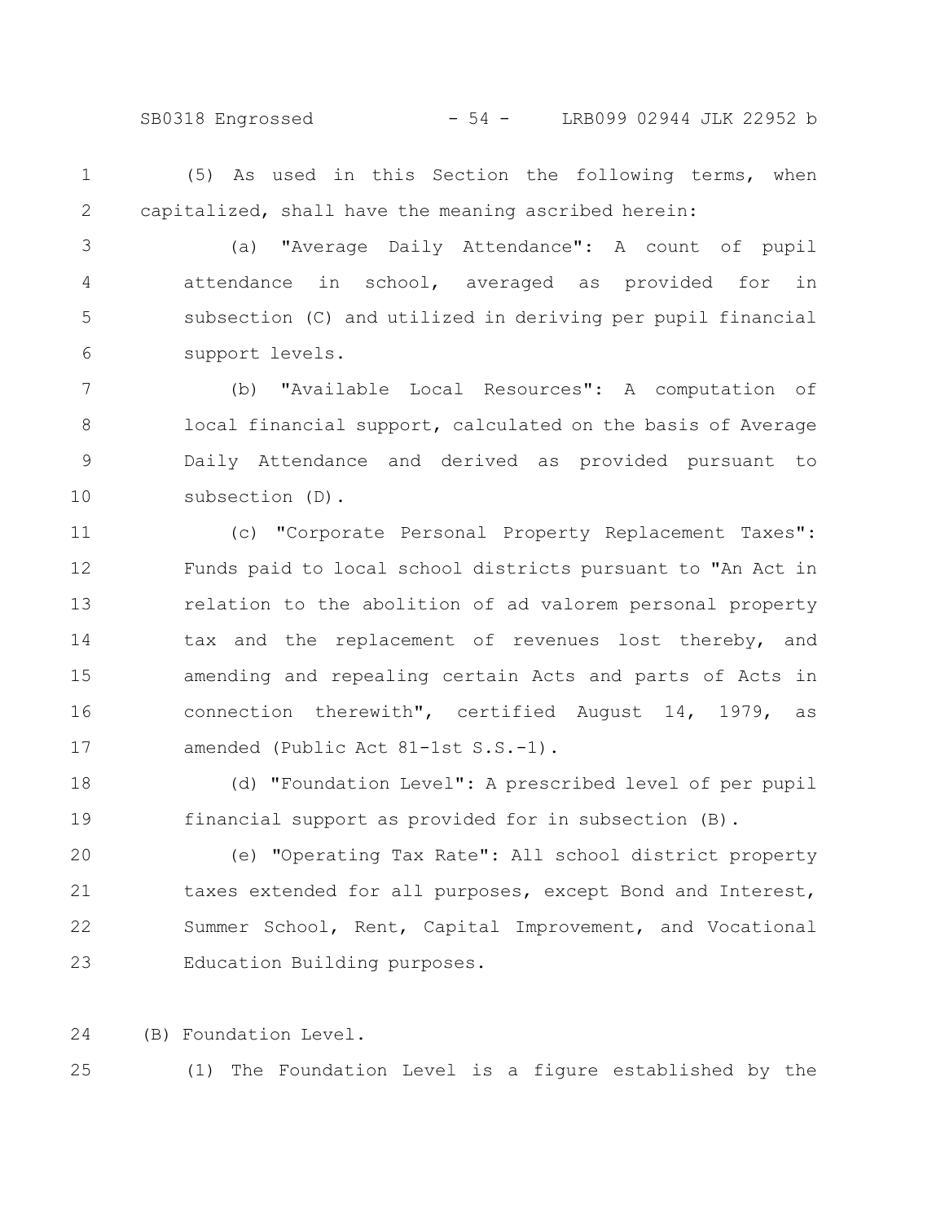(5) As used in this Section the following terms, when capitalized, shall have the meaning ascribed herein:

(a) "Average Daily Attendance": A count of pupil attendance in school, averaged as provided for in subsection (C) and utilized in deriving per pupil financial support levels.

(b) "Available Local Resources": A computation of local financial support, calculated on the basis of Average Daily Attendance and derived as provided pursuant to subsection (D).

(c) "Corporate Personal Property Replacement Taxes": Funds paid to local school districts pursuant to "An Act in relation to the abolition of ad valorem personal property tax and the replacement of revenues lost thereby, and amending and repealing certain Acts and parts of Acts in connection therewith", certified August 14, 1979, as amended (Public Act 81-1st S.S.-1).

(d) "Foundation Level": A prescribed level of per pupil financial support as provided for in subsection (B).

(e) "Operating Tax Rate": All school district property taxes extended for all purposes, except Bond and Interest, Summer School, Rent, Capital Improvement, and Vocational Education Building purposes.

(B) Foundation Level.

(1) The Foundation Level is a figure established by the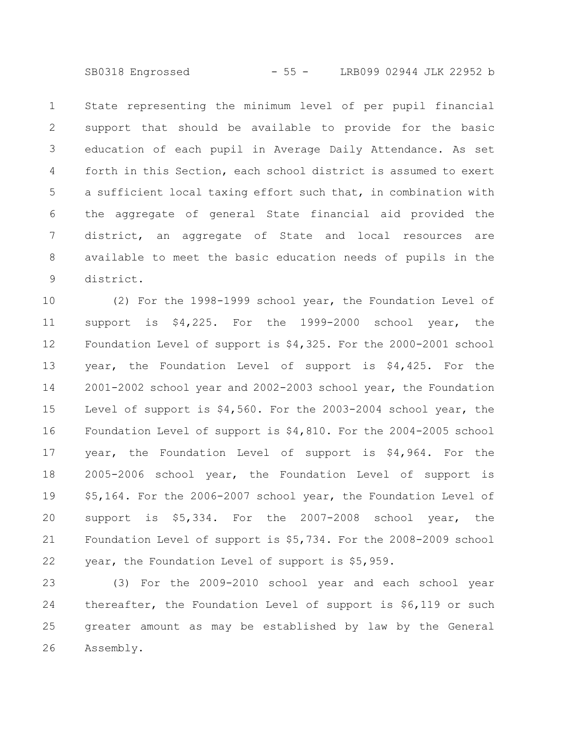State representing the minimum level of per pupil financial support that should be available to provide for the basic education of each pupil in Average Daily Attendance. As set forth in this Section, each school district is assumed to exert a sufficient local taxing effort such that, in combination with the aggregate of general State financial aid provided the district, an aggregate of State and local resources are available to meet the basic education needs of pupils in the district.

(2) For the 1998-1999 school year, the Foundation Level of support is $4,225. For the 1999-2000 school year, the Foundation Level of support is $4,325. For the 2000-2001 school year, the Foundation Level of support is $4,425. For the 2001-2002 school year and 2002-2003 school year, the Foundation Level of support is $4,560. For the 2003-2004 school year, the Foundation Level of support is $4,810. For the 2004-2005 school year, the Foundation Level of support is $4,964. For the 2005-2006 school year, the Foundation Level of support is $5,164. For the 2006-2007 school year, the Foundation Level of support is $5,334. For the 2007-2008 school year, the Foundation Level of support is $5,734. For the 2008-2009 school year, the Foundation Level of support is $5,959.

(3) For the 2009-2010 school year and each school year thereafter, the Foundation Level of support is $6,119 or such greater amount as may be established by law by the General Assembly.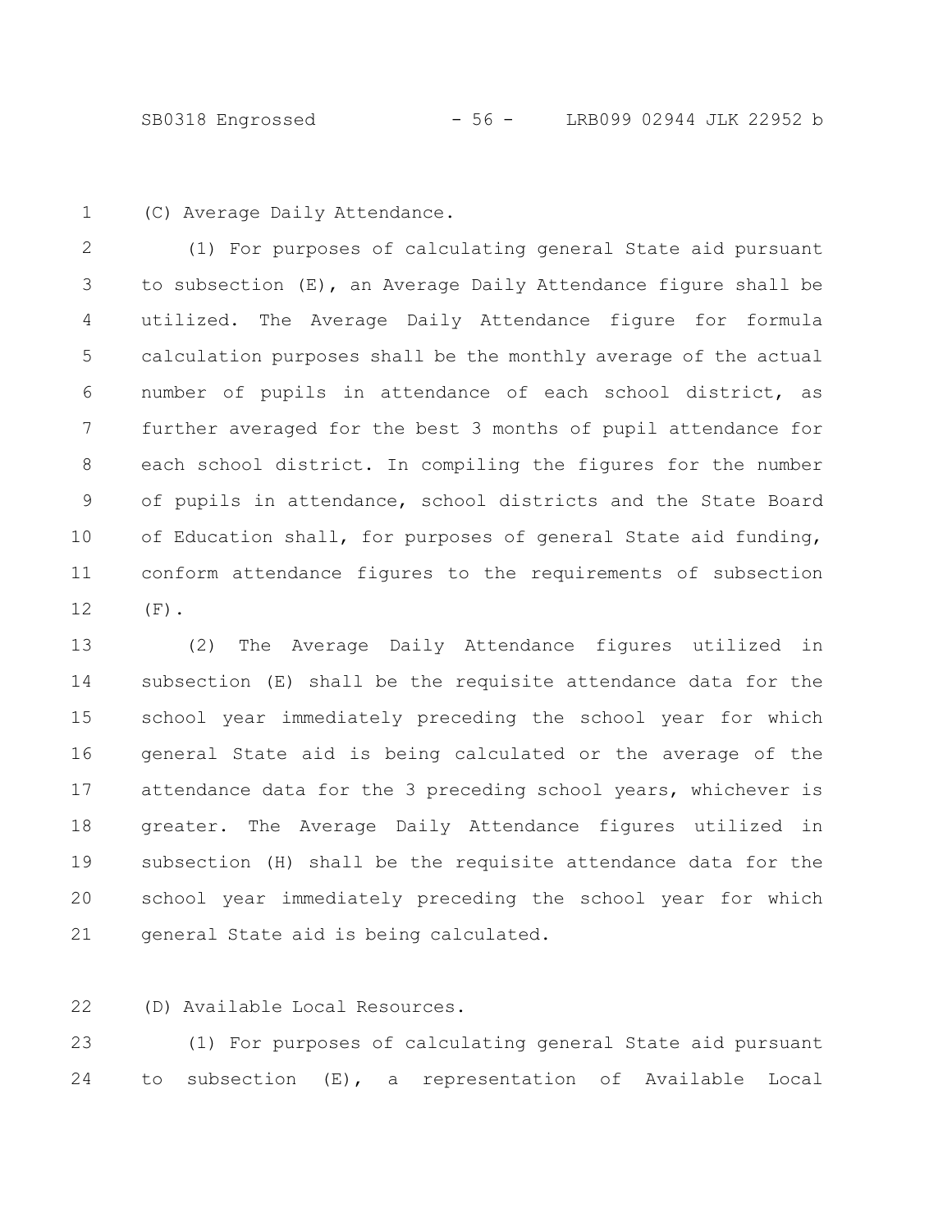(C) Average Daily Attendance.

(1) For purposes of calculating general State aid pursuant to subsection (E), an Average Daily Attendance figure shall be utilized. The Average Daily Attendance figure for formula calculation purposes shall be the monthly average of the actual number of pupils in attendance of each school district, as further averaged for the best 3 months of pupil attendance for each school district. In compiling the figures for the number of pupils in attendance, school districts and the State Board of Education shall, for purposes of general State aid funding, conform attendance figures to the requirements of subsection (F).

(2) The Average Daily Attendance figures utilized in subsection (E) shall be the requisite attendance data for the school year immediately preceding the school year for which general State aid is being calculated or the average of the attendance data for the 3 preceding school years, whichever is greater. The Average Daily Attendance figures utilized in subsection (H) shall be the requisite attendance data for the school year immediately preceding the school year for which general State aid is being calculated.

(D) Available Local Resources.

(1) For purposes of calculating general State aid pursuant to subsection (E), a representation of Available Local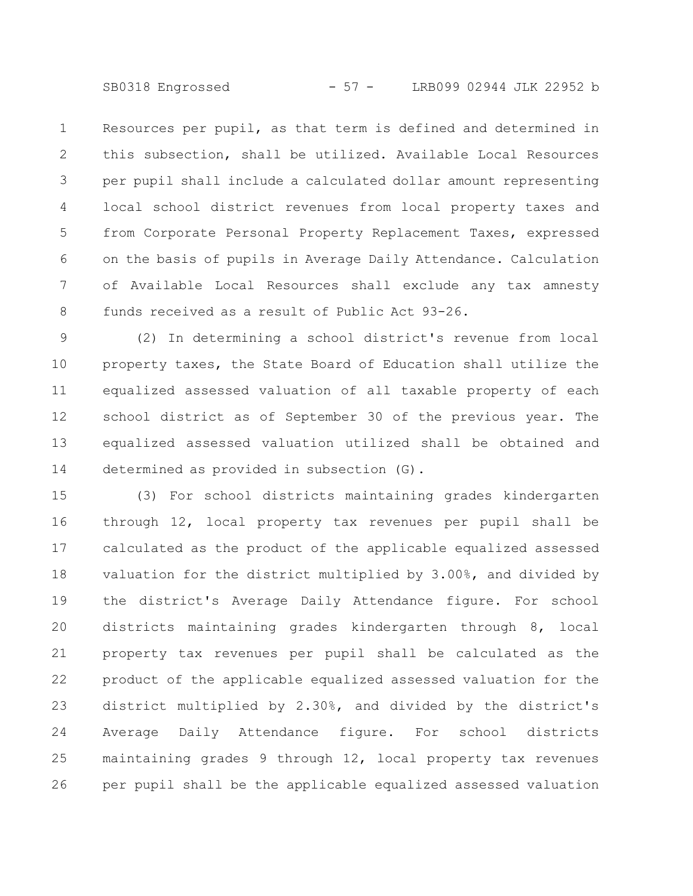Resources per pupil, as that term is defined and determined in this subsection, shall be utilized. Available Local Resources per pupil shall include a calculated dollar amount representing local school district revenues from local property taxes and from Corporate Personal Property Replacement Taxes, expressed on the basis of pupils in Average Daily Attendance. Calculation of Available Local Resources shall exclude any tax amnesty funds received as a result of Public Act 93-26.

(2) In determining a school district's revenue from local property taxes, the State Board of Education shall utilize the equalized assessed valuation of all taxable property of each school district as of September 30 of the previous year. The equalized assessed valuation utilized shall be obtained and determined as provided in subsection (G).

(3) For school districts maintaining grades kindergarten through 12, local property tax revenues per pupil shall be calculated as the product of the applicable equalized assessed valuation for the district multiplied by 3.00%, and divided by the district's Average Daily Attendance figure. For school districts maintaining grades kindergarten through 8, local property tax revenues per pupil shall be calculated as the product of the applicable equalized assessed valuation for the district multiplied by 2.30%, and divided by the district's Average Daily Attendance figure. For school districts maintaining grades 9 through 12, local property tax revenues per pupil shall be the applicable equalized assessed valuation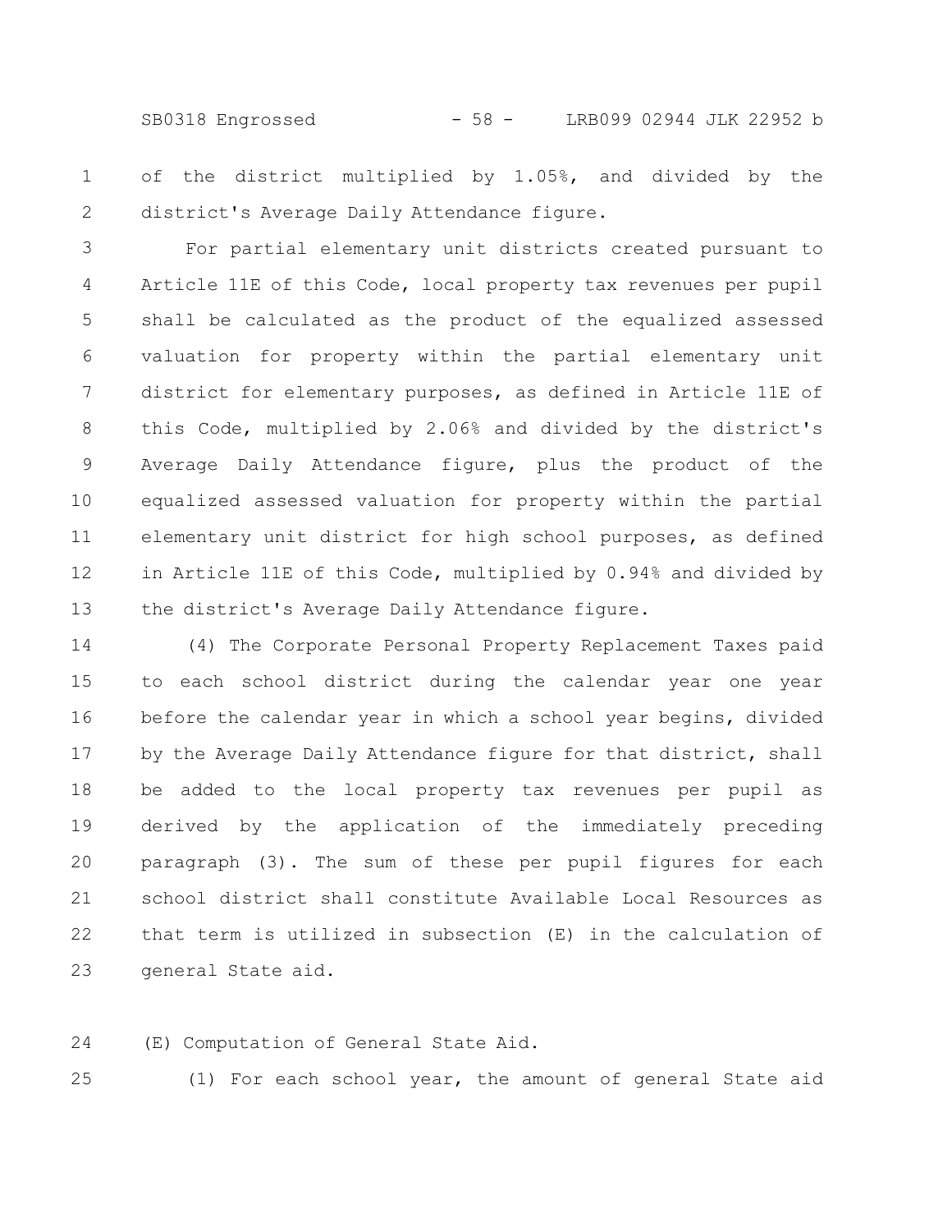of the district multiplied by 1.05%, and divided by the district's Average Daily Attendance figure.

For partial elementary unit districts created pursuant to Article 11E of this Code, local property tax revenues per pupil shall be calculated as the product of the equalized assessed valuation for property within the partial elementary unit district for elementary purposes, as defined in Article 11E of this Code, multiplied by 2.06% and divided by the district's Average Daily Attendance figure, plus the product of the equalized assessed valuation for property within the partial elementary unit district for high school purposes, as defined in Article 11E of this Code, multiplied by 0.94% and divided by the district's Average Daily Attendance figure.

(4) The Corporate Personal Property Replacement Taxes paid to each school district during the calendar year one year before the calendar year in which a school year begins, divided by the Average Daily Attendance figure for that district, shall be added to the local property tax revenues per pupil as derived by the application of the immediately preceding paragraph (3). The sum of these per pupil figures for each school district shall constitute Available Local Resources as that term is utilized in subsection (E) in the calculation of general State aid.

(E) Computation of General State Aid.

(1) For each school year, the amount of general State aid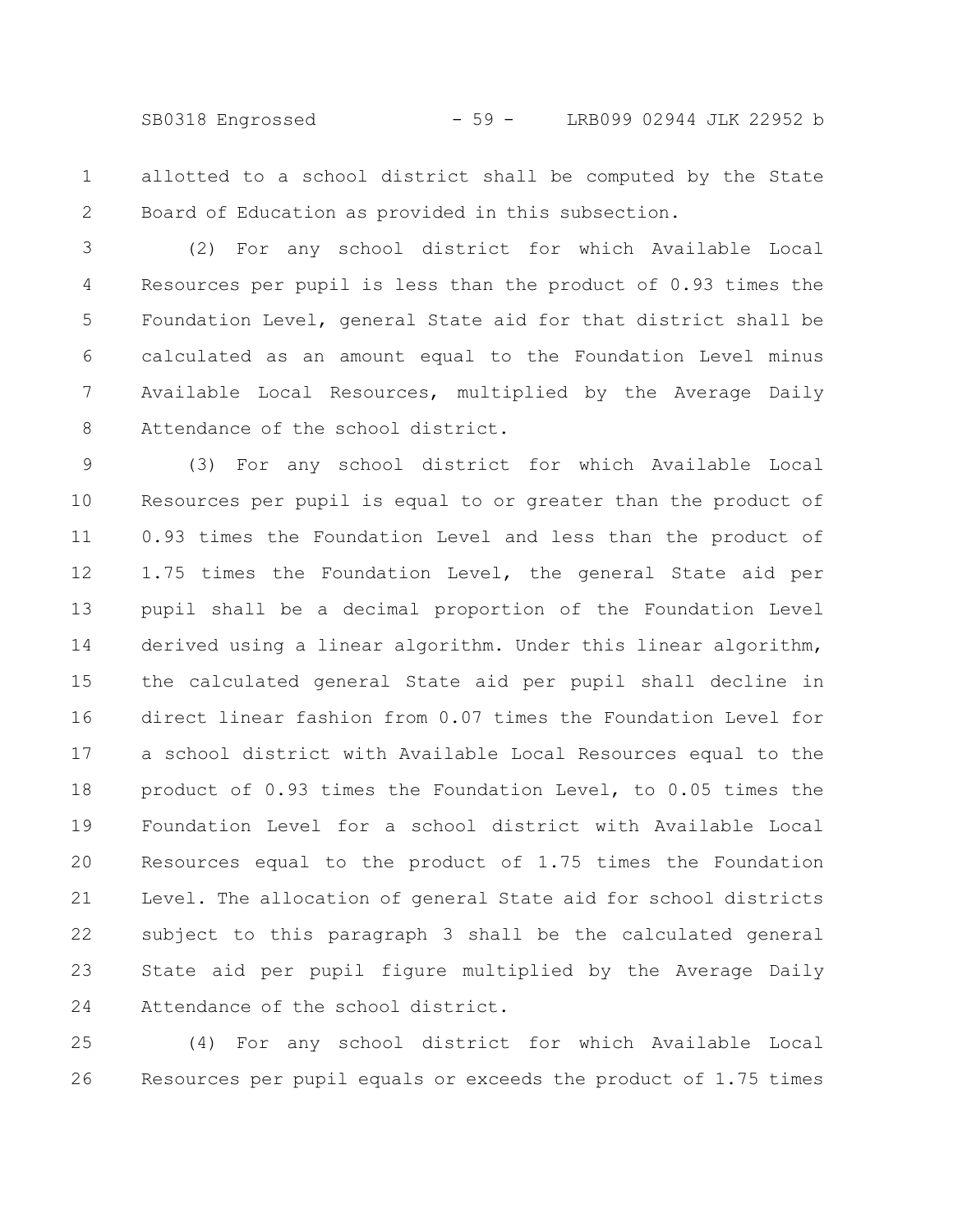allotted to a school district shall be computed by the State Board of Education as provided in this subsection.

(2) For any school district for which Available Local Resources per pupil is less than the product of 0.93 times the Foundation Level, general State aid for that district shall be calculated as an amount equal to the Foundation Level minus Available Local Resources, multiplied by the Average Daily Attendance of the school district.

(3) For any school district for which Available Local Resources per pupil is equal to or greater than the product of 0.93 times the Foundation Level and less than the product of 1.75 times the Foundation Level, the general State aid per pupil shall be a decimal proportion of the Foundation Level derived using a linear algorithm. Under this linear algorithm, the calculated general State aid per pupil shall decline in direct linear fashion from 0.07 times the Foundation Level for a school district with Available Local Resources equal to the product of 0.93 times the Foundation Level, to 0.05 times the Foundation Level for a school district with Available Local Resources equal to the product of 1.75 times the Foundation Level. The allocation of general State aid for school districts subject to this paragraph 3 shall be the calculated general State aid per pupil figure multiplied by the Average Daily Attendance of the school district.

(4) For any school district for which Available Local Resources per pupil equals or exceeds the product of 1.75 times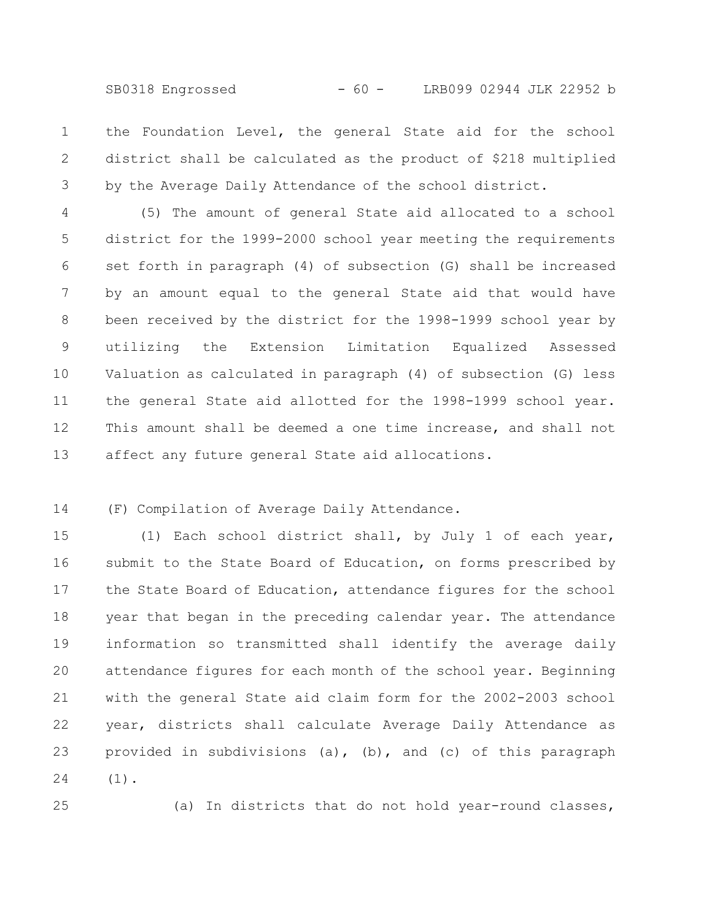the Foundation Level, the general State aid for the school district shall be calculated as the product of $218 multiplied by the Average Daily Attendance of the school district.

(5) The amount of general State aid allocated to a school district for the 1999-2000 school year meeting the requirements set forth in paragraph (4) of subsection (G) shall be increased by an amount equal to the general State aid that would have been received by the district for the 1998-1999 school year by utilizing the Extension Limitation Equalized Assessed Valuation as calculated in paragraph (4) of subsection (G) less the general State aid allotted for the 1998-1999 school year. This amount shall be deemed a one time increase, and shall not affect any future general State aid allocations.

(F) Compilation of Average Daily Attendance.

(1) Each school district shall, by July 1 of each year, submit to the State Board of Education, on forms prescribed by the State Board of Education, attendance figures for the school year that began in the preceding calendar year. The attendance information so transmitted shall identify the average daily attendance figures for each month of the school year. Beginning with the general State aid claim form for the 2002-2003 school year, districts shall calculate Average Daily Attendance as provided in subdivisions (a), (b), and (c) of this paragraph (1).

(a) In districts that do not hold year-round classes,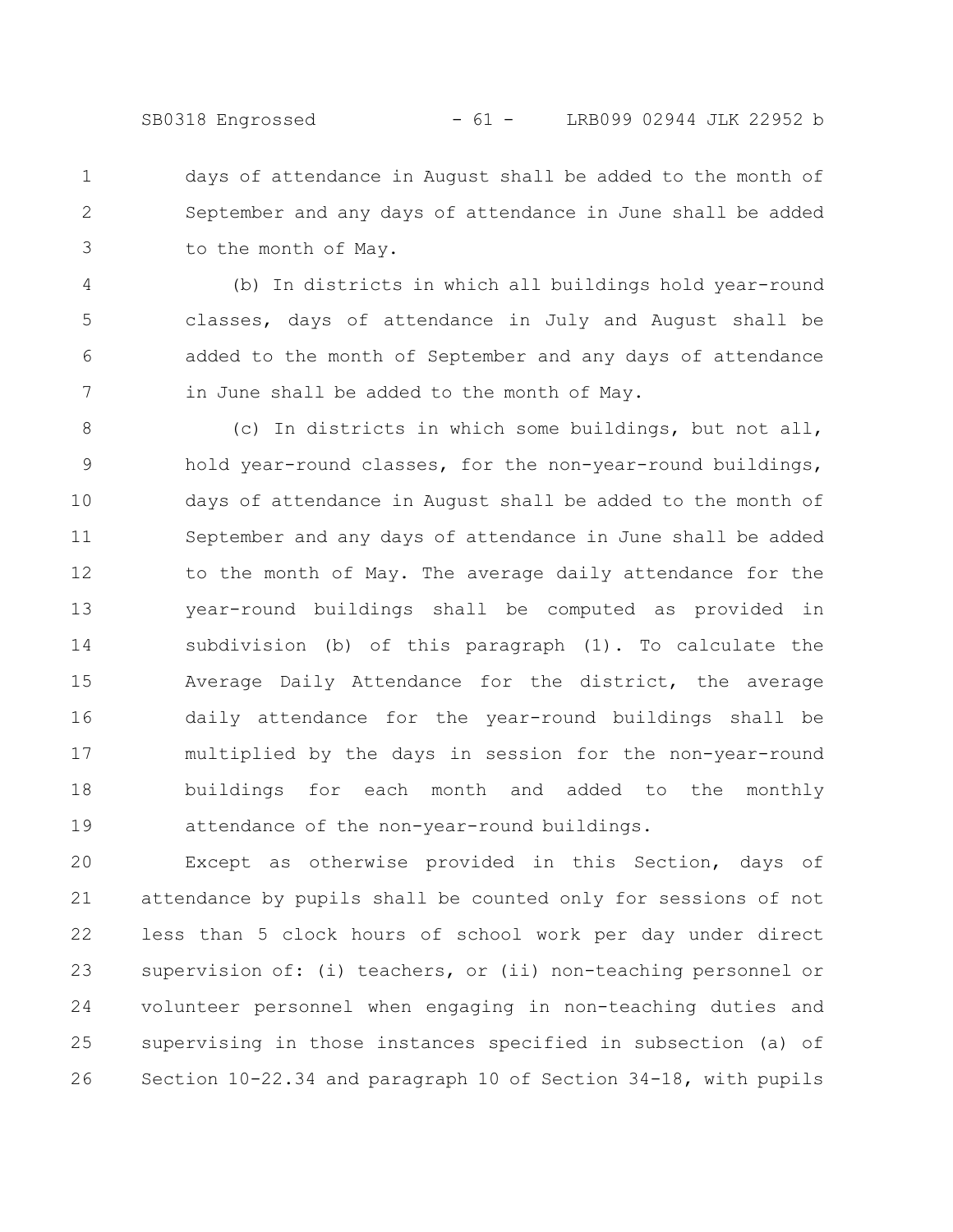days of attendance in August shall be added to the month of September and any days of attendance in June shall be added to the month of May.

(b) In districts in which all buildings hold year-round classes, days of attendance in July and August shall be added to the month of September and any days of attendance in June shall be added to the month of May.

(c) In districts in which some buildings, but not all, hold year-round classes, for the non-year-round buildings, days of attendance in August shall be added to the month of September and any days of attendance in June shall be added to the month of May. The average daily attendance for the year-round buildings shall be computed as provided in subdivision (b) of this paragraph (1). To calculate the Average Daily Attendance for the district, the average daily attendance for the year-round buildings shall be multiplied by the days in session for the non-year-round buildings for each month and added to the monthly attendance of the non-year-round buildings.

Except as otherwise provided in this Section, days of attendance by pupils shall be counted only for sessions of not less than 5 clock hours of school work per day under direct supervision of: (i) teachers, or (ii) non-teaching personnel or volunteer personnel when engaging in non-teaching duties and supervising in those instances specified in subsection (a) of Section 10-22.34 and paragraph 10 of Section 34-18, with pupils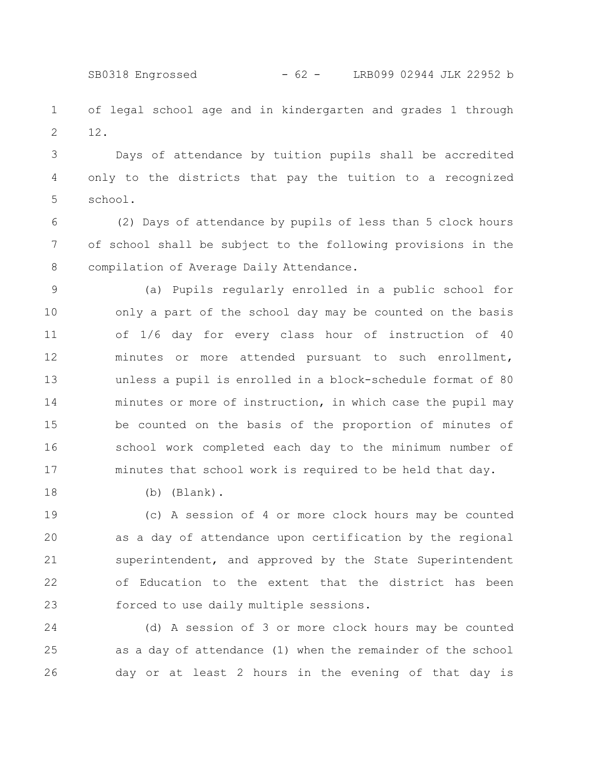of legal school age and in kindergarten and grades 1 through 12.

Days of attendance by tuition pupils shall be accredited only to the districts that pay the tuition to a recognized school.

(2) Days of attendance by pupils of less than 5 clock hours of school shall be subject to the following provisions in the compilation of Average Daily Attendance.

(a) Pupils regularly enrolled in a public school for only a part of the school day may be counted on the basis of 1/6 day for every class hour of instruction of 40 minutes or more attended pursuant to such enrollment, unless a pupil is enrolled in a block-schedule format of 80 minutes or more of instruction, in which case the pupil may be counted on the basis of the proportion of minutes of school work completed each day to the minimum number of minutes that school work is required to be held that day.

(b) (Blank).

(c) A session of 4 or more clock hours may be counted as a day of attendance upon certification by the regional superintendent, and approved by the State Superintendent of Education to the extent that the district has been forced to use daily multiple sessions.

(d) A session of 3 or more clock hours may be counted as a day of attendance (1) when the remainder of the school day or at least 2 hours in the evening of that day is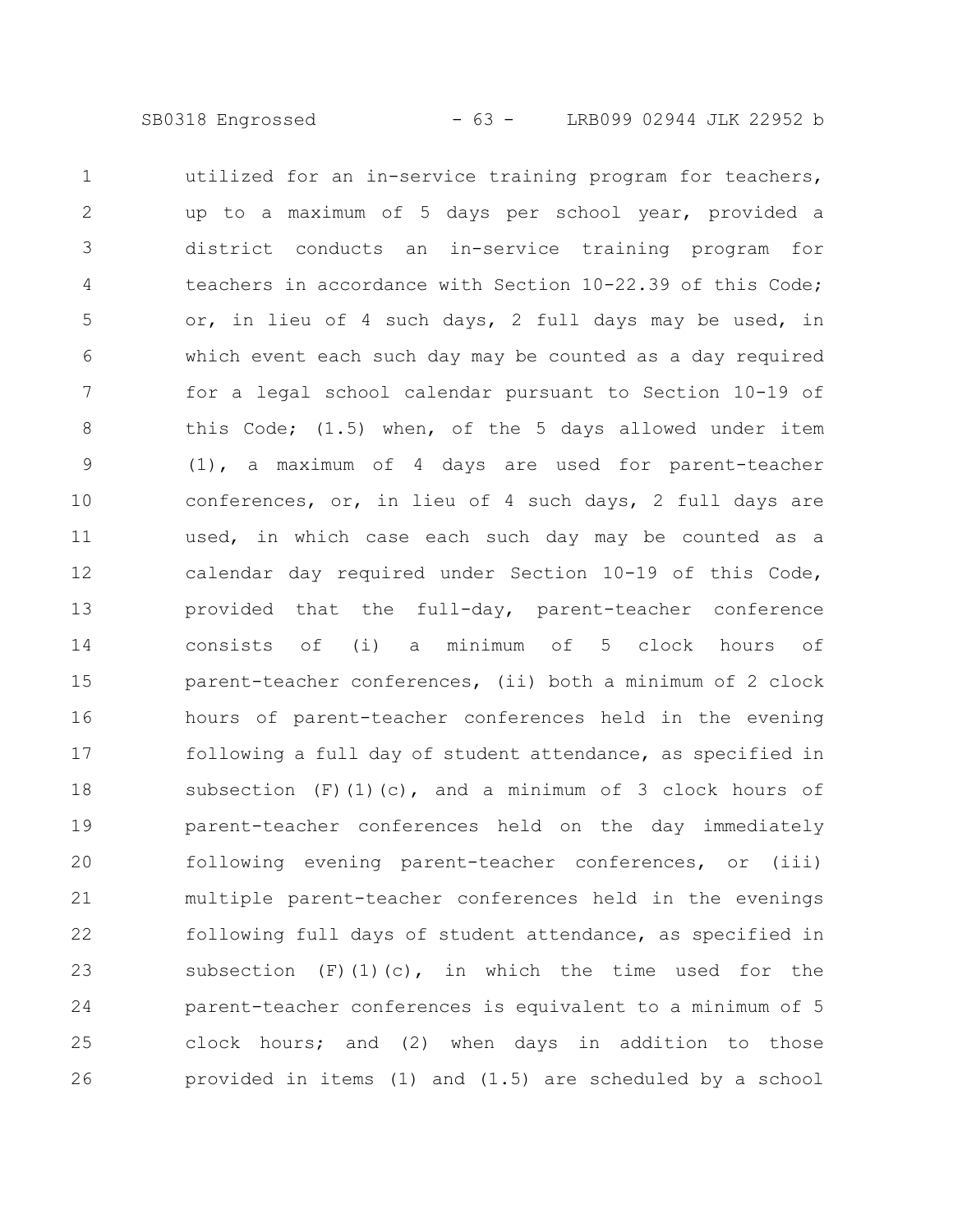utilized for an in-service training program for teachers, up to a maximum of 5 days per school year, provided a district conducts an in-service training program for teachers in accordance with Section 10-22.39 of this Code; or, in lieu of 4 such days, 2 full days may be used, in which event each such day may be counted as a day required for a legal school calendar pursuant to Section 10-19 of this Code; (1.5) when, of the 5 days allowed under item (1), a maximum of 4 days are used for parent-teacher conferences, or, in lieu of 4 such days, 2 full days are used, in which case each such day may be counted as a calendar day required under Section 10-19 of this Code, provided that the full-day, parent-teacher conference consists of (i) a minimum of 5 clock hours of parent-teacher conferences, (ii) both a minimum of 2 clock hours of parent-teacher conferences held in the evening following a full day of student attendance, as specified in subsection (F)(1)(c), and a minimum of 3 clock hours of parent-teacher conferences held on the day immediately following evening parent-teacher conferences, or (iii) multiple parent-teacher conferences held in the evenings following full days of student attendance, as specified in subsection (F)(1)(c), in which the time used for the parent-teacher conferences is equivalent to a minimum of 5 clock hours; and (2) when days in addition to those provided in items (1) and (1.5) are scheduled by a school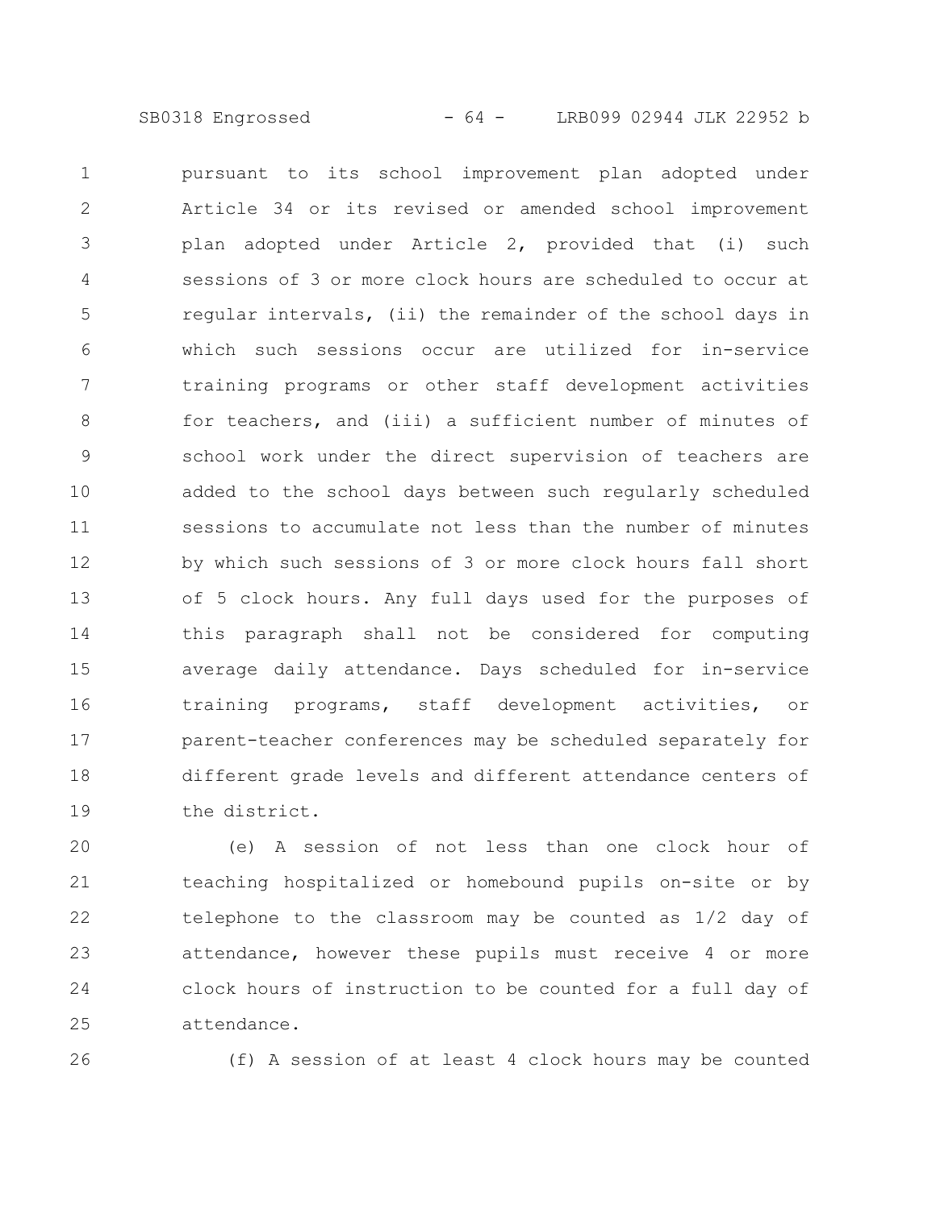pursuant to its school improvement plan adopted under Article 34 or its revised or amended school improvement plan adopted under Article 2, provided that (i) such sessions of 3 or more clock hours are scheduled to occur at regular intervals, (ii) the remainder of the school days in which such sessions occur are utilized for in-service training programs or other staff development activities for teachers, and (iii) a sufficient number of minutes of school work under the direct supervision of teachers are added to the school days between such regularly scheduled sessions to accumulate not less than the number of minutes by which such sessions of 3 or more clock hours fall short of 5 clock hours. Any full days used for the purposes of this paragraph shall not be considered for computing average daily attendance. Days scheduled for in-service training programs, staff development activities, or parent-teacher conferences may be scheduled separately for different grade levels and different attendance centers of the district.

(e) A session of not less than one clock hour of teaching hospitalized or homebound pupils on-site or by telephone to the classroom may be counted as 1/2 day of attendance, however these pupils must receive 4 or more clock hours of instruction to be counted for a full day of attendance.

(f) A session of at least 4 clock hours may be counted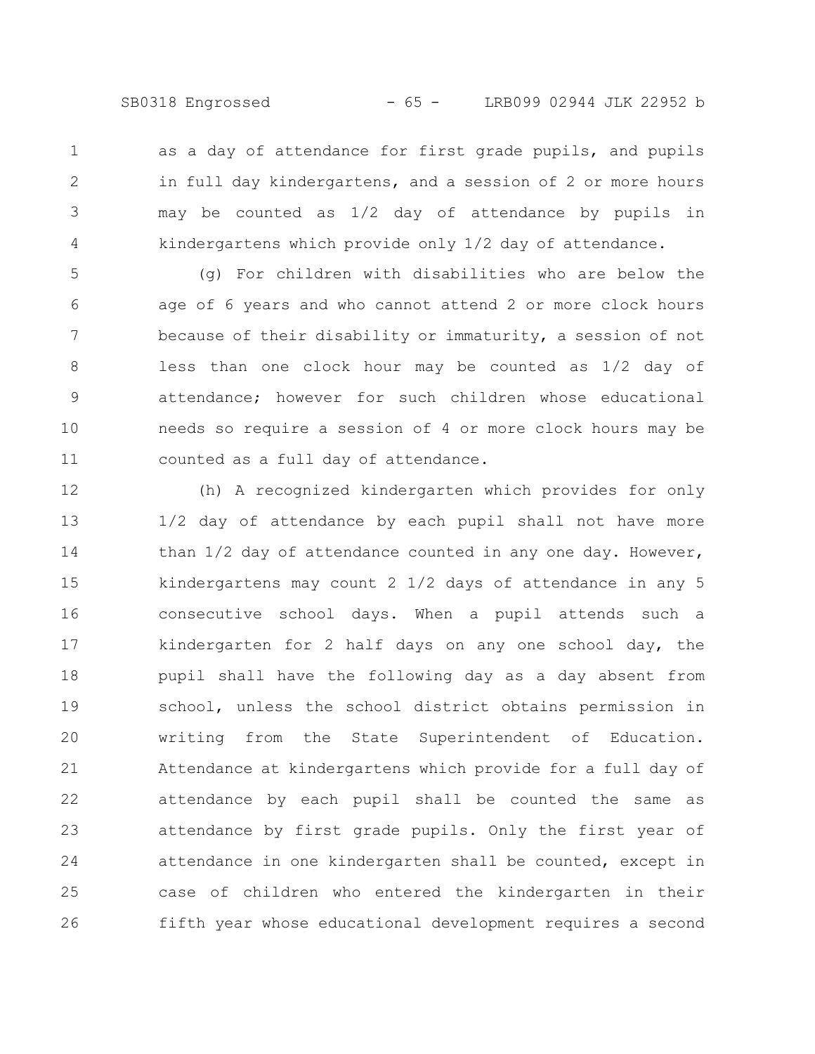as a day of attendance for first grade pupils, and pupils in full day kindergartens, and a session of 2 or more hours may be counted as 1/2 day of attendance by pupils in kindergartens which provide only 1/2 day of attendance.

(g) For children with disabilities who are below the age of 6 years and who cannot attend 2 or more clock hours because of their disability or immaturity, a session of not less than one clock hour may be counted as 1/2 day of attendance; however for such children whose educational needs so require a session of 4 or more clock hours may be counted as a full day of attendance.

(h) A recognized kindergarten which provides for only 1/2 day of attendance by each pupil shall not have more than 1/2 day of attendance counted in any one day. However, kindergartens may count 2 1/2 days of attendance in any 5 consecutive school days. When a pupil attends such a kindergarten for 2 half days on any one school day, the pupil shall have the following day as a day absent from school, unless the school district obtains permission in writing from the State Superintendent of Education. Attendance at kindergartens which provide for a full day of attendance by each pupil shall be counted the same as attendance by first grade pupils. Only the first year of attendance in one kindergarten shall be counted, except in case of children who entered the kindergarten in their fifth year whose educational development requires a second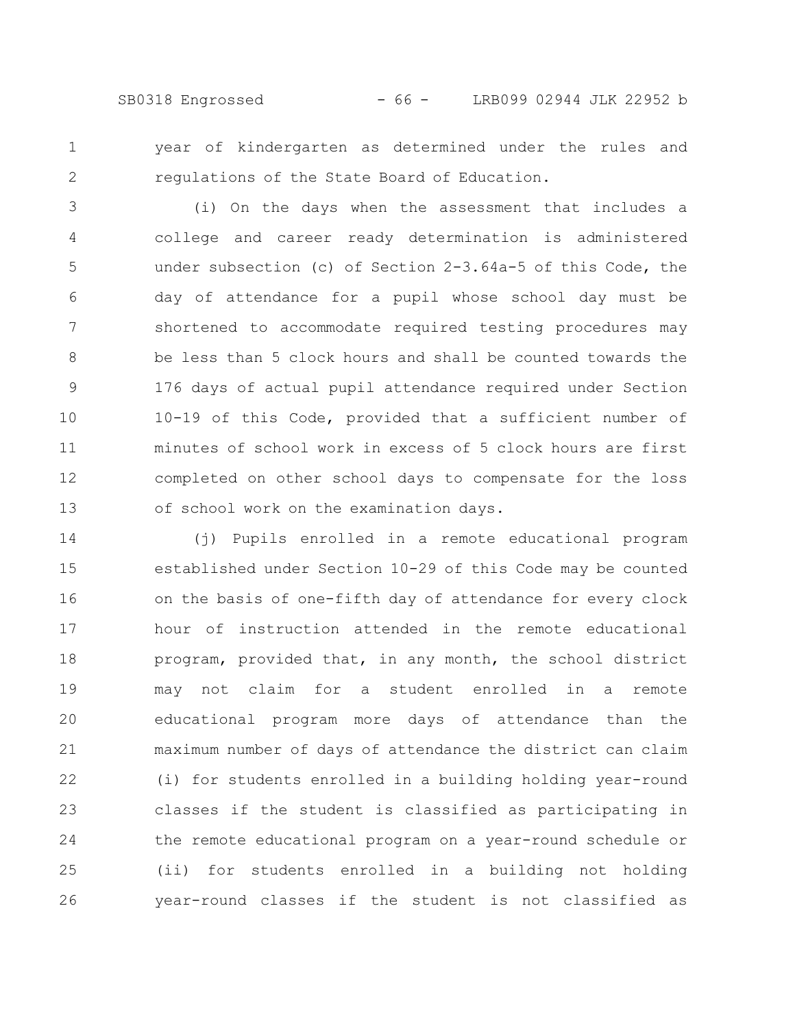year of kindergarten as determined under the rules and regulations of the State Board of Education.

(i) On the days when the assessment that includes a college and career ready determination is administered under subsection (c) of Section 2-3.64a-5 of this Code, the day of attendance for a pupil whose school day must be shortened to accommodate required testing procedures may be less than 5 clock hours and shall be counted towards the 176 days of actual pupil attendance required under Section 10-19 of this Code, provided that a sufficient number of minutes of school work in excess of 5 clock hours are first completed on other school days to compensate for the loss of school work on the examination days.

(j) Pupils enrolled in a remote educational program established under Section 10-29 of this Code may be counted on the basis of one-fifth day of attendance for every clock hour of instruction attended in the remote educational program, provided that, in any month, the school district may not claim for a student enrolled in a remote educational program more days of attendance than the maximum number of days of attendance the district can claim (i) for students enrolled in a building holding year-round classes if the student is classified as participating in the remote educational program on a year-round schedule or (ii) for students enrolled in a building not holding year-round classes if the student is not classified as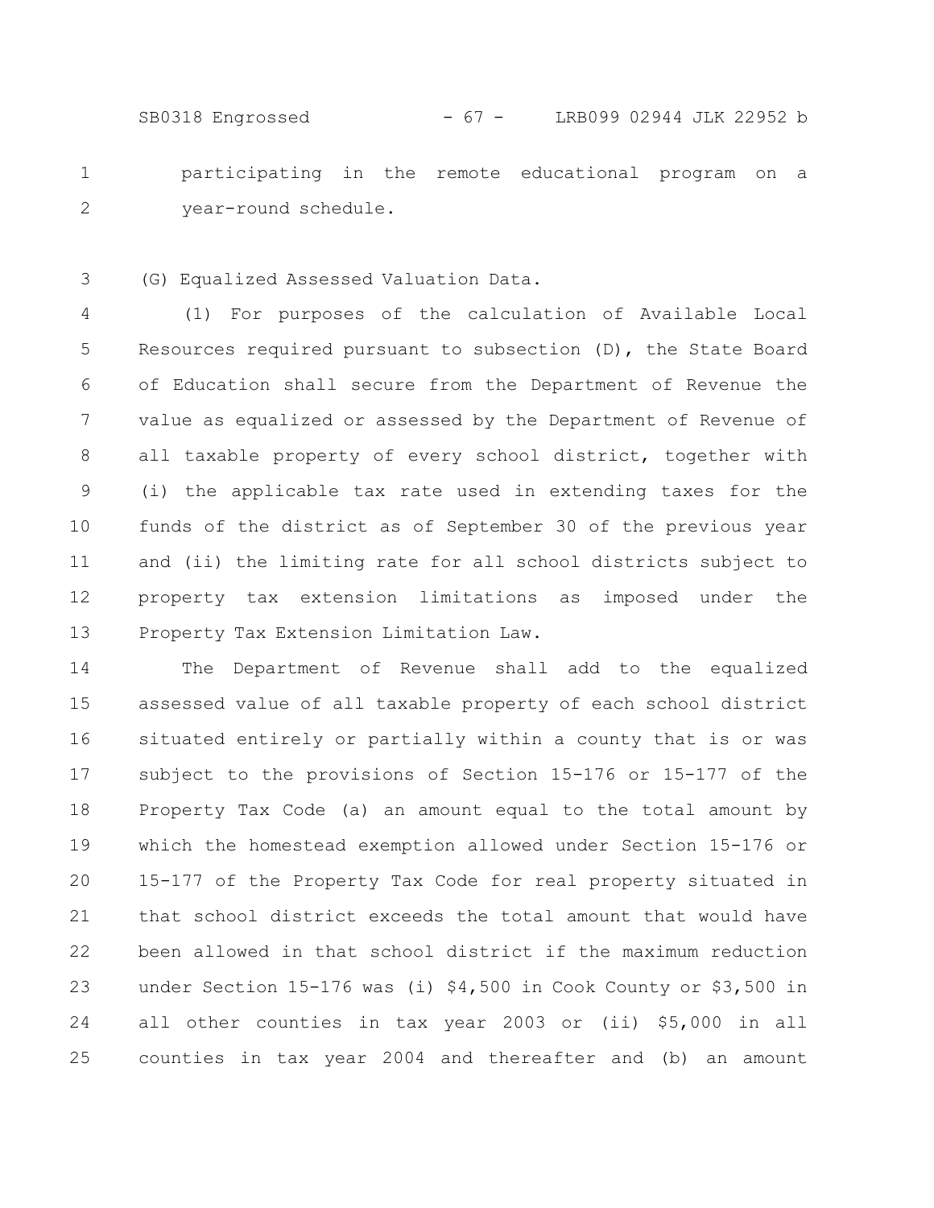participating in the remote educational program on a year-round schedule.

(G) Equalized Assessed Valuation Data.

(1) For purposes of the calculation of Available Local Resources required pursuant to subsection (D), the State Board of Education shall secure from the Department of Revenue the value as equalized or assessed by the Department of Revenue of all taxable property of every school district, together with (i) the applicable tax rate used in extending taxes for the funds of the district as of September 30 of the previous year and (ii) the limiting rate for all school districts subject to property tax extension limitations as imposed under the Property Tax Extension Limitation Law.

The Department of Revenue shall add to the equalized assessed value of all taxable property of each school district situated entirely or partially within a county that is or was subject to the provisions of Section 15-176 or 15-177 of the Property Tax Code (a) an amount equal to the total amount by which the homestead exemption allowed under Section 15-176 or 15-177 of the Property Tax Code for real property situated in that school district exceeds the total amount that would have been allowed in that school district if the maximum reduction under Section 15-176 was (i) $4,500 in Cook County or $3,500 in all other counties in tax year 2003 or (ii) $5,000 in all counties in tax year 2004 and thereafter and (b) an amount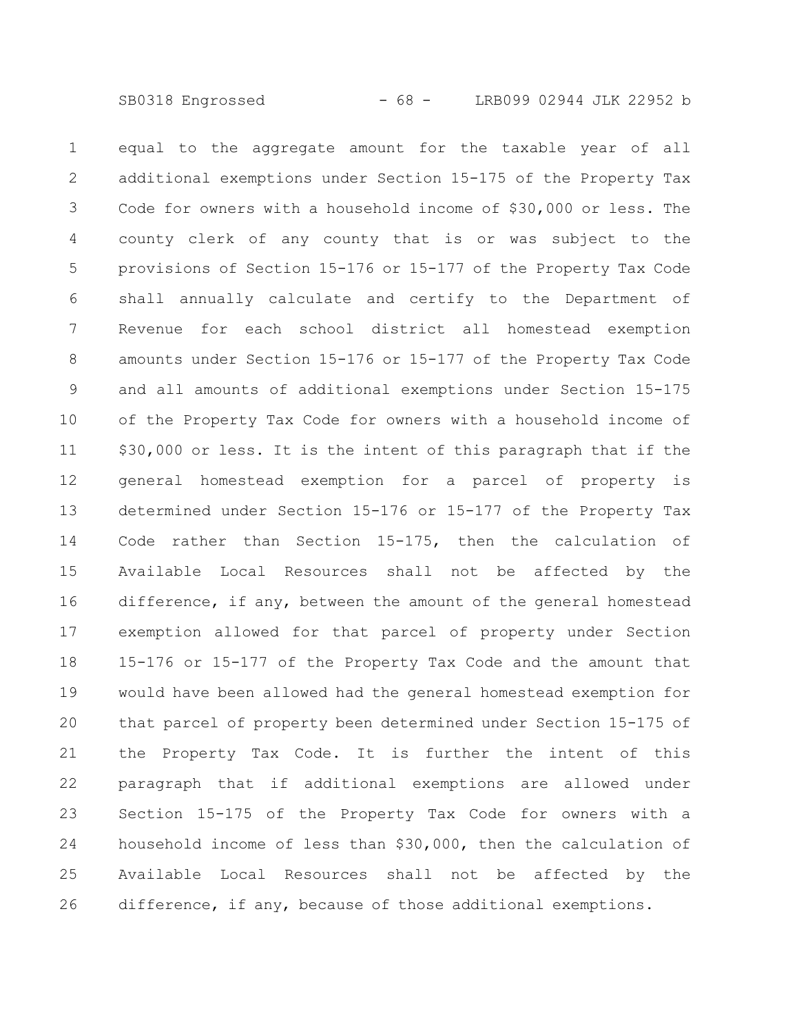equal to the aggregate amount for the taxable year of all additional exemptions under Section 15-175 of the Property Tax Code for owners with a household income of $30,000 or less. The county clerk of any county that is or was subject to the provisions of Section 15-176 or 15-177 of the Property Tax Code shall annually calculate and certify to the Department of Revenue for each school district all homestead exemption amounts under Section 15-176 or 15-177 of the Property Tax Code and all amounts of additional exemptions under Section 15-175 of the Property Tax Code for owners with a household income of $30,000 or less. It is the intent of this paragraph that if the general homestead exemption for a parcel of property is determined under Section 15-176 or 15-177 of the Property Tax Code rather than Section 15-175, then the calculation of Available Local Resources shall not be affected by the difference, if any, between the amount of the general homestead exemption allowed for that parcel of property under Section 15-176 or 15-177 of the Property Tax Code and the amount that would have been allowed had the general homestead exemption for that parcel of property been determined under Section 15-175 of the Property Tax Code. It is further the intent of this paragraph that if additional exemptions are allowed under Section 15-175 of the Property Tax Code for owners with a household income of less than $30,000, then the calculation of Available Local Resources shall not be affected by the difference, if any, because of those additional exemptions.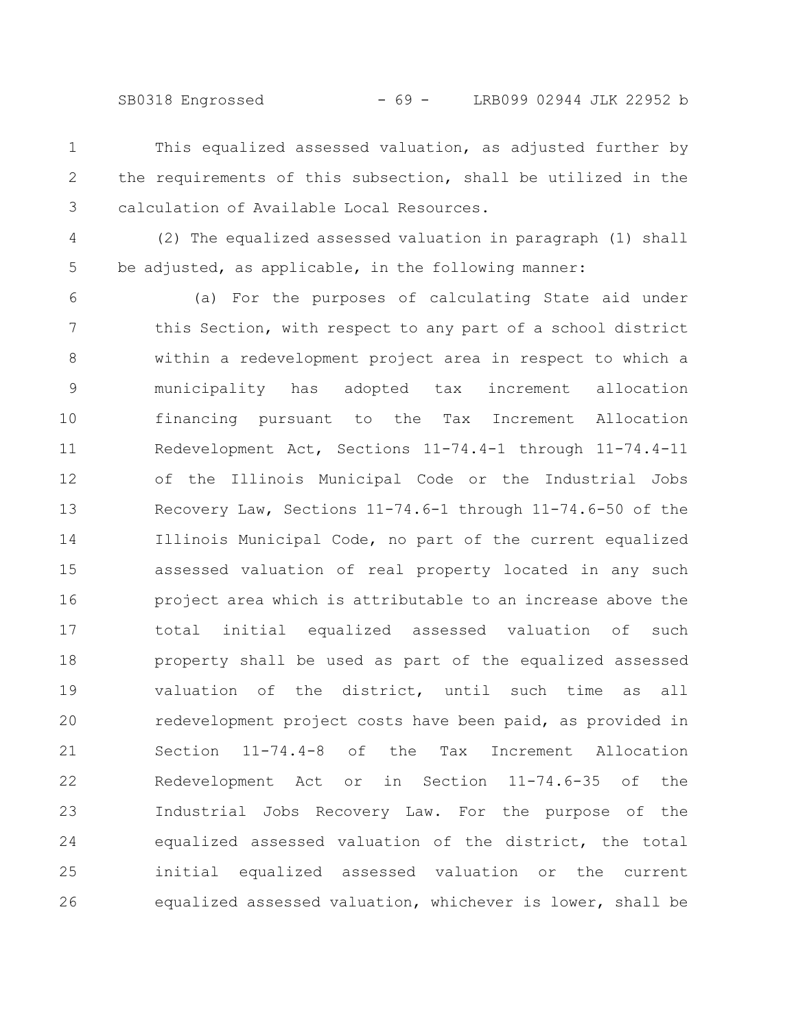This equalized assessed valuation, as adjusted further by the requirements of this subsection, shall be utilized in the calculation of Available Local Resources.

(2) The equalized assessed valuation in paragraph (1) shall be adjusted, as applicable, in the following manner:

(a) For the purposes of calculating State aid under this Section, with respect to any part of a school district within a redevelopment project area in respect to which a municipality has adopted tax increment allocation financing pursuant to the Tax Increment Allocation Redevelopment Act, Sections 11-74.4-1 through 11-74.4-11 of the Illinois Municipal Code or the Industrial Jobs Recovery Law, Sections 11-74.6-1 through 11-74.6-50 of the Illinois Municipal Code, no part of the current equalized assessed valuation of real property located in any such project area which is attributable to an increase above the total initial equalized assessed valuation of such property shall be used as part of the equalized assessed valuation of the district, until such time as all redevelopment project costs have been paid, as provided in Section 11-74.4-8 of the Tax Increment Allocation Redevelopment Act or in Section 11-74.6-35 of the Industrial Jobs Recovery Law. For the purpose of the equalized assessed valuation of the district, the total initial equalized assessed valuation or the current equalized assessed valuation, whichever is lower, shall be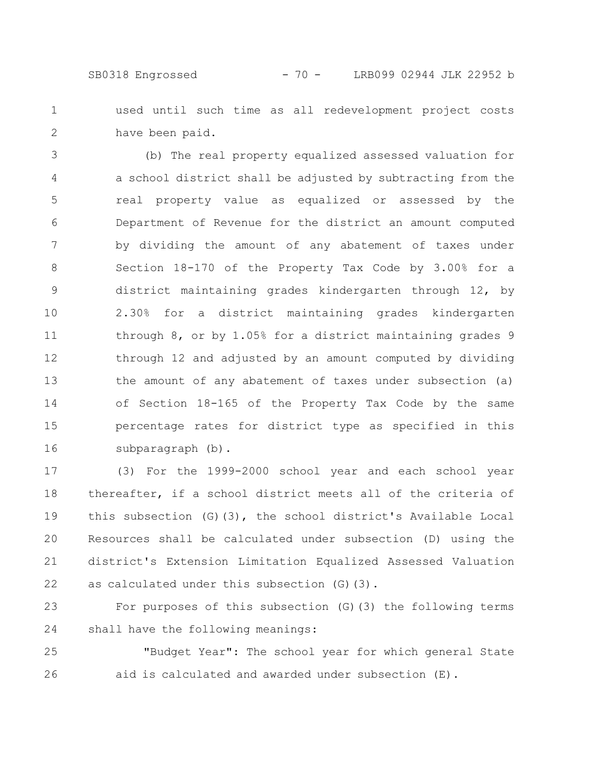used until such time as all redevelopment project costs have been paid.

(b) The real property equalized assessed valuation for a school district shall be adjusted by subtracting from the real property value as equalized or assessed by the Department of Revenue for the district an amount computed by dividing the amount of any abatement of taxes under Section 18-170 of the Property Tax Code by 3.00% for a district maintaining grades kindergarten through 12, by 2.30% for a district maintaining grades kindergarten through 8, or by 1.05% for a district maintaining grades 9 through 12 and adjusted by an amount computed by dividing the amount of any abatement of taxes under subsection (a) of Section 18-165 of the Property Tax Code by the same percentage rates for district type as specified in this subparagraph (b).

(3) For the 1999-2000 school year and each school year thereafter, if a school district meets all of the criteria of this subsection (G)(3), the school district's Available Local Resources shall be calculated under subsection (D) using the district's Extension Limitation Equalized Assessed Valuation as calculated under this subsection (G)(3).

For purposes of this subsection (G)(3) the following terms shall have the following meanings:

"Budget Year": The school year for which general State aid is calculated and awarded under subsection (E).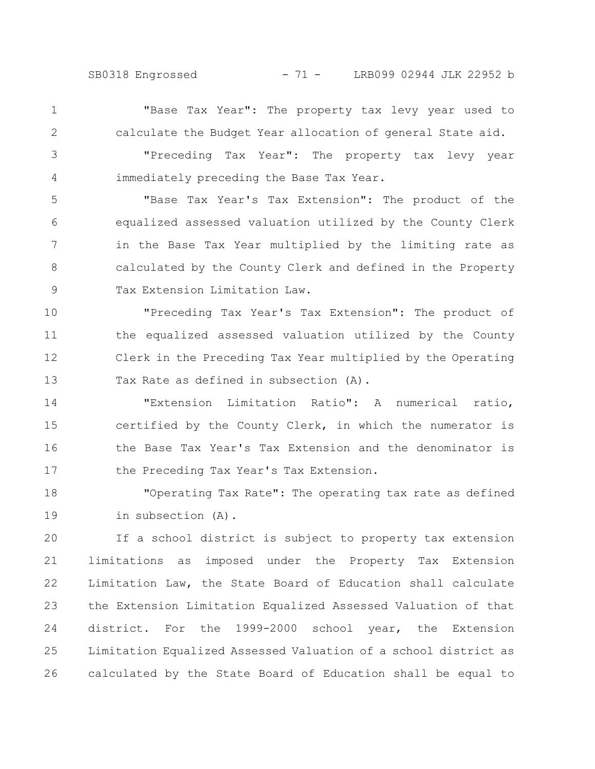"Base Tax Year": The property tax levy year used to calculate the Budget Year allocation of general State aid.

"Preceding Tax Year": The property tax levy year immediately preceding the Base Tax Year.

"Base Tax Year's Tax Extension": The product of the equalized assessed valuation utilized by the County Clerk in the Base Tax Year multiplied by the limiting rate as calculated by the County Clerk and defined in the Property Tax Extension Limitation Law.

"Preceding Tax Year's Tax Extension": The product of the equalized assessed valuation utilized by the County Clerk in the Preceding Tax Year multiplied by the Operating Tax Rate as defined in subsection (A).

"Extension Limitation Ratio": A numerical ratio, certified by the County Clerk, in which the numerator is the Base Tax Year's Tax Extension and the denominator is the Preceding Tax Year's Tax Extension.

"Operating Tax Rate": The operating tax rate as defined in subsection (A).

If a school district is subject to property tax extension limitations as imposed under the Property Tax Extension Limitation Law, the State Board of Education shall calculate the Extension Limitation Equalized Assessed Valuation of that district. For the 1999-2000 school year, the Extension Limitation Equalized Assessed Valuation of a school district as calculated by the State Board of Education shall be equal to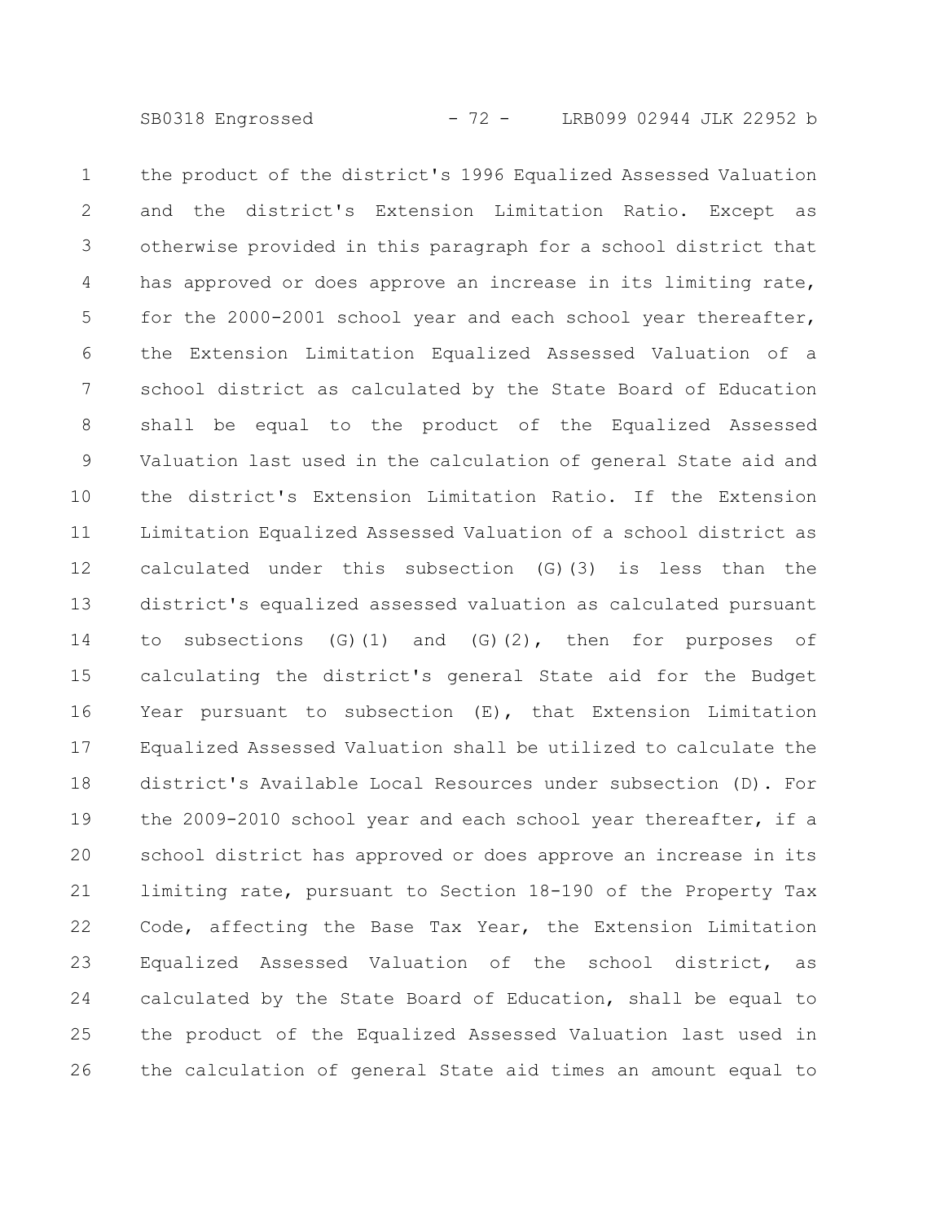the product of the district's 1996 Equalized Assessed Valuation and the district's Extension Limitation Ratio. Except as otherwise provided in this paragraph for a school district that has approved or does approve an increase in its limiting rate, for the 2000-2001 school year and each school year thereafter, the Extension Limitation Equalized Assessed Valuation of a school district as calculated by the State Board of Education shall be equal to the product of the Equalized Assessed Valuation last used in the calculation of general State aid and the district's Extension Limitation Ratio. If the Extension Limitation Equalized Assessed Valuation of a school district as calculated under this subsection (G)(3) is less than the district's equalized assessed valuation as calculated pursuant to subsections (G)(1) and (G)(2), then for purposes of calculating the district's general State aid for the Budget Year pursuant to subsection (E), that Extension Limitation Equalized Assessed Valuation shall be utilized to calculate the district's Available Local Resources under subsection (D). For the 2009-2010 school year and each school year thereafter, if a school district has approved or does approve an increase in its limiting rate, pursuant to Section 18-190 of the Property Tax Code, affecting the Base Tax Year, the Extension Limitation Equalized Assessed Valuation of the school district, as calculated by the State Board of Education, shall be equal to the product of the Equalized Assessed Valuation last used in the calculation of general State aid times an amount equal to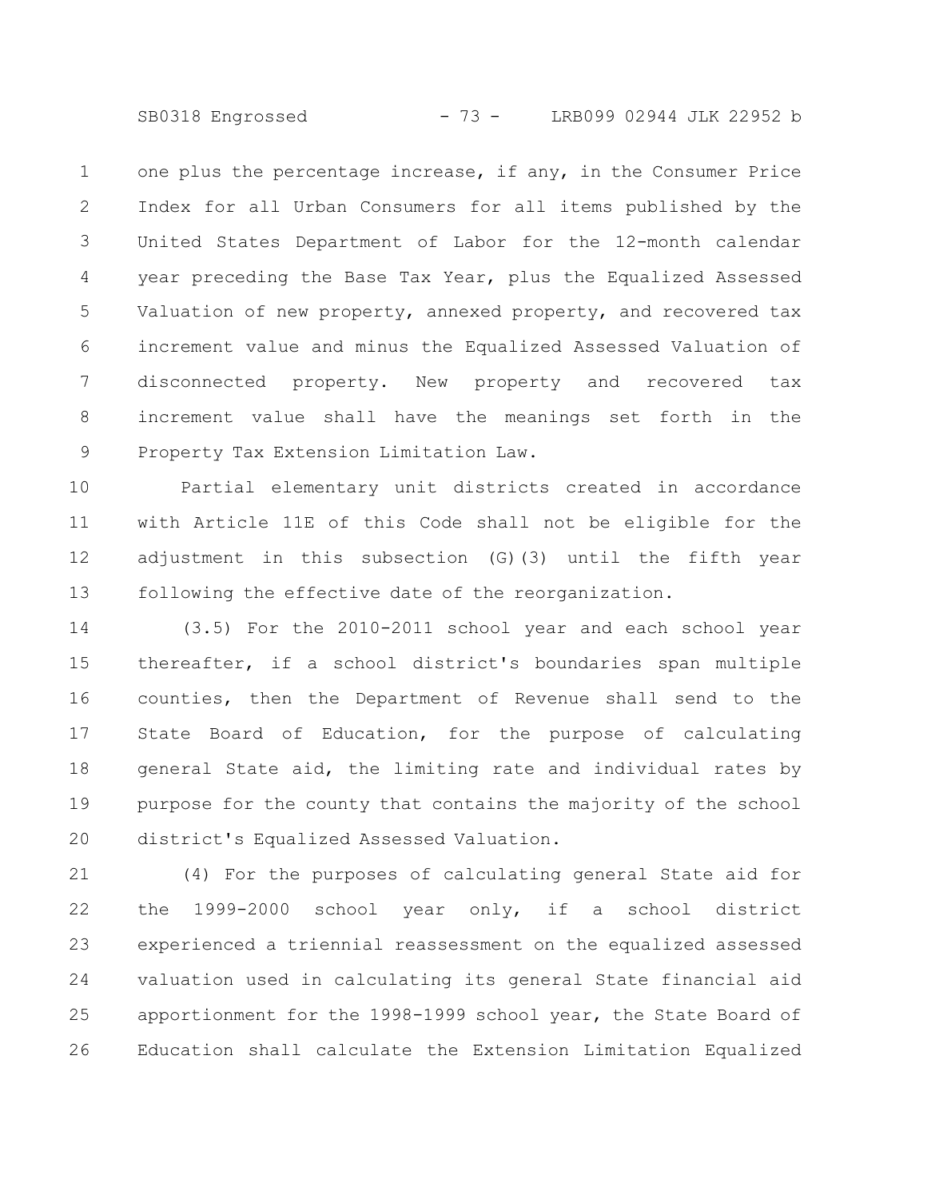one plus the percentage increase, if any, in the Consumer Price Index for all Urban Consumers for all items published by the United States Department of Labor for the 12-month calendar year preceding the Base Tax Year, plus the Equalized Assessed Valuation of new property, annexed property, and recovered tax increment value and minus the Equalized Assessed Valuation of disconnected property. New property and recovered tax increment value shall have the meanings set forth in the Property Tax Extension Limitation Law.

Partial elementary unit districts created in accordance with Article 11E of this Code shall not be eligible for the adjustment in this subsection (G)(3) until the fifth year following the effective date of the reorganization.

(3.5) For the 2010-2011 school year and each school year thereafter, if a school district's boundaries span multiple counties, then the Department of Revenue shall send to the State Board of Education, for the purpose of calculating general State aid, the limiting rate and individual rates by purpose for the county that contains the majority of the school district's Equalized Assessed Valuation.

(4) For the purposes of calculating general State aid for the 1999-2000 school year only, if a school district experienced a triennial reassessment on the equalized assessed valuation used in calculating its general State financial aid apportionment for the 1998-1999 school year, the State Board of Education shall calculate the Extension Limitation Equalized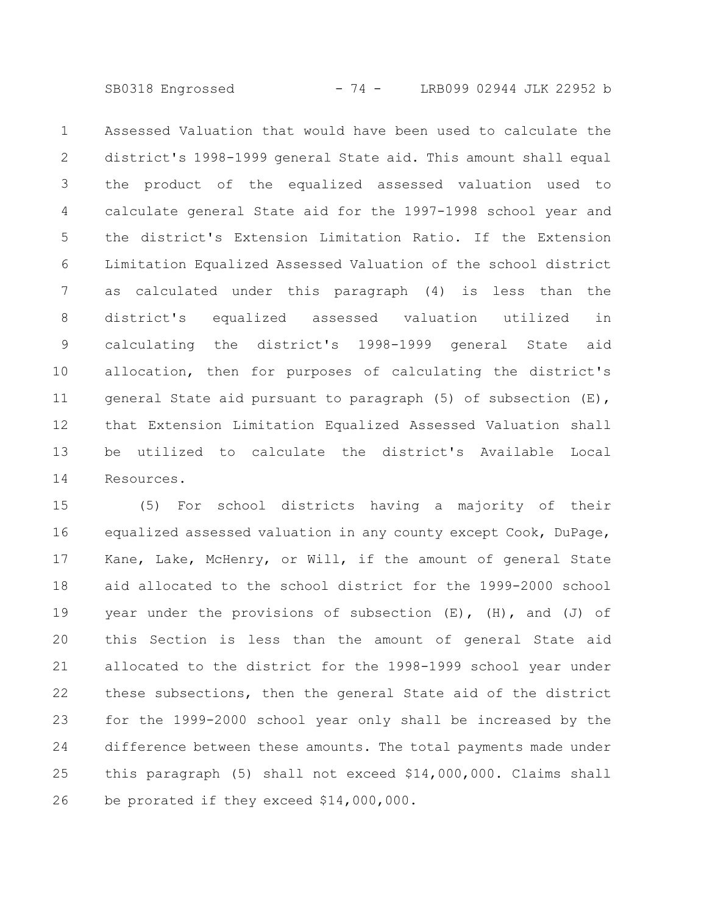Assessed Valuation that would have been used to calculate the district's 1998-1999 general State aid. This amount shall equal the product of the equalized assessed valuation used to calculate general State aid for the 1997-1998 school year and the district's Extension Limitation Ratio. If the Extension Limitation Equalized Assessed Valuation of the school district as calculated under this paragraph (4) is less than the district's equalized assessed valuation utilized in calculating the district's 1998-1999 general State aid allocation, then for purposes of calculating the district's general State aid pursuant to paragraph (5) of subsection (E), that Extension Limitation Equalized Assessed Valuation shall be utilized to calculate the district's Available Local Resources.

(5) For school districts having a majority of their equalized assessed valuation in any county except Cook, DuPage, Kane, Lake, McHenry, or Will, if the amount of general State aid allocated to the school district for the 1999-2000 school year under the provisions of subsection (E), (H), and (J) of this Section is less than the amount of general State aid allocated to the district for the 1998-1999 school year under these subsections, then the general State aid of the district for the 1999-2000 school year only shall be increased by the difference between these amounts. The total payments made under this paragraph (5) shall not exceed $14,000,000. Claims shall be prorated if they exceed $14,000,000.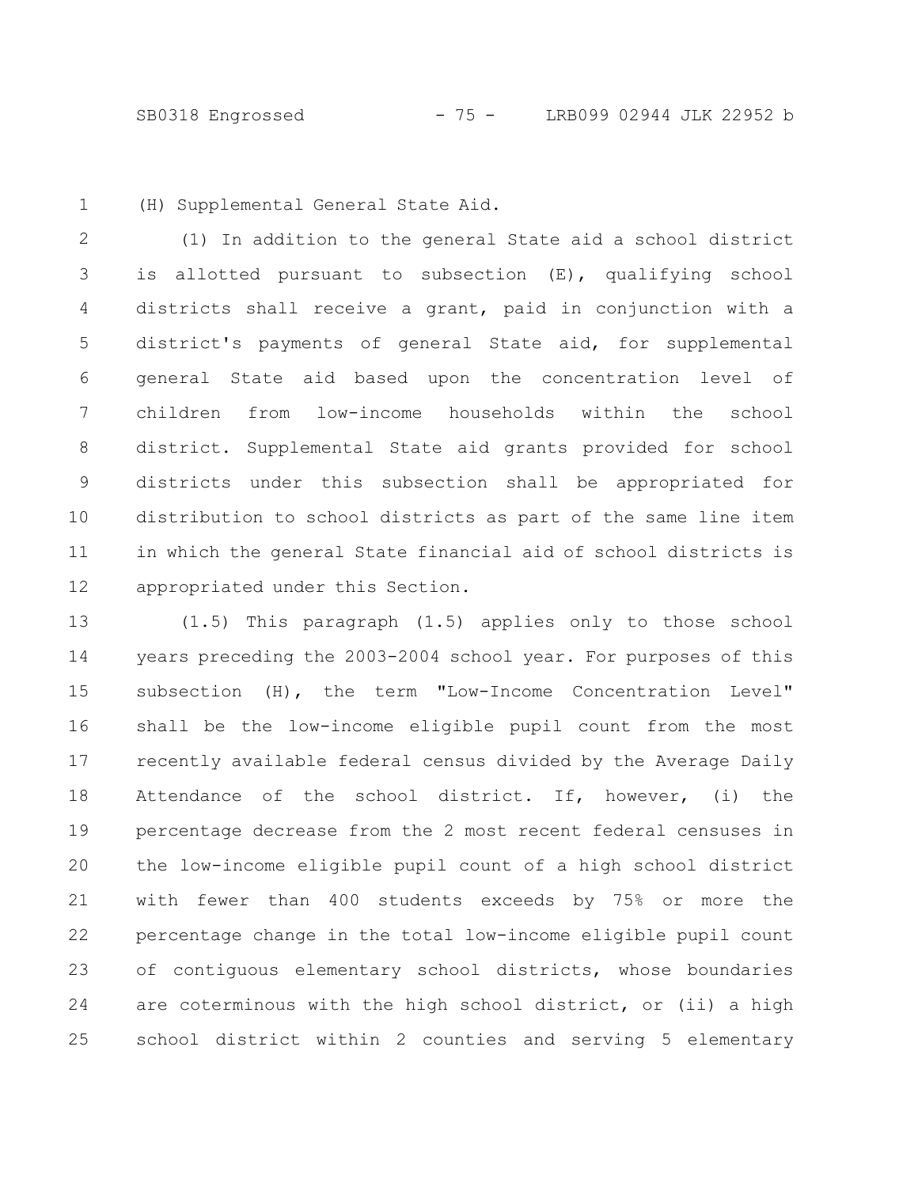(H) Supplemental General State Aid.

(1) In addition to the general State aid a school district is allotted pursuant to subsection (E), qualifying school districts shall receive a grant, paid in conjunction with a district's payments of general State aid, for supplemental general State aid based upon the concentration level of children from low-income households within the school district. Supplemental State aid grants provided for school districts under this subsection shall be appropriated for distribution to school districts as part of the same line item in which the general State financial aid of school districts is appropriated under this Section.

(1.5) This paragraph (1.5) applies only to those school years preceding the 2003-2004 school year. For purposes of this subsection (H), the term "Low-Income Concentration Level" shall be the low-income eligible pupil count from the most recently available federal census divided by the Average Daily Attendance of the school district. If, however, (i) the percentage decrease from the 2 most recent federal censuses in the low-income eligible pupil count of a high school district with fewer than 400 students exceeds by 75% or more the percentage change in the total low-income eligible pupil count of contiguous elementary school districts, whose boundaries are coterminous with the high school district, or (ii) a high school district within 2 counties and serving 5 elementary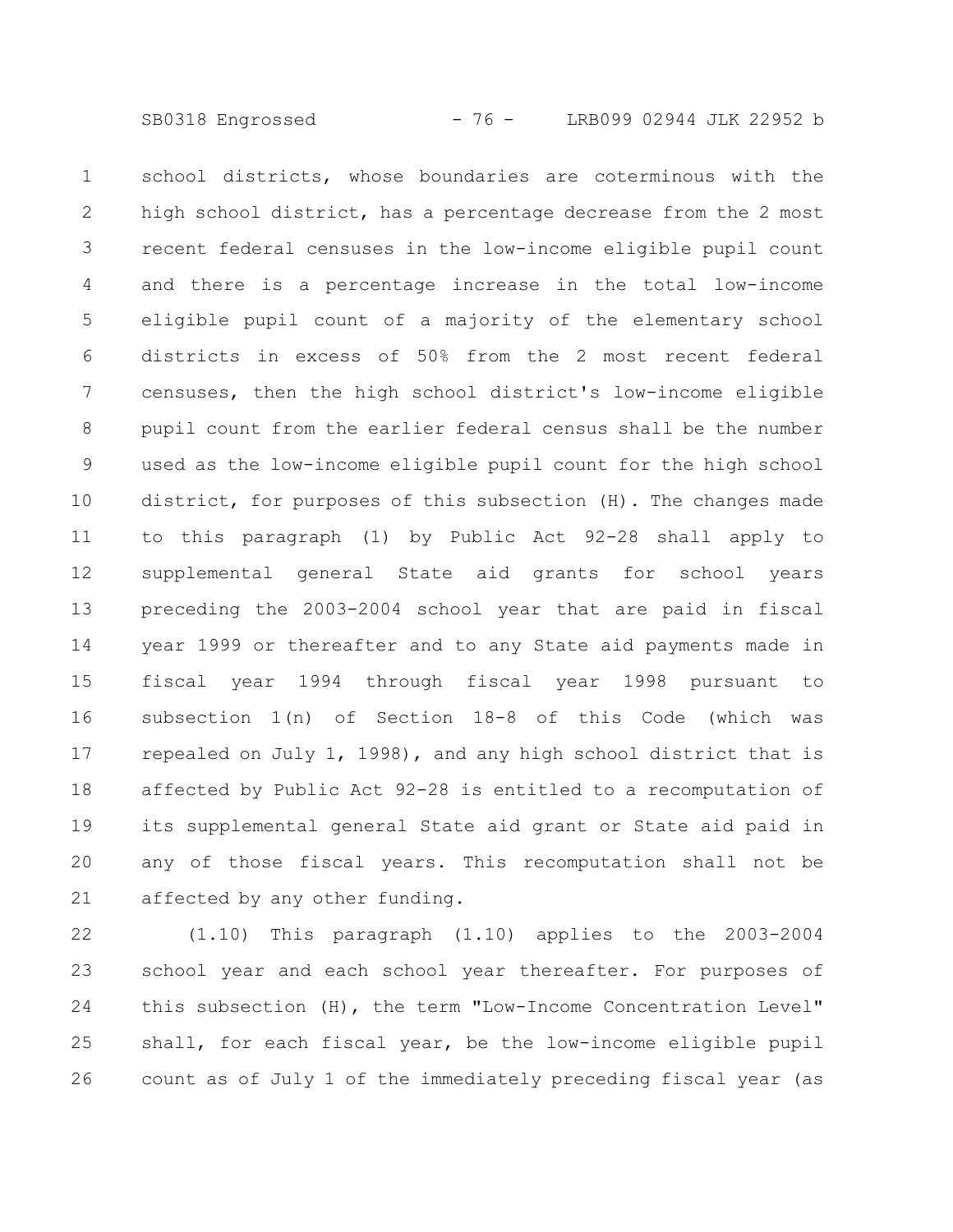school districts, whose boundaries are coterminous with the high school district, has a percentage decrease from the 2 most recent federal censuses in the low-income eligible pupil count and there is a percentage increase in the total low-income eligible pupil count of a majority of the elementary school districts in excess of 50% from the 2 most recent federal censuses, then the high school district's low-income eligible pupil count from the earlier federal census shall be the number used as the low-income eligible pupil count for the high school district, for purposes of this subsection (H). The changes made to this paragraph (1) by Public Act 92-28 shall apply to supplemental general State aid grants for school years preceding the 2003-2004 school year that are paid in fiscal year 1999 or thereafter and to any State aid payments made in fiscal year 1994 through fiscal year 1998 pursuant to subsection 1(n) of Section 18-8 of this Code (which was repealed on July 1, 1998), and any high school district that is affected by Public Act 92-28 is entitled to a recomputation of its supplemental general State aid grant or State aid paid in any of those fiscal years. This recomputation shall not be affected by any other funding.

(1.10) This paragraph (1.10) applies to the 2003-2004 school year and each school year thereafter. For purposes of this subsection (H), the term "Low-Income Concentration Level" shall, for each fiscal year, be the low-income eligible pupil count as of July 1 of the immediately preceding fiscal year (as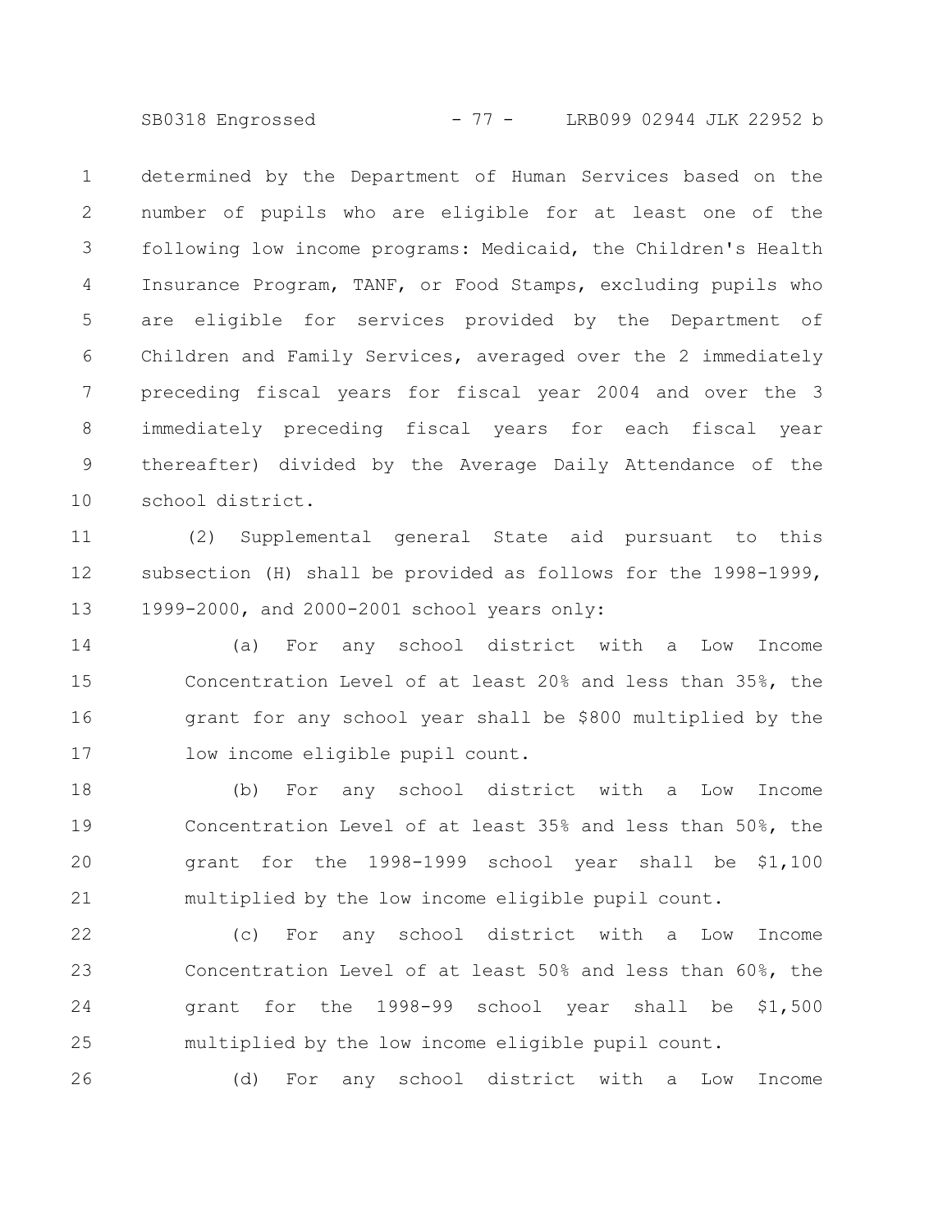determined by the Department of Human Services based on the number of pupils who are eligible for at least one of the following low income programs: Medicaid, the Children's Health Insurance Program, TANF, or Food Stamps, excluding pupils who are eligible for services provided by the Department of Children and Family Services, averaged over the 2 immediately preceding fiscal years for fiscal year 2004 and over the 3 immediately preceding fiscal years for each fiscal year thereafter) divided by the Average Daily Attendance of the school district.

(2) Supplemental general State aid pursuant to this subsection (H) shall be provided as follows for the 1998-1999, 1999-2000, and 2000-2001 school years only:

(a) For any school district with a Low Income Concentration Level of at least 20% and less than 35%, the grant for any school year shall be $800 multiplied by the low income eligible pupil count.

(b) For any school district with a Low Income Concentration Level of at least 35% and less than 50%, the grant for the 1998-1999 school year shall be $1,100 multiplied by the low income eligible pupil count.

(c) For any school district with a Low Income Concentration Level of at least 50% and less than 60%, the grant for the 1998-99 school year shall be $1,500 multiplied by the low income eligible pupil count.

(d) For any school district with a Low Income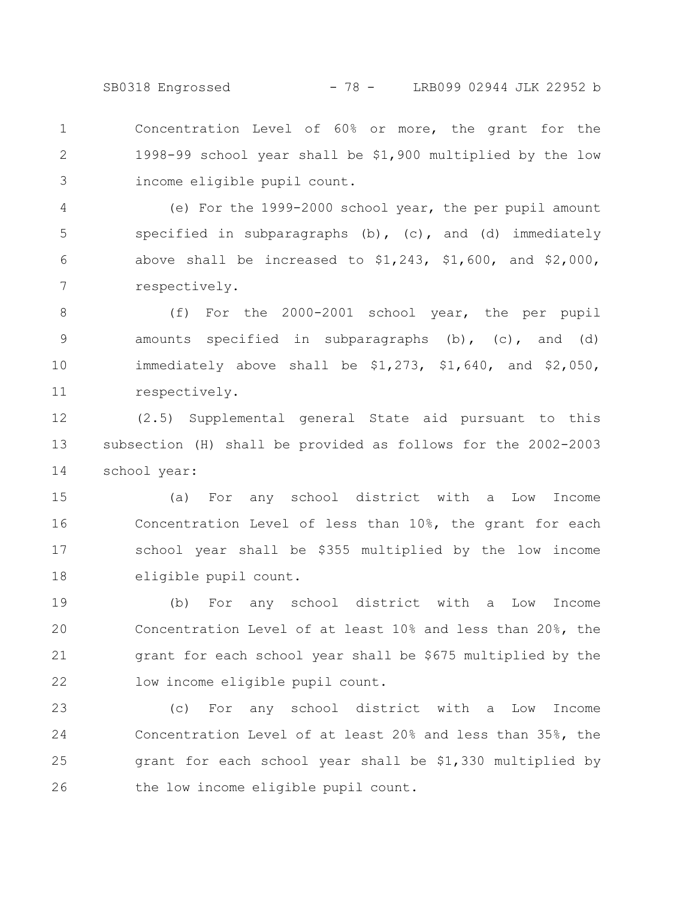Concentration Level of 60% or more, the grant for the 1998-99 school year shall be $1,900 multiplied by the low income eligible pupil count.

(e) For the 1999-2000 school year, the per pupil amount specified in subparagraphs (b), (c), and (d) immediately above shall be increased to $1,243, $1,600, and $2,000, respectively.

(f) For the 2000-2001 school year, the per pupil amounts specified in subparagraphs (b), (c), and (d) immediately above shall be $1,273, $1,640, and $2,050, respectively.

(2.5) Supplemental general State aid pursuant to this subsection (H) shall be provided as follows for the 2002-2003 school year:

(a) For any school district with a Low Income Concentration Level of less than 10%, the grant for each school year shall be $355 multiplied by the low income eligible pupil count.

(b) For any school district with a Low Income Concentration Level of at least 10% and less than 20%, the grant for each school year shall be $675 multiplied by the low income eligible pupil count.

(c) For any school district with a Low Income Concentration Level of at least 20% and less than 35%, the grant for each school year shall be $1,330 multiplied by the low income eligible pupil count.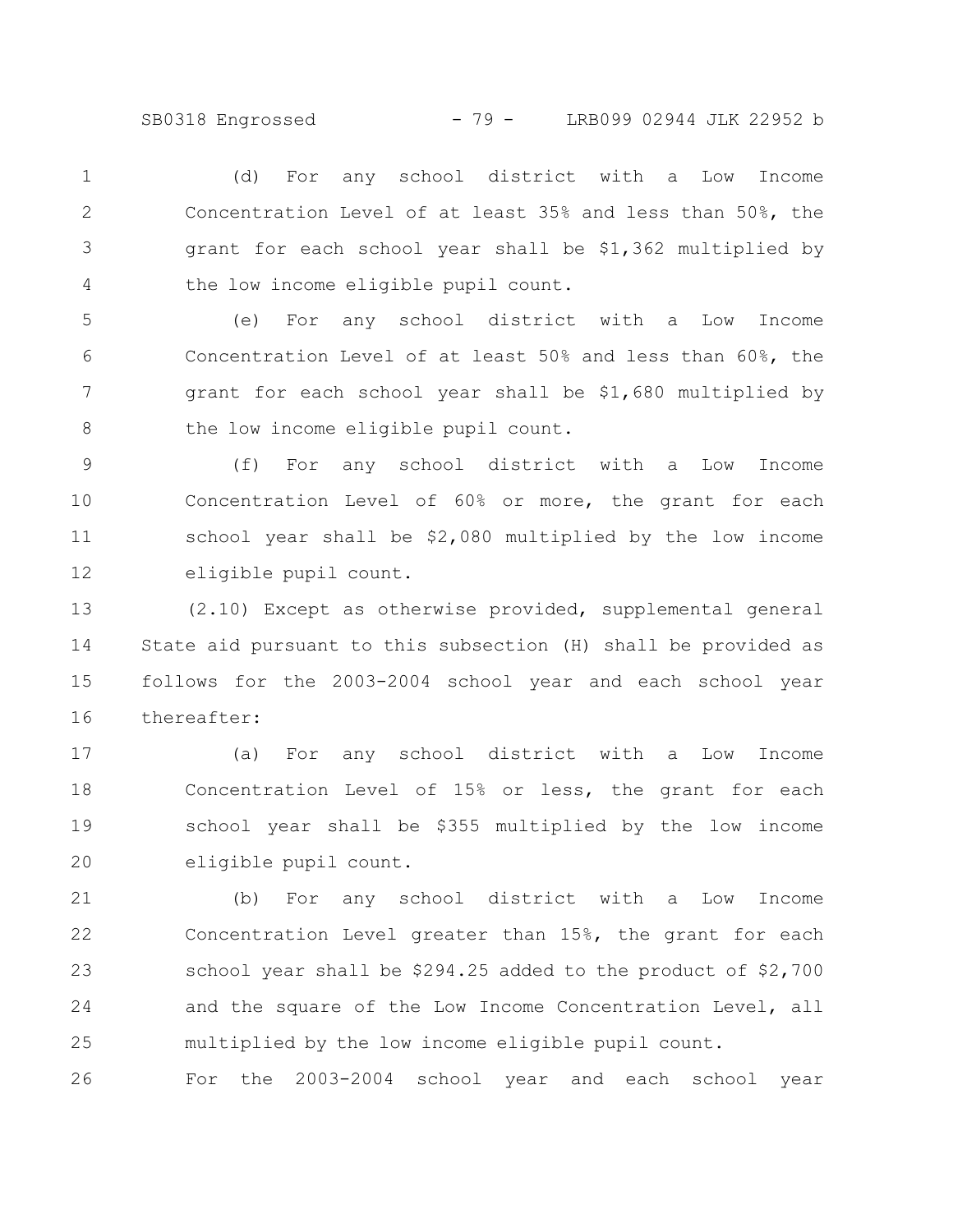(d) For any school district with a Low Income Concentration Level of at least 35% and less than 50%, the grant for each school year shall be $1,362 multiplied by the low income eligible pupil count.

(e) For any school district with a Low Income Concentration Level of at least 50% and less than 60%, the grant for each school year shall be $1,680 multiplied by the low income eligible pupil count.

(f) For any school district with a Low Income Concentration Level of 60% or more, the grant for each school year shall be $2,080 multiplied by the low income eligible pupil count.

(2.10) Except as otherwise provided, supplemental general State aid pursuant to this subsection (H) shall be provided as follows for the 2003-2004 school year and each school year thereafter:

(a) For any school district with a Low Income Concentration Level of 15% or less, the grant for each school year shall be $355 multiplied by the low income eligible pupil count.

(b) For any school district with a Low Income Concentration Level greater than 15%, the grant for each school year shall be $294.25 added to the product of $2,700 and the square of the Low Income Concentration Level, all multiplied by the low income eligible pupil count.

For the 2003-2004 school year and each school year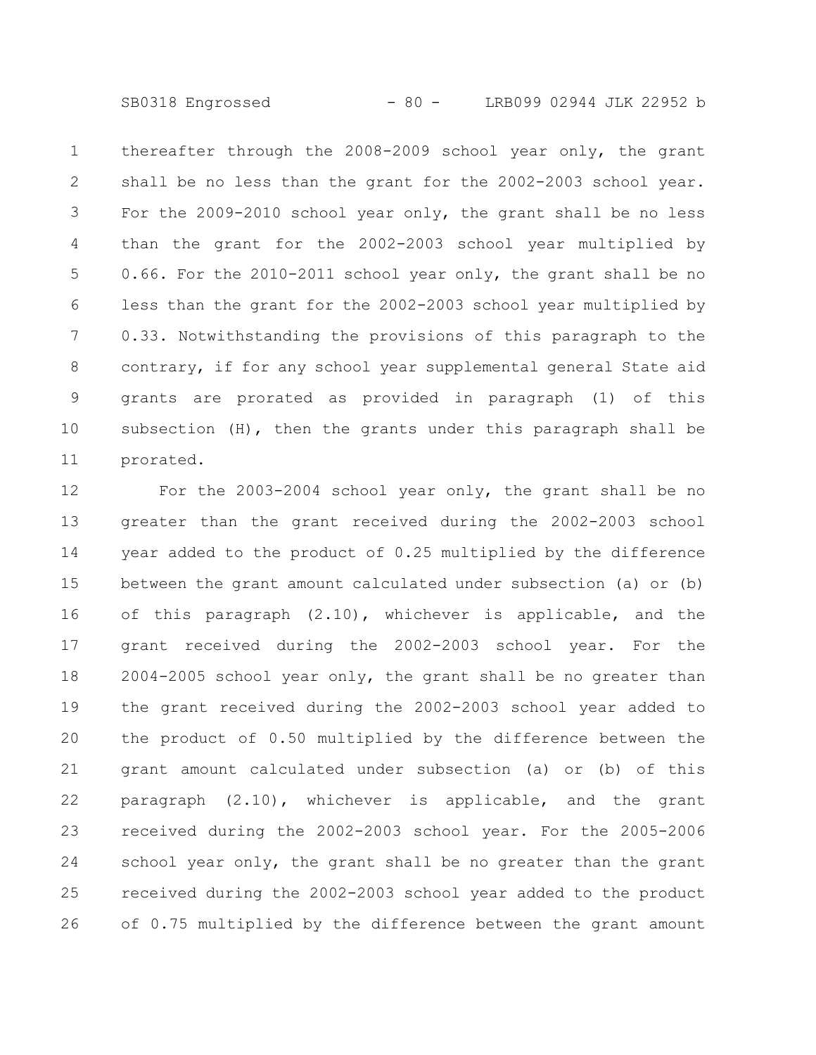thereafter through the 2008-2009 school year only, the grant shall be no less than the grant for the 2002-2003 school year. For the 2009-2010 school year only, the grant shall be no less than the grant for the 2002-2003 school year multiplied by 0.66. For the 2010-2011 school year only, the grant shall be no less than the grant for the 2002-2003 school year multiplied by 0.33. Notwithstanding the provisions of this paragraph to the contrary, if for any school year supplemental general State aid grants are prorated as provided in paragraph (1) of this subsection (H), then the grants under this paragraph shall be prorated.

For the 2003-2004 school year only, the grant shall be no greater than the grant received during the 2002-2003 school year added to the product of 0.25 multiplied by the difference between the grant amount calculated under subsection (a) or (b) of this paragraph (2.10), whichever is applicable, and the grant received during the 2002-2003 school year. For the 2004-2005 school year only, the grant shall be no greater than the grant received during the 2002-2003 school year added to the product of 0.50 multiplied by the difference between the grant amount calculated under subsection (a) or (b) of this paragraph (2.10), whichever is applicable, and the grant received during the 2002-2003 school year. For the 2005-2006 school year only, the grant shall be no greater than the grant received during the 2002-2003 school year added to the product of 0.75 multiplied by the difference between the grant amount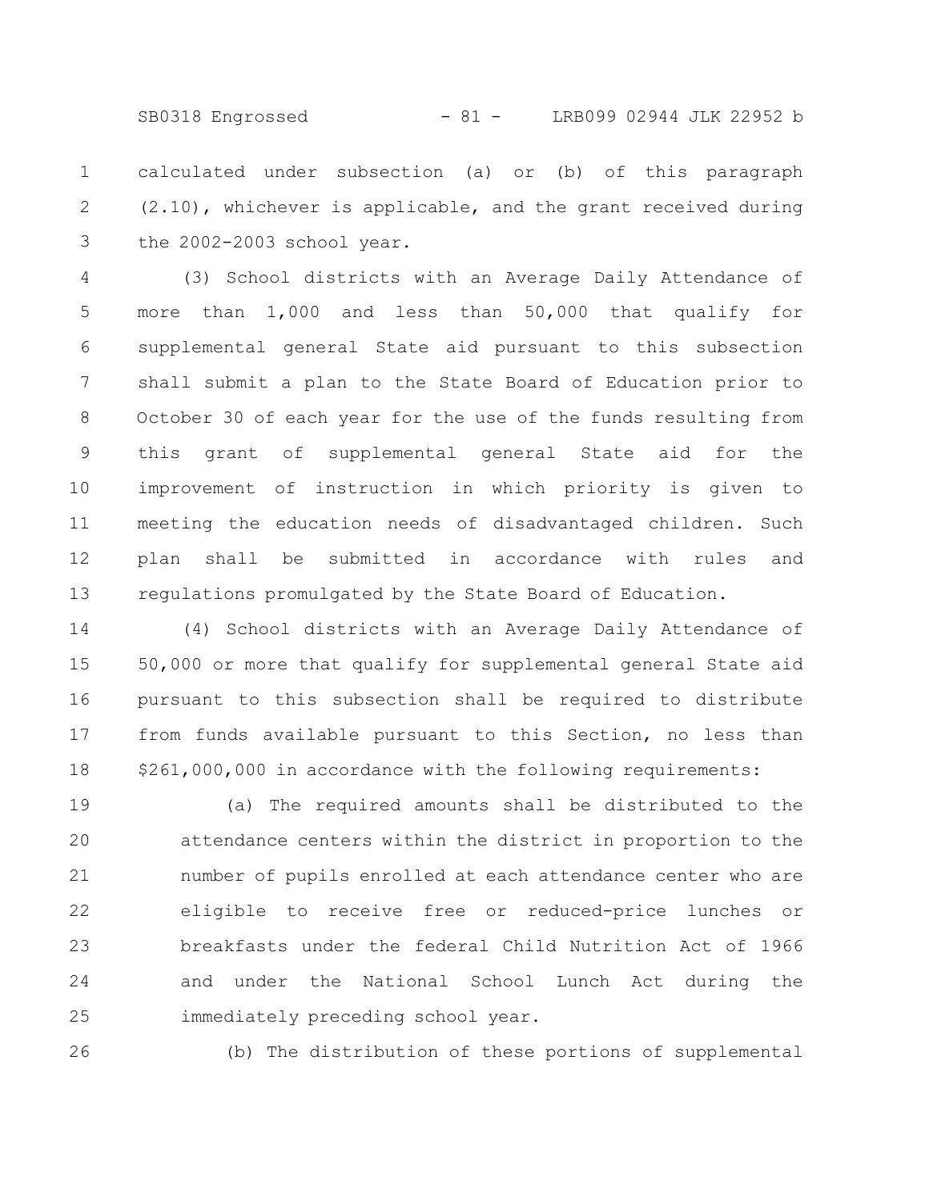calculated under subsection (a) or (b) of this paragraph (2.10), whichever is applicable, and the grant received during the 2002-2003 school year.

(3) School districts with an Average Daily Attendance of more than 1,000 and less than 50,000 that qualify for supplemental general State aid pursuant to this subsection shall submit a plan to the State Board of Education prior to October 30 of each year for the use of the funds resulting from this grant of supplemental general State aid for the improvement of instruction in which priority is given to meeting the education needs of disadvantaged children. Such plan shall be submitted in accordance with rules and regulations promulgated by the State Board of Education.

(4) School districts with an Average Daily Attendance of 50,000 or more that qualify for supplemental general State aid pursuant to this subsection shall be required to distribute from funds available pursuant to this Section, no less than $261,000,000 in accordance with the following requirements:

(a) The required amounts shall be distributed to the attendance centers within the district in proportion to the number of pupils enrolled at each attendance center who are eligible to receive free or reduced-price lunches or breakfasts under the federal Child Nutrition Act of 1966 and under the National School Lunch Act during the immediately preceding school year.

(b) The distribution of these portions of supplemental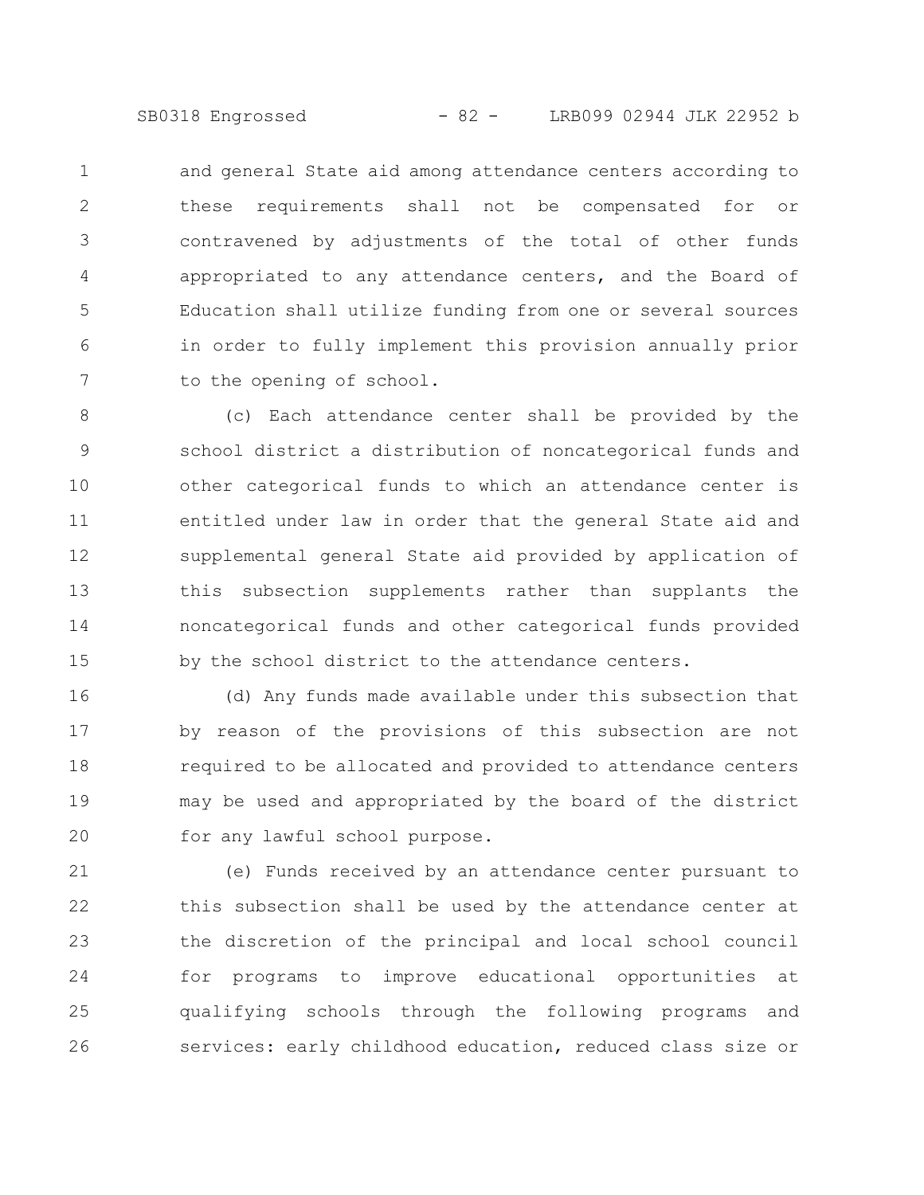and general State aid among attendance centers according to these requirements shall not be compensated for or contravened by adjustments of the total of other funds appropriated to any attendance centers, and the Board of Education shall utilize funding from one or several sources in order to fully implement this provision annually prior to the opening of school.

(c) Each attendance center shall be provided by the school district a distribution of noncategorical funds and other categorical funds to which an attendance center is entitled under law in order that the general State aid and supplemental general State aid provided by application of this subsection supplements rather than supplants the noncategorical funds and other categorical funds provided by the school district to the attendance centers.

(d) Any funds made available under this subsection that by reason of the provisions of this subsection are not required to be allocated and provided to attendance centers may be used and appropriated by the board of the district for any lawful school purpose.

(e) Funds received by an attendance center pursuant to this subsection shall be used by the attendance center at the discretion of the principal and local school council for programs to improve educational opportunities at qualifying schools through the following programs and services: early childhood education, reduced class size or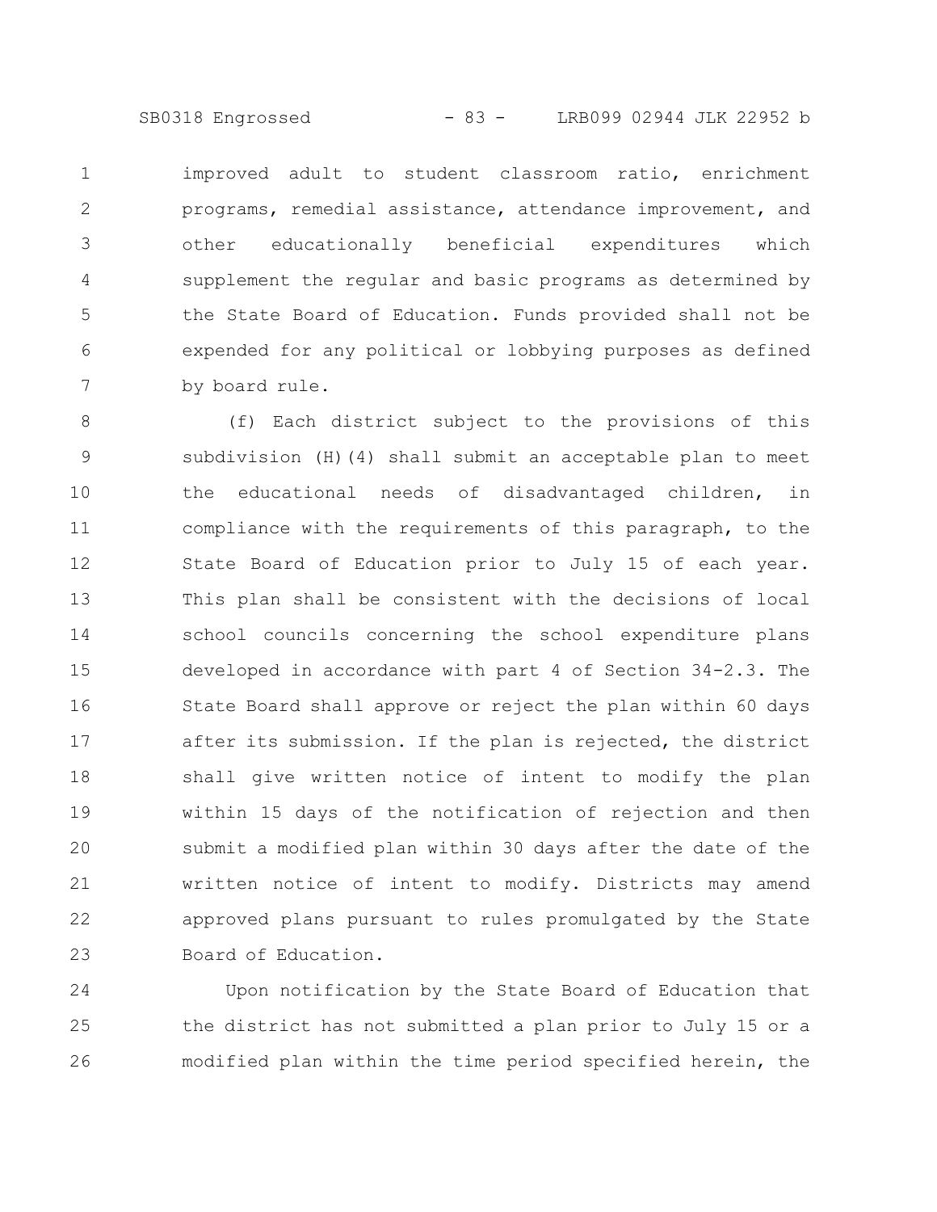improved adult to student classroom ratio, enrichment programs, remedial assistance, attendance improvement, and other educationally beneficial expenditures which supplement the regular and basic programs as determined by the State Board of Education. Funds provided shall not be expended for any political or lobbying purposes as defined by board rule.

(f) Each district subject to the provisions of this subdivision (H)(4) shall submit an acceptable plan to meet the educational needs of disadvantaged children, in compliance with the requirements of this paragraph, to the State Board of Education prior to July 15 of each year. This plan shall be consistent with the decisions of local school councils concerning the school expenditure plans developed in accordance with part 4 of Section 34-2.3. The State Board shall approve or reject the plan within 60 days after its submission. If the plan is rejected, the district shall give written notice of intent to modify the plan within 15 days of the notification of rejection and then submit a modified plan within 30 days after the date of the written notice of intent to modify. Districts may amend approved plans pursuant to rules promulgated by the State Board of Education.

Upon notification by the State Board of Education that the district has not submitted a plan prior to July 15 or a modified plan within the time period specified herein, the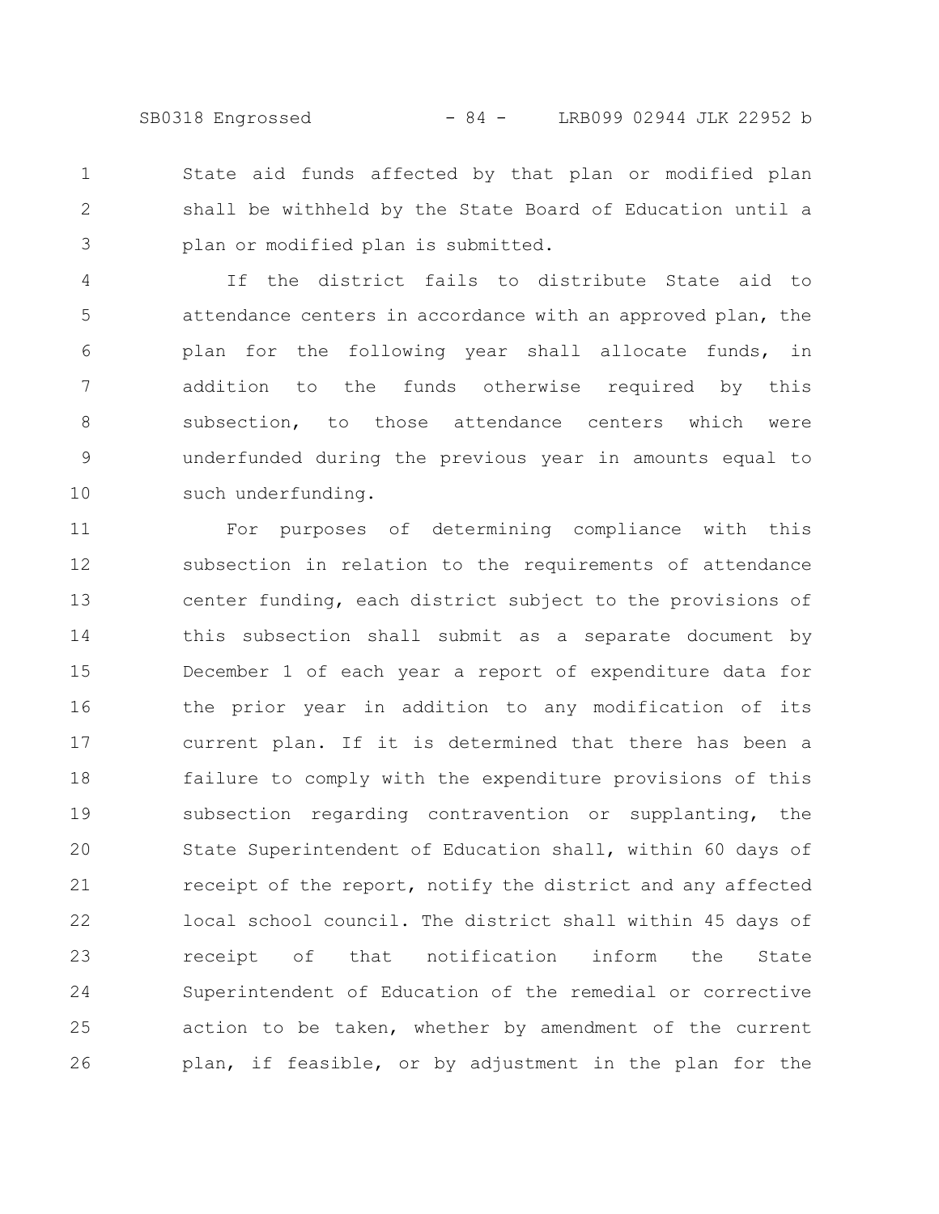State aid funds affected by that plan or modified plan shall be withheld by the State Board of Education until a plan or modified plan is submitted.

If the district fails to distribute State aid to attendance centers in accordance with an approved plan, the plan for the following year shall allocate funds, in addition to the funds otherwise required by this subsection, to those attendance centers which were underfunded during the previous year in amounts equal to such underfunding.

For purposes of determining compliance with this subsection in relation to the requirements of attendance center funding, each district subject to the provisions of this subsection shall submit as a separate document by December 1 of each year a report of expenditure data for the prior year in addition to any modification of its current plan. If it is determined that there has been a failure to comply with the expenditure provisions of this subsection regarding contravention or supplanting, the State Superintendent of Education shall, within 60 days of receipt of the report, notify the district and any affected local school council. The district shall within 45 days of receipt of that notification inform the State Superintendent of Education of the remedial or corrective action to be taken, whether by amendment of the current plan, if feasible, or by adjustment in the plan for the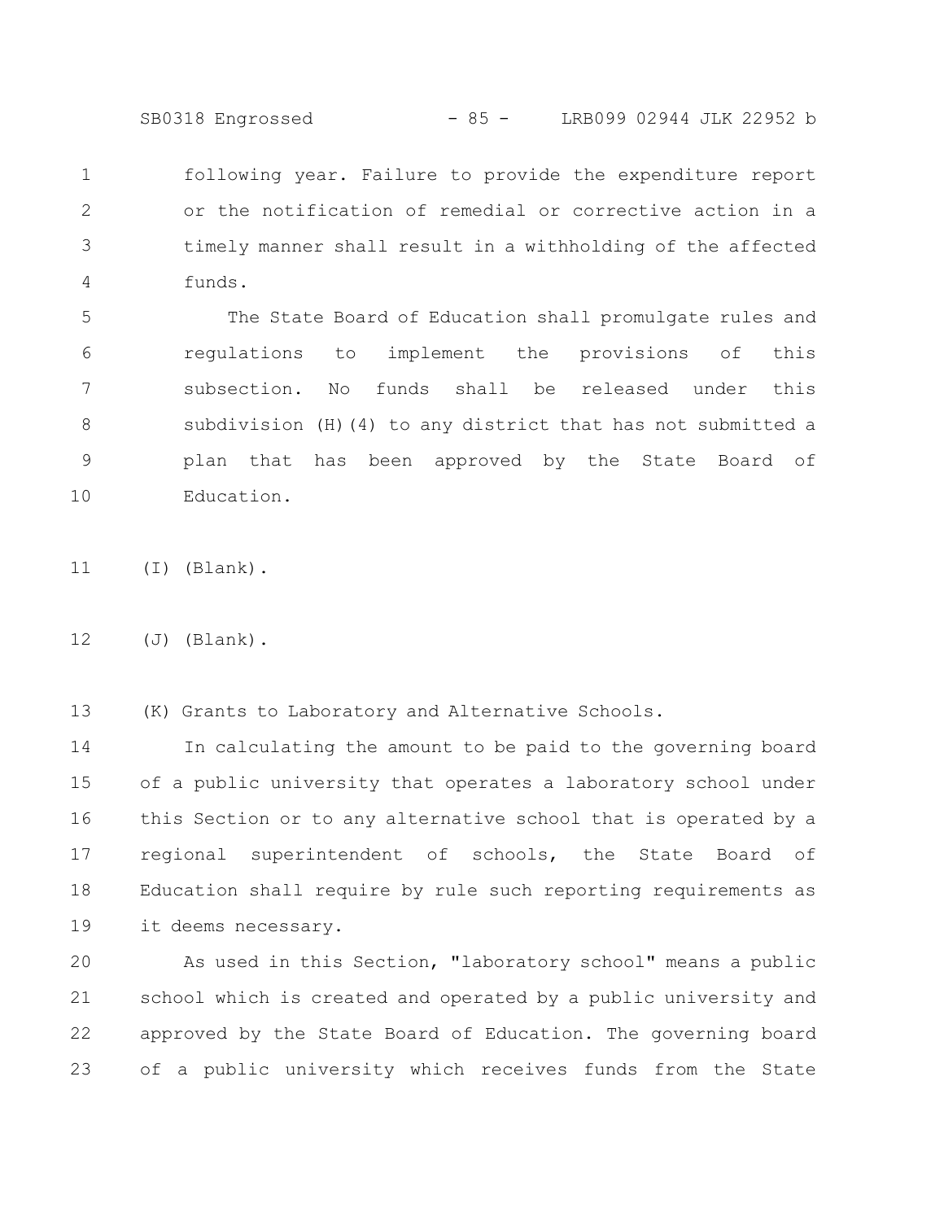following year. Failure to provide the expenditure report or the notification of remedial or corrective action in a timely manner shall result in a withholding of the affected funds.

The State Board of Education shall promulgate rules and regulations to implement the provisions of this subsection. No funds shall be released under this subdivision (H)(4) to any district that has not submitted a plan that has been approved by the State Board of Education.

(I) (Blank).

(J) (Blank).

(K) Grants to Laboratory and Alternative Schools.

In calculating the amount to be paid to the governing board of a public university that operates a laboratory school under this Section or to any alternative school that is operated by a regional superintendent of schools, the State Board of Education shall require by rule such reporting requirements as it deems necessary.

As used in this Section, "laboratory school" means a public school which is created and operated by a public university and approved by the State Board of Education. The governing board of a public university which receives funds from the State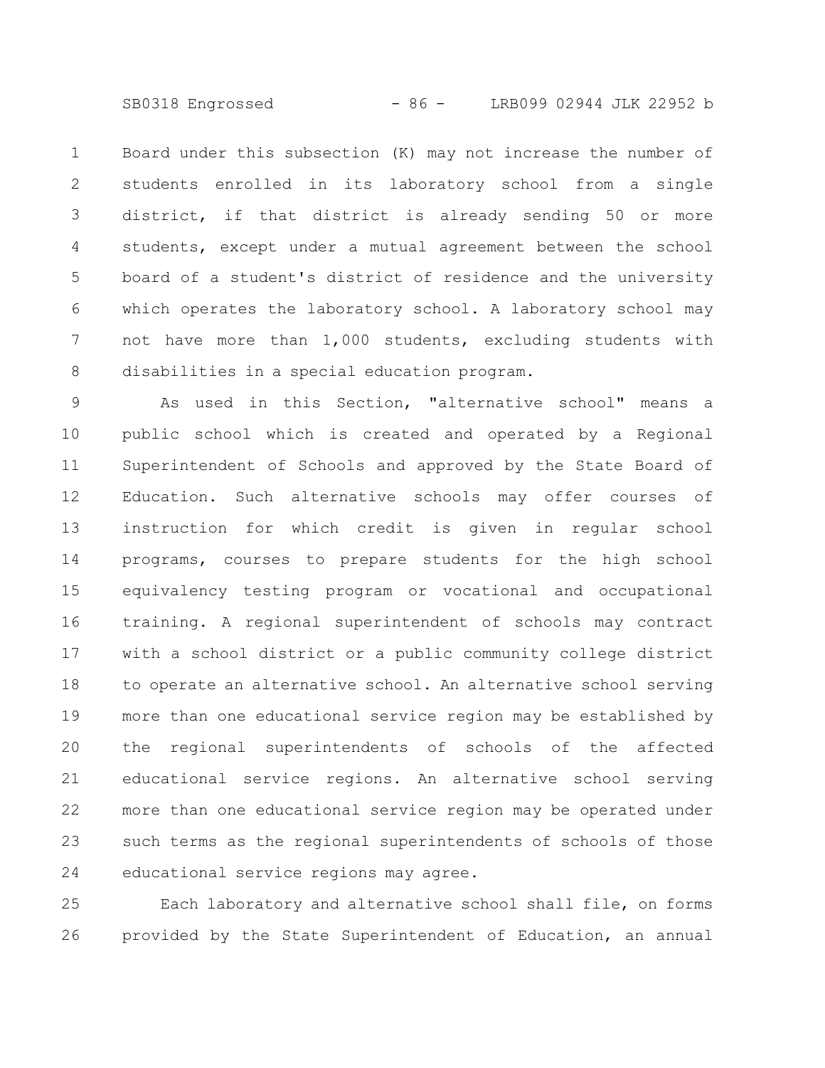Board under this subsection (K) may not increase the number of students enrolled in its laboratory school from a single district, if that district is already sending 50 or more students, except under a mutual agreement between the school board of a student's district of residence and the university which operates the laboratory school. A laboratory school may not have more than 1,000 students, excluding students with disabilities in a special education program.

As used in this Section, "alternative school" means a public school which is created and operated by a Regional Superintendent of Schools and approved by the State Board of Education. Such alternative schools may offer courses of instruction for which credit is given in regular school programs, courses to prepare students for the high school equivalency testing program or vocational and occupational training. A regional superintendent of schools may contract with a school district or a public community college district to operate an alternative school. An alternative school serving more than one educational service region may be established by the regional superintendents of schools of the affected educational service regions. An alternative school serving more than one educational service region may be operated under such terms as the regional superintendents of schools of those educational service regions may agree.

Each laboratory and alternative school shall file, on forms provided by the State Superintendent of Education, an annual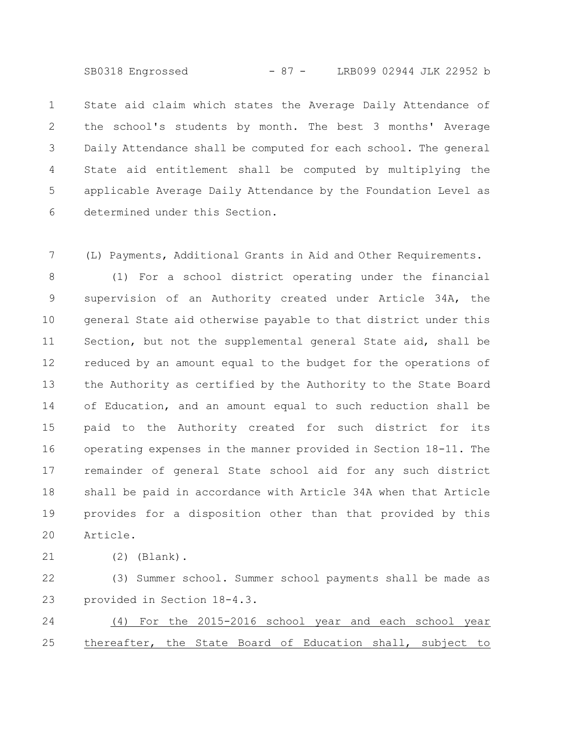State aid claim which states the Average Daily Attendance of the school's students by month. The best 3 months' Average Daily Attendance shall be computed for each school. The general State aid entitlement shall be computed by multiplying the applicable Average Daily Attendance by the Foundation Level as determined under this Section.

(L) Payments, Additional Grants in Aid and Other Requirements.

(1) For a school district operating under the financial supervision of an Authority created under Article 34A, the general State aid otherwise payable to that district under this Section, but not the supplemental general State aid, shall be reduced by an amount equal to the budget for the operations of the Authority as certified by the Authority to the State Board of Education, and an amount equal to such reduction shall be paid to the Authority created for such district for its operating expenses in the manner provided in Section 18-11. The remainder of general State school aid for any such district shall be paid in accordance with Article 34A when that Article provides for a disposition other than that provided by this Article.

(2) (Blank).

(3) Summer school. Summer school payments shall be made as provided in Section 18-4.3.

<u>(4) For the 2015-2016 school year and each school year thereafter, the State Board of Education shall, subject to</u>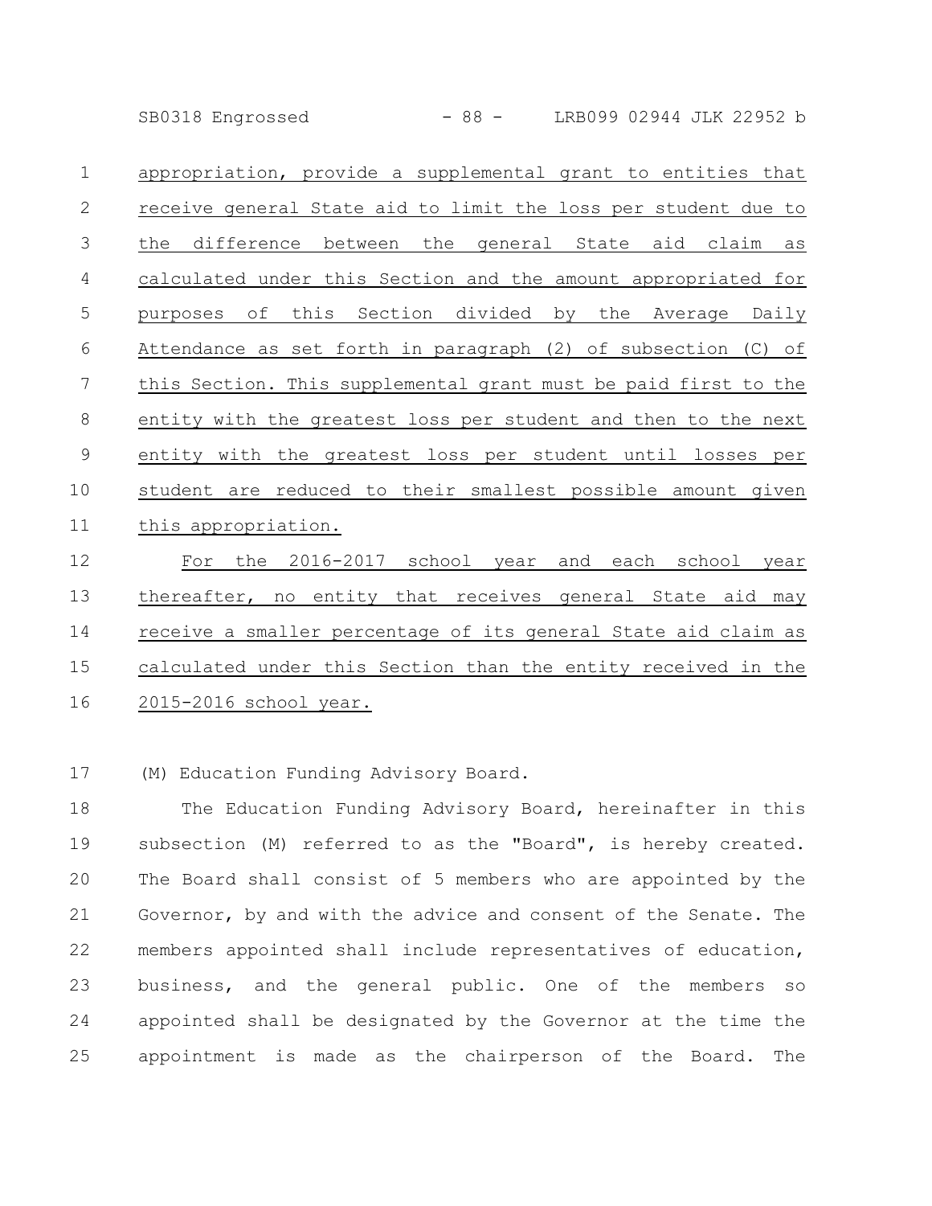appropriation, provide a supplemental grant to entities that receive general State aid to limit the loss per student due to the difference between the general State aid claim as calculated under this Section and the amount appropriated for purposes of this Section divided by the Average Daily Attendance as set forth in paragraph (2) of subsection (C) of this Section. This supplemental grant must be paid first to the entity with the greatest loss per student and then to the next entity with the greatest loss per student until losses per student are reduced to their smallest possible amount given this appropriation.

For the 2016-2017 school year and each school year thereafter, no entity that receives general State aid may receive a smaller percentage of its general State aid claim as calculated under this Section than the entity received in the 2015-2016 school year.

(M) Education Funding Advisory Board.

The Education Funding Advisory Board, hereinafter in this subsection (M) referred to as the "Board", is hereby created. The Board shall consist of 5 members who are appointed by the Governor, by and with the advice and consent of the Senate. The members appointed shall include representatives of education, business, and the general public. One of the members so appointed shall be designated by the Governor at the time the appointment is made as the chairperson of the Board. The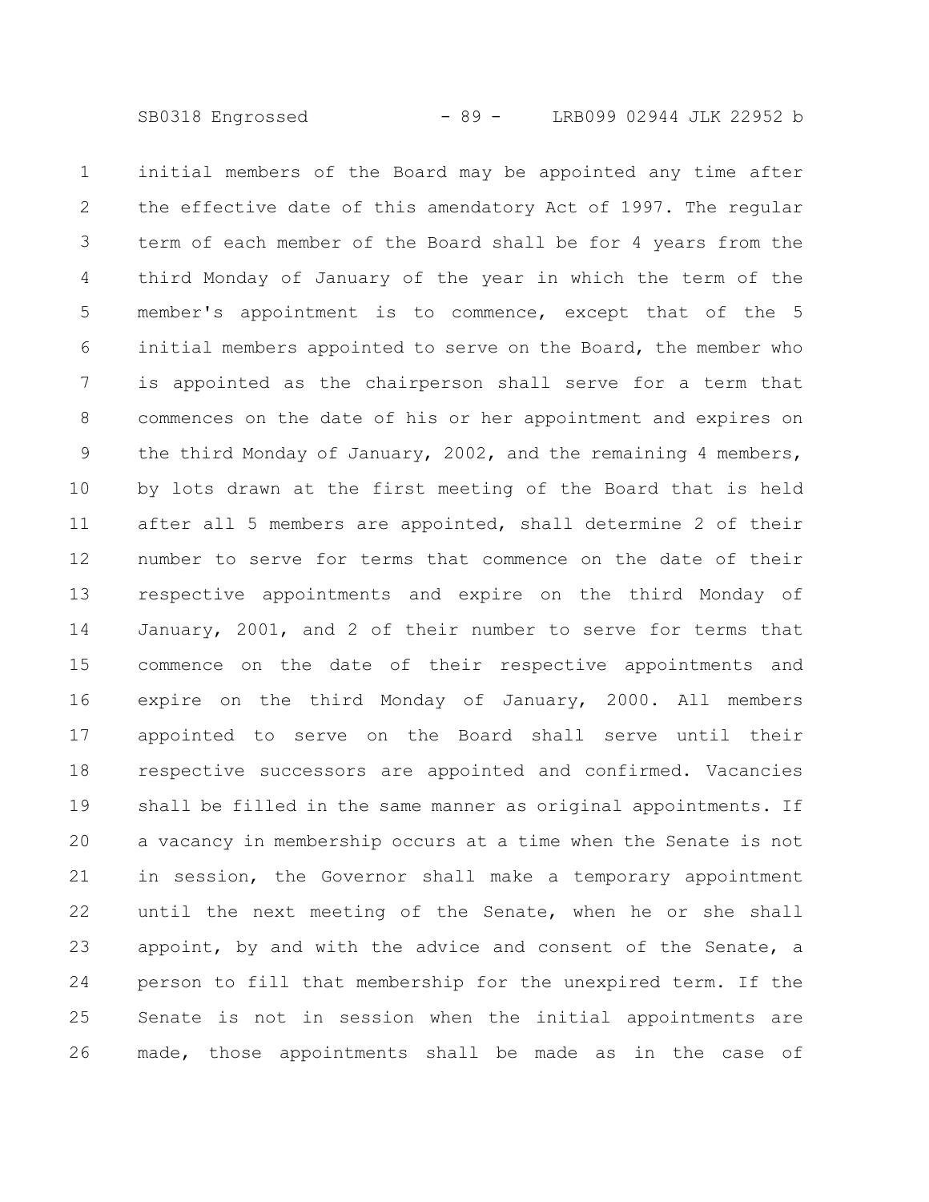initial members of the Board may be appointed any time after the effective date of this amendatory Act of 1997. The regular term of each member of the Board shall be for 4 years from the third Monday of January of the year in which the term of the member's appointment is to commence, except that of the 5 initial members appointed to serve on the Board, the member who is appointed as the chairperson shall serve for a term that commences on the date of his or her appointment and expires on the third Monday of January, 2002, and the remaining 4 members, by lots drawn at the first meeting of the Board that is held after all 5 members are appointed, shall determine 2 of their number to serve for terms that commence on the date of their respective appointments and expire on the third Monday of January, 2001, and 2 of their number to serve for terms that commence on the date of their respective appointments and expire on the third Monday of January, 2000. All members appointed to serve on the Board shall serve until their respective successors are appointed and confirmed. Vacancies shall be filled in the same manner as original appointments. If a vacancy in membership occurs at a time when the Senate is not in session, the Governor shall make a temporary appointment until the next meeting of the Senate, when he or she shall appoint, by and with the advice and consent of the Senate, a person to fill that membership for the unexpired term. If the Senate is not in session when the initial appointments are made, those appointments shall be made as in the case of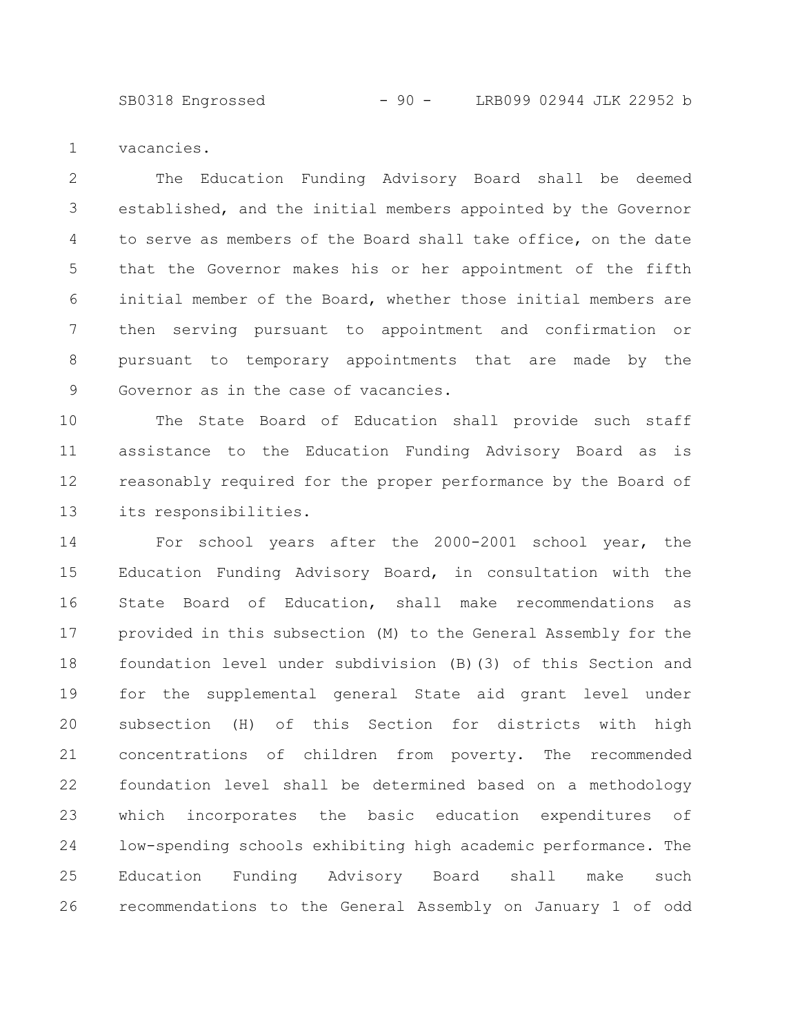vacancies.

The Education Funding Advisory Board shall be deemed established, and the initial members appointed by the Governor to serve as members of the Board shall take office, on the date that the Governor makes his or her appointment of the fifth initial member of the Board, whether those initial members are then serving pursuant to appointment and confirmation or pursuant to temporary appointments that are made by the Governor as in the case of vacancies.

The State Board of Education shall provide such staff assistance to the Education Funding Advisory Board as is reasonably required for the proper performance by the Board of its responsibilities.

For school years after the 2000-2001 school year, the Education Funding Advisory Board, in consultation with the State Board of Education, shall make recommendations as provided in this subsection (M) to the General Assembly for the foundation level under subdivision (B)(3) of this Section and for the supplemental general State aid grant level under subsection (H) of this Section for districts with high concentrations of children from poverty. The recommended foundation level shall be determined based on a methodology which incorporates the basic education expenditures of low-spending schools exhibiting high academic performance. The Education Funding Advisory Board shall make such recommendations to the General Assembly on January 1 of odd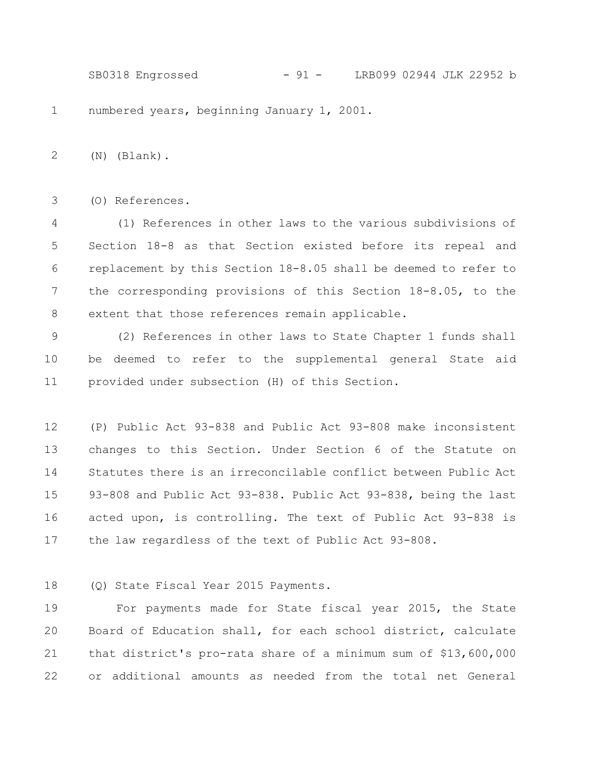numbered years, beginning January 1, 2001.

(N) (Blank).

(O) References.

(1) References in other laws to the various subdivisions of Section 18-8 as that Section existed before its repeal and replacement by this Section 18-8.05 shall be deemed to refer to the corresponding provisions of this Section 18-8.05, to the extent that those references remain applicable.

(2) References in other laws to State Chapter 1 funds shall be deemed to refer to the supplemental general State aid provided under subsection (H) of this Section.

(P) Public Act 93-838 and Public Act 93-808 make inconsistent changes to this Section. Under Section 6 of the Statute on Statutes there is an irreconcilable conflict between Public Act 93-808 and Public Act 93-838. Public Act 93-838, being the last acted upon, is controlling. The text of Public Act 93-838 is the law regardless of the text of Public Act 93-808.

(Q) State Fiscal Year 2015 Payments.

For payments made for State fiscal year 2015, the State Board of Education shall, for each school district, calculate that district's pro-rata share of a minimum sum of $13,600,000 or additional amounts as needed from the total net General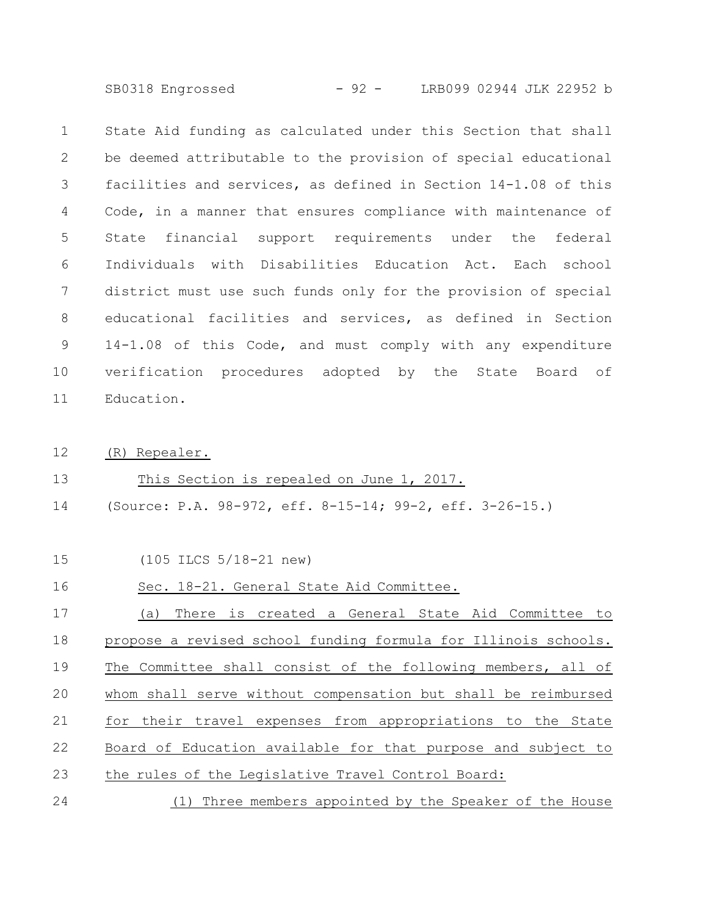State Aid funding as calculated under this Section that shall be deemed attributable to the provision of special educational facilities and services, as defined in Section 14-1.08 of this Code, in a manner that ensures compliance with maintenance of State financial support requirements under the federal Individuals with Disabilities Education Act. Each school district must use such funds only for the provision of special educational facilities and services, as defined in Section 14-1.08 of this Code, and must comply with any expenditure verification procedures adopted by the State Board of Education.

(R) Repealer.

This Section is repealed on June 1, 2017.

(Source: P.A. 98-972, eff. 8-15-14; 99-2, eff. 3-26-15.)

(105 ILCS 5/18-21 new)

Sec. 18-21. General State Aid Committee.

(a) There is created a General State Aid Committee to propose a revised school funding formula for Illinois schools. The Committee shall consist of the following members, all of whom shall serve without compensation but shall be reimbursed for their travel expenses from appropriations to the State Board of Education available for that purpose and subject to the rules of the Legislative Travel Control Board:

(1) Three members appointed by the Speaker of the House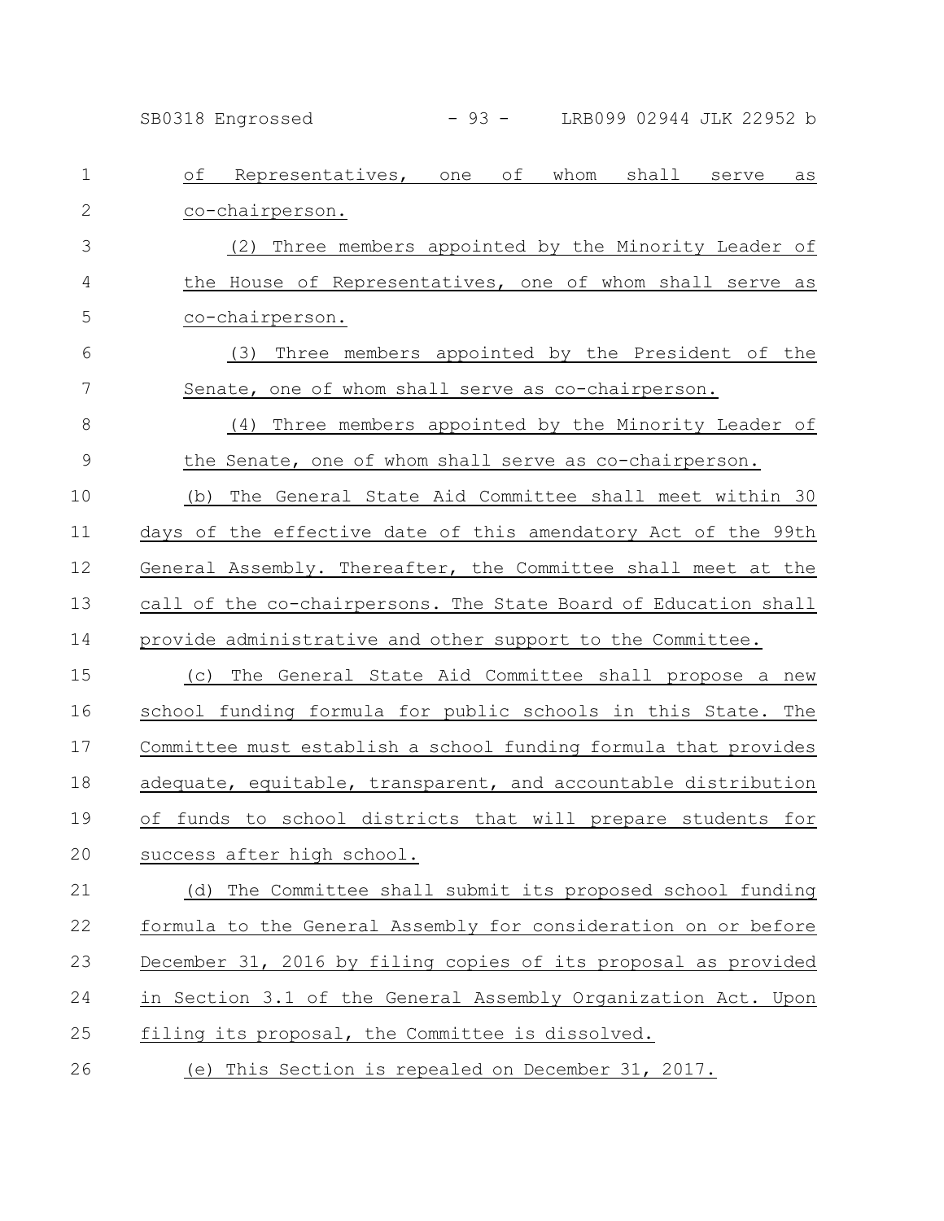of Representatives, one of whom shall serve as co-chairperson.

(2) Three members appointed by the Minority Leader of the House of Representatives, one of whom shall serve as co-chairperson.

(3) Three members appointed by the President of the Senate, one of whom shall serve as co-chairperson.

(4) Three members appointed by the Minority Leader of the Senate, one of whom shall serve as co-chairperson.

(b) The General State Aid Committee shall meet within 30 days of the effective date of this amendatory Act of the 99th General Assembly. Thereafter, the Committee shall meet at the call of the co-chairpersons. The State Board of Education shall provide administrative and other support to the Committee.

(c) The General State Aid Committee shall propose a new school funding formula for public schools in this State. The Committee must establish a school funding formula that provides adequate, equitable, transparent, and accountable distribution of funds to school districts that will prepare students for success after high school.

(d) The Committee shall submit its proposed school funding formula to the General Assembly for consideration on or before December 31, 2016 by filing copies of its proposal as provided in Section 3.1 of the General Assembly Organization Act. Upon filing its proposal, the Committee is dissolved.

(e) This Section is repealed on December 31, 2017.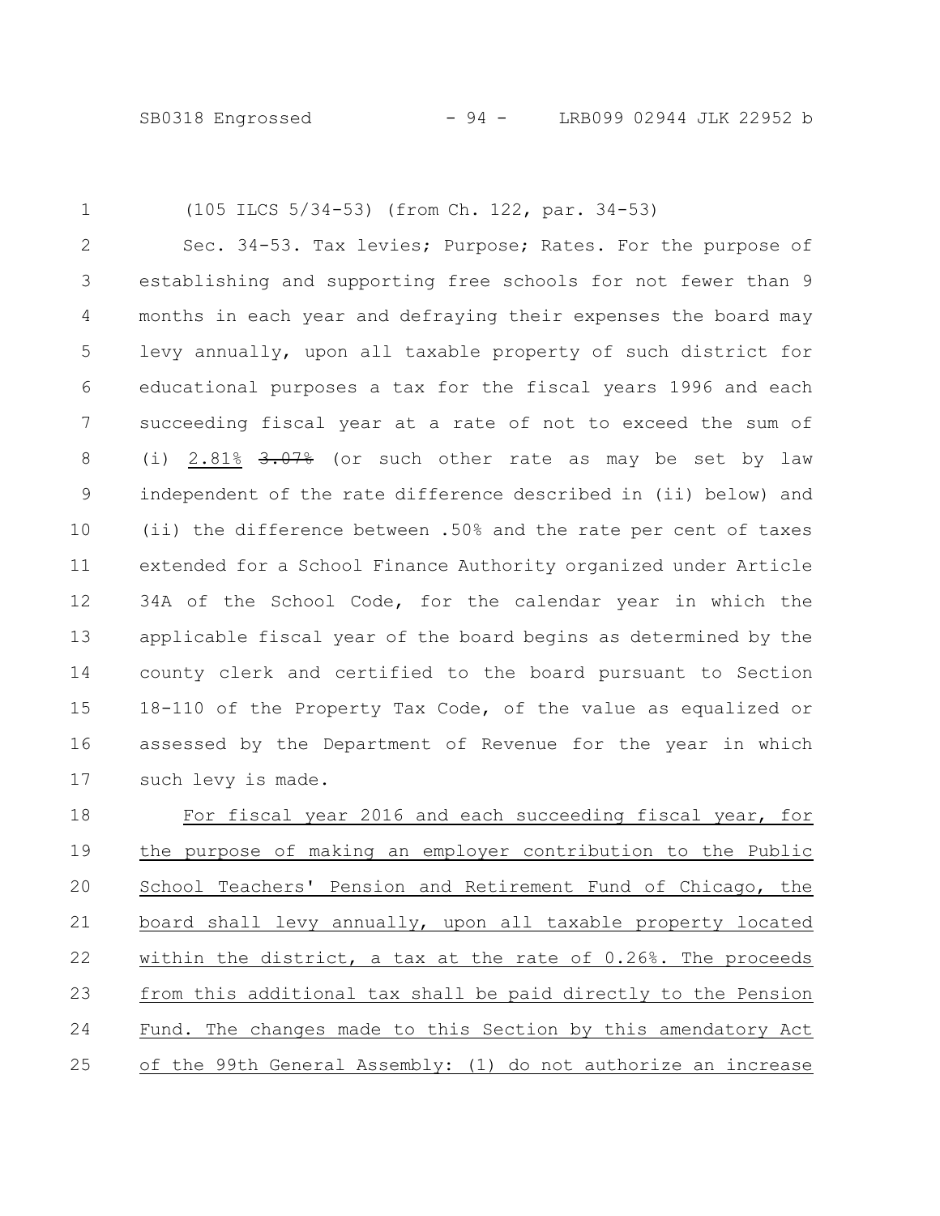(105 ILCS 5/34-53) (from Ch. 122, par. 34-53)

Sec. 34-53. Tax levies; Purpose; Rates. For the purpose of establishing and supporting free schools for not fewer than 9 months in each year and defraying their expenses the board may levy annually, upon all taxable property of such district for educational purposes a tax for the fiscal years 1996 and each succeeding fiscal year at a rate of not to exceed the sum of (i) 2.81% ~~3.07%~~ (or such other rate as may be set by law independent of the rate difference described in (ii) below) and (ii) the difference between .50% and the rate per cent of taxes extended for a School Finance Authority organized under Article 34A of the School Code, for the calendar year in which the applicable fiscal year of the board begins as determined by the county clerk and certified to the board pursuant to Section 18-110 of the Property Tax Code, of the value as equalized or assessed by the Department of Revenue for the year in which such levy is made.

For fiscal year 2016 and each succeeding fiscal year, for the purpose of making an employer contribution to the Public School Teachers' Pension and Retirement Fund of Chicago, the board shall levy annually, upon all taxable property located within the district, a tax at the rate of 0.26%. The proceeds from this additional tax shall be paid directly to the Pension Fund. The changes made to this Section by this amendatory Act of the 99th General Assembly: (1) do not authorize an increase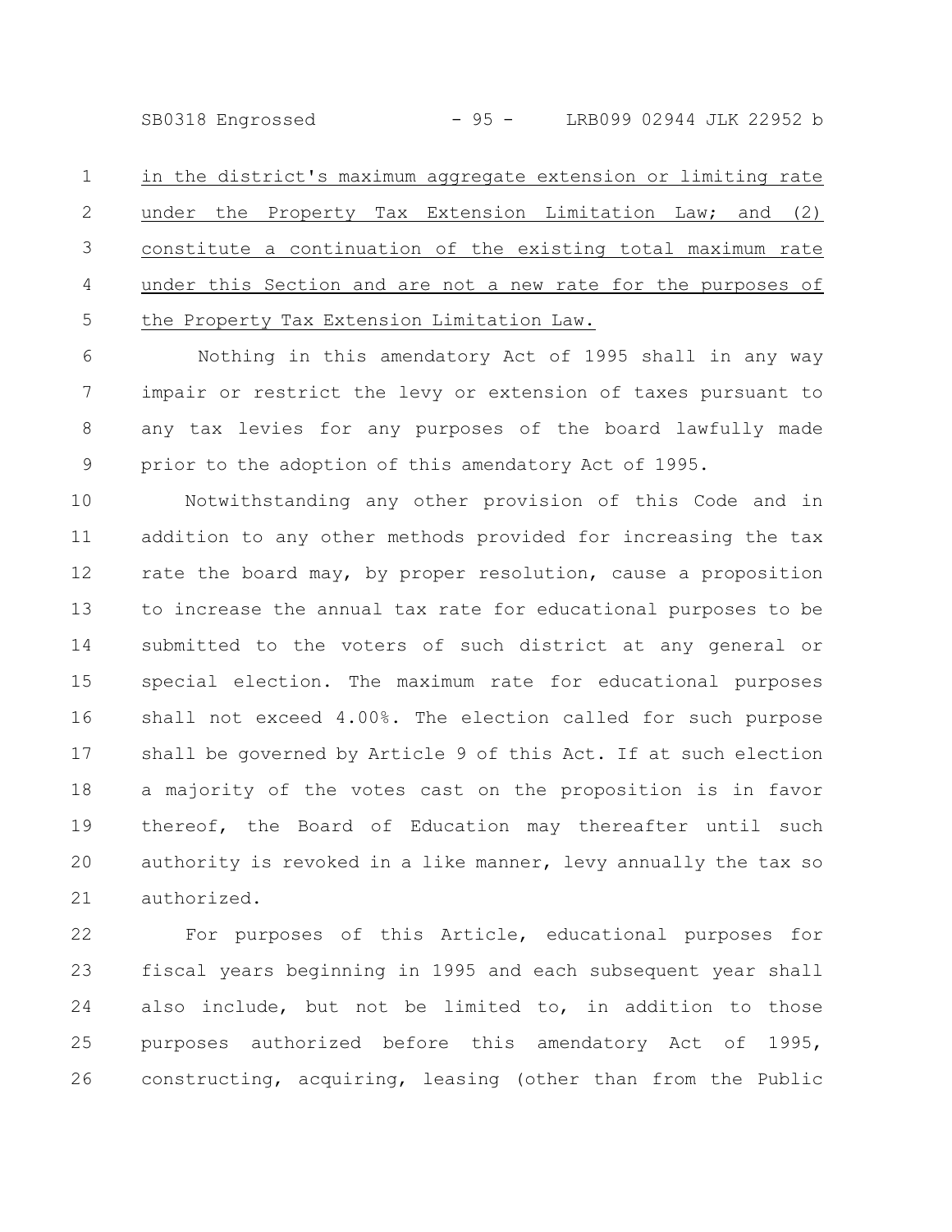in the district's maximum aggregate extension or limiting rate under the Property Tax Extension Limitation Law; and (2) constitute a continuation of the existing total maximum rate under this Section and are not a new rate for the purposes of the Property Tax Extension Limitation Law.

Nothing in this amendatory Act of 1995 shall in any way impair or restrict the levy or extension of taxes pursuant to any tax levies for any purposes of the board lawfully made prior to the adoption of this amendatory Act of 1995.

Notwithstanding any other provision of this Code and in addition to any other methods provided for increasing the tax rate the board may, by proper resolution, cause a proposition to increase the annual tax rate for educational purposes to be submitted to the voters of such district at any general or special election. The maximum rate for educational purposes shall not exceed 4.00%. The election called for such purpose shall be governed by Article 9 of this Act. If at such election a majority of the votes cast on the proposition is in favor thereof, the Board of Education may thereafter until such authority is revoked in a like manner, levy annually the tax so authorized.

For purposes of this Article, educational purposes for fiscal years beginning in 1995 and each subsequent year shall also include, but not be limited to, in addition to those purposes authorized before this amendatory Act of 1995, constructing, acquiring, leasing (other than from the Public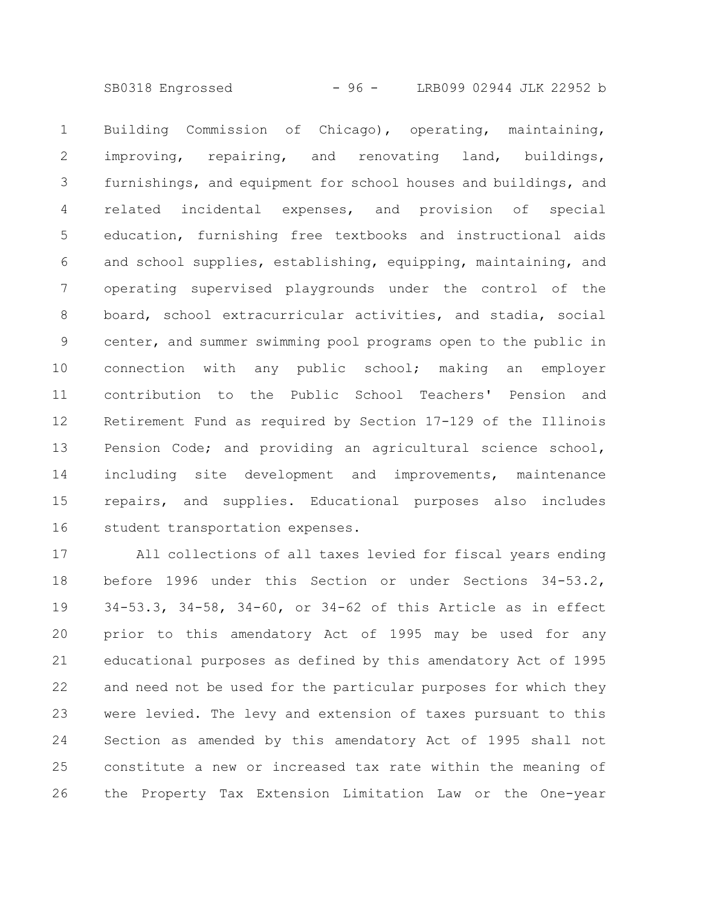Building Commission of Chicago), operating, maintaining, improving, repairing, and renovating land, buildings, furnishings, and equipment for school houses and buildings, and related incidental expenses, and provision of special education, furnishing free textbooks and instructional aids and school supplies, establishing, equipping, maintaining, and operating supervised playgrounds under the control of the board, school extracurricular activities, and stadia, social center, and summer swimming pool programs open to the public in connection with any public school; making an employer contribution to the Public School Teachers' Pension and Retirement Fund as required by Section 17-129 of the Illinois Pension Code; and providing an agricultural science school, including site development and improvements, maintenance repairs, and supplies. Educational purposes also includes student transportation expenses.

All collections of all taxes levied for fiscal years ending before 1996 under this Section or under Sections 34-53.2, 34-53.3, 34-58, 34-60, or 34-62 of this Article as in effect prior to this amendatory Act of 1995 may be used for any educational purposes as defined by this amendatory Act of 1995 and need not be used for the particular purposes for which they were levied. The levy and extension of taxes pursuant to this Section as amended by this amendatory Act of 1995 shall not constitute a new or increased tax rate within the meaning of the Property Tax Extension Limitation Law or the One-year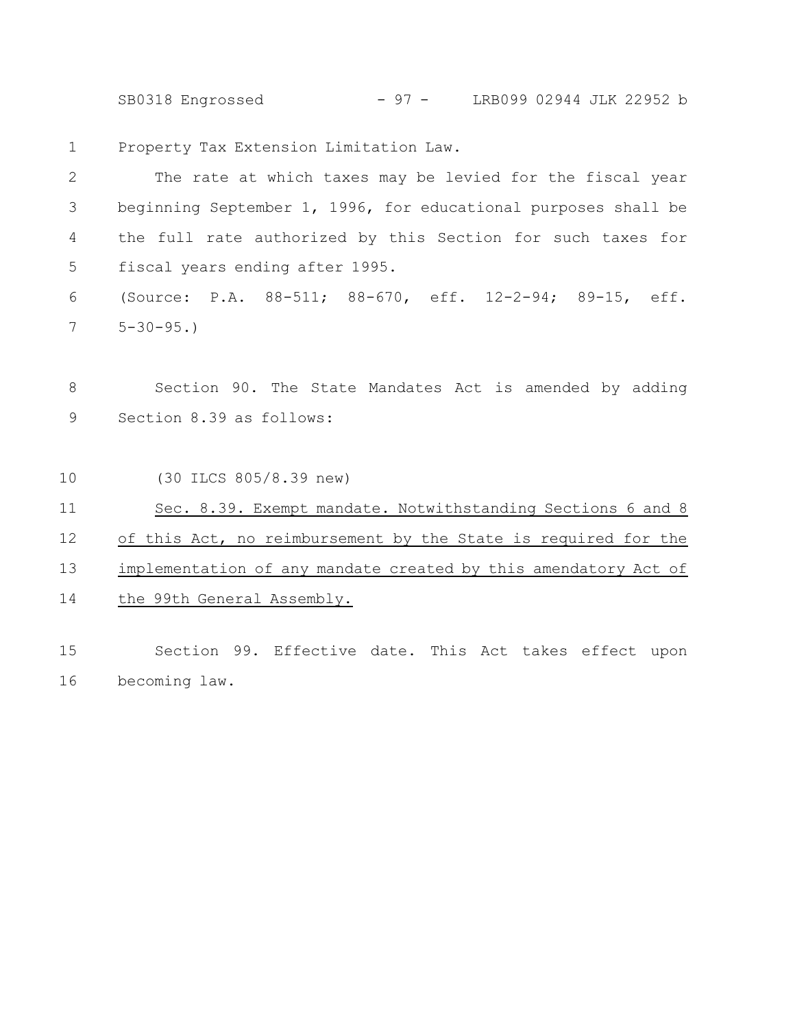Property Tax Extension Limitation Law.

The rate at which taxes may be levied for the fiscal year beginning September 1, 1996, for educational purposes shall be the full rate authorized by this Section for such taxes for fiscal years ending after 1995.

(Source: P.A. 88-511; 88-670, eff. 12-2-94; 89-15, eff. 5-30-95.)

Section 90. The State Mandates Act is amended by adding Section 8.39 as follows:

(30 ILCS 805/8.39 new)

Sec. 8.39. Exempt mandate. Notwithstanding Sections 6 and 8 of this Act, no reimbursement by the State is required for the implementation of any mandate created by this amendatory Act of the 99th General Assembly.

Section 99. Effective date. This Act takes effect upon becoming law.